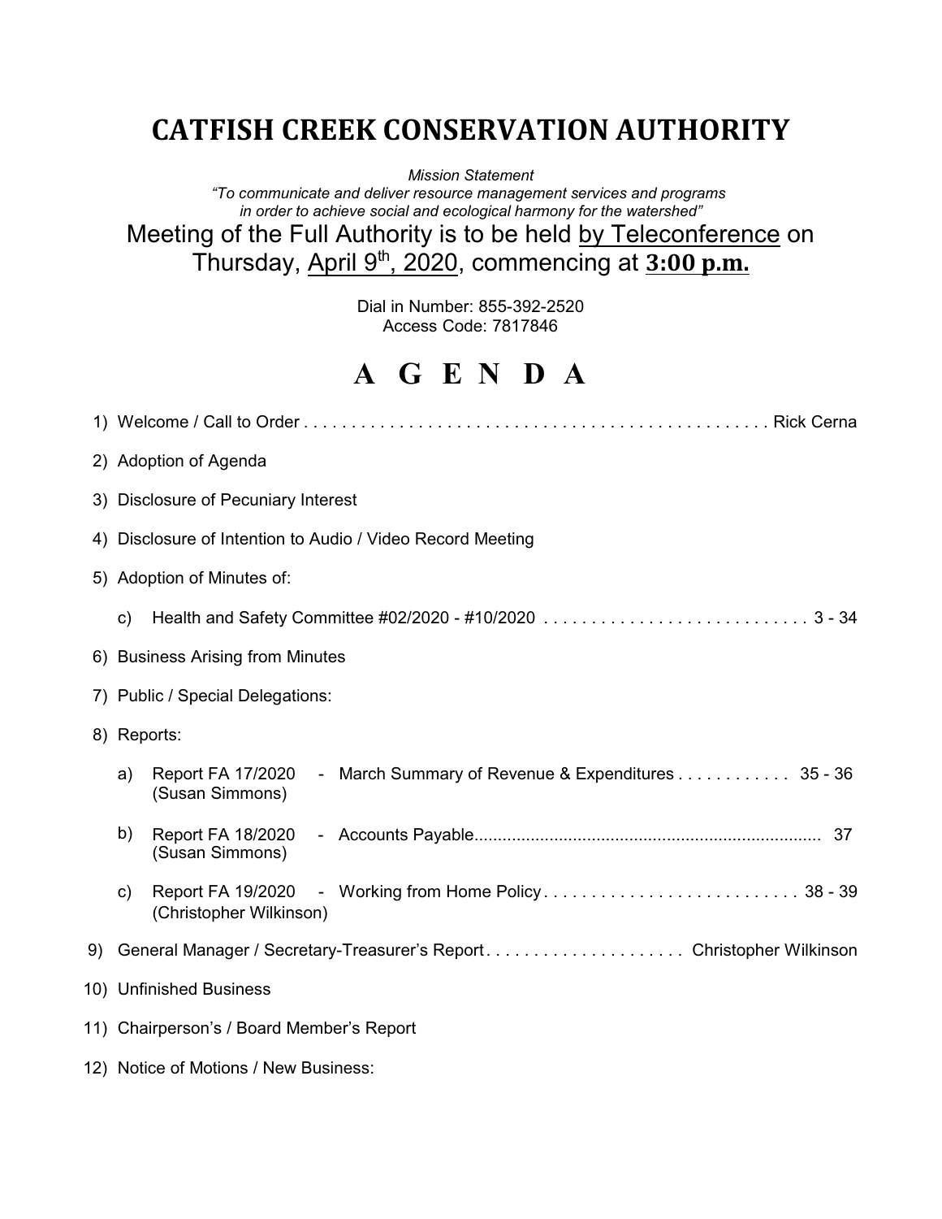# CATFISH CREEK CONSERVATION AUTHORITY

*Mission Statement*
*"To communicate and deliver resource management services and programs in order to achieve social and ecological harmony for the watershed"*

Meeting of the Full Authority is to be held by Teleconference on Thursday, April 9th, 2020, commencing at **3:00 p.m.**

Dial in Number: 855-392-2520
Access Code: 7817846

# A G E N D A

1) Welcome / Call to Order . . . . . . . . . . . . . . . . . . . . . . . . . . . . . . . . . . . . . . . . . . . . . . . . Rick Cerna

2) Adoption of Agenda

3) Disclosure of Pecuniary Interest

4) Disclosure of Intention to Audio / Video Record Meeting

5) Adoption of Minutes of:

   c) Health and Safety Committee #02/2020 - #10/2020 . . . . . . . . . . . . . . . . . . . . . . . . . . . . 3 - 34

6) Business Arising from Minutes

7) Public / Special Delegations:

8) Reports:

   a) Report FA 17/2020 - March Summary of Revenue & Expenditures . . . . . . . . . . . . 35 - 36
   (Susan Simmons)

   b) Report FA 18/2020 - Accounts Payable......................................................................... 37
   (Susan Simmons)

   c) Report FA 19/2020 - Working from Home Policy . . . . . . . . . . . . . . . . . . . . . . . . . . . 38 - 39
   (Christopher Wilkinson)

9) General Manager / Secretary-Treasurer's Report . . . . . . . . . . . . . . . . . . . . . Christopher Wilkinson

10) Unfinished Business

11) Chairperson's / Board Member's Report

12) Notice of Motions / New Business: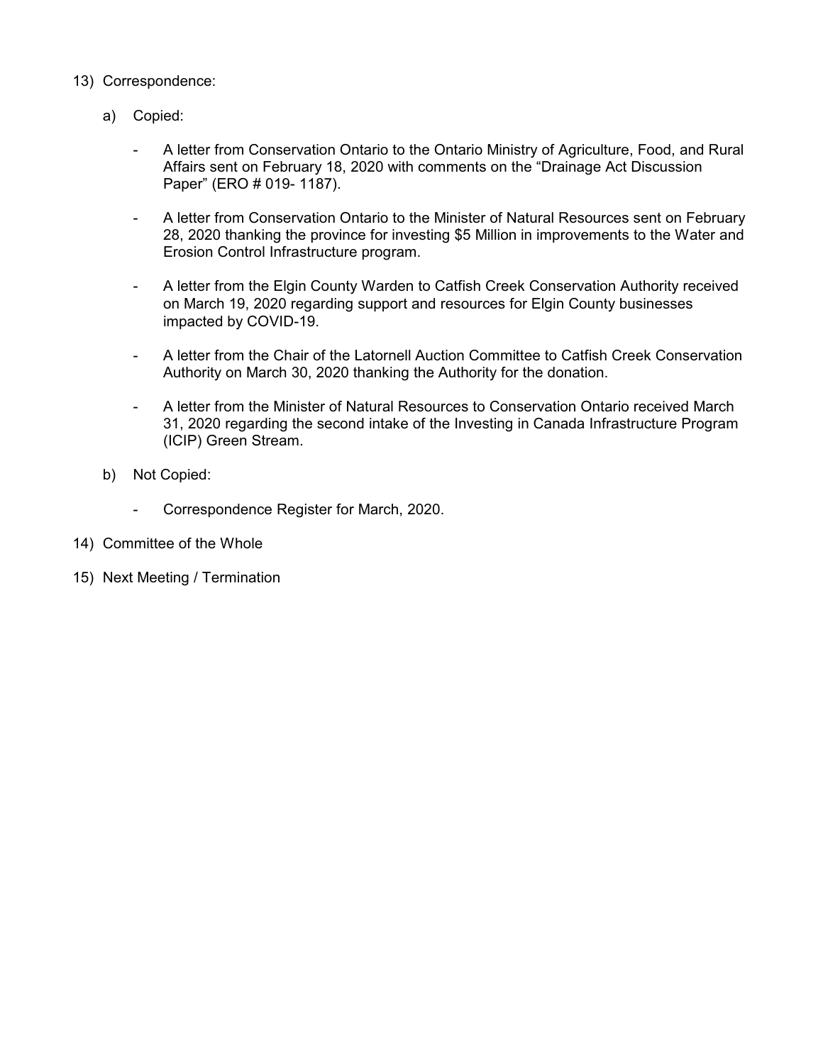13) Correspondence:

   a) Copied:

      - A letter from Conservation Ontario to the Ontario Ministry of Agriculture, Food, and Rural Affairs sent on February 18, 2020 with comments on the "Drainage Act Discussion Paper" (ERO # 019- 1187).

      - A letter from Conservation Ontario to the Minister of Natural Resources sent on February 28, 2020 thanking the province for investing $5 Million in improvements to the Water and Erosion Control Infrastructure program.

      - A letter from the Elgin County Warden to Catfish Creek Conservation Authority received on March 19, 2020 regarding support and resources for Elgin County businesses impacted by COVID-19.

      - A letter from the Chair of the Latornell Auction Committee to Catfish Creek Conservation Authority on March 30, 2020 thanking the Authority for the donation.

      - A letter from the Minister of Natural Resources to Conservation Ontario received March 31, 2020 regarding the second intake of the Investing in Canada Infrastructure Program (ICIP) Green Stream.

   b) Not Copied:

      - Correspondence Register for March, 2020.

14) Committee of the Whole

15) Next Meeting / Termination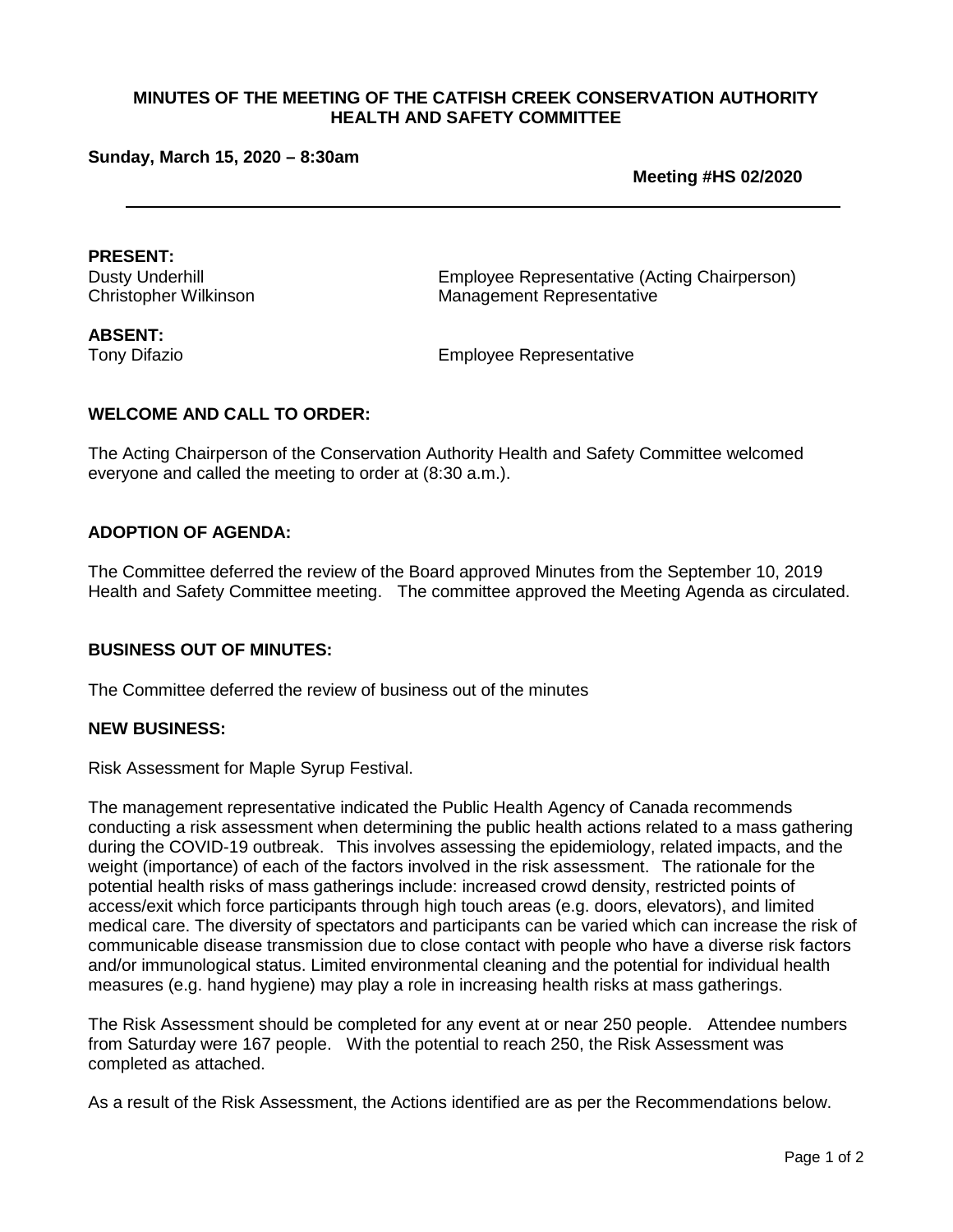**MINUTES OF THE MEETING OF THE CATFISH CREEK CONSERVATION AUTHORITY HEALTH AND SAFETY COMMITTEE**

**Sunday, March 15, 2020 – 8:30am**

**Meeting #HS 02/2020**

---

**PRESENT:**

| | |
|---|---|
| Dusty Underhill | Employee Representative (Acting Chairperson) |
| Christopher Wilkinson | Management Representative |

**ABSENT:**

| | |
|---|---|
| Tony Difazio | Employee Representative |

## WELCOME AND CALL TO ORDER:

The Acting Chairperson of the Conservation Authority Health and Safety Committee welcomed everyone and called the meeting to order at (8:30 a.m.).

## ADOPTION OF AGENDA:

The Committee deferred the review of the Board approved Minutes from the September 10, 2019 Health and Safety Committee meeting. The committee approved the Meeting Agenda as circulated.

## BUSINESS OUT OF MINUTES:

The Committee deferred the review of business out of the minutes

## NEW BUSINESS:

Risk Assessment for Maple Syrup Festival.

The management representative indicated the Public Health Agency of Canada recommends conducting a risk assessment when determining the public health actions related to a mass gathering during the COVID-19 outbreak. This involves assessing the epidemiology, related impacts, and the weight (importance) of each of the factors involved in the risk assessment. The rationale for the potential health risks of mass gatherings include: increased crowd density, restricted points of access/exit which force participants through high touch areas (e.g. doors, elevators), and limited medical care. The diversity of spectators and participants can be varied which can increase the risk of communicable disease transmission due to close contact with people who have a diverse risk factors and/or immunological status. Limited environmental cleaning and the potential for individual health measures (e.g. hand hygiene) may play a role in increasing health risks at mass gatherings.

The Risk Assessment should be completed for any event at or near 250 people. Attendee numbers from Saturday were 167 people. With the potential to reach 250, the Risk Assessment was completed as attached.

As a result of the Risk Assessment, the Actions identified are as per the Recommendations below.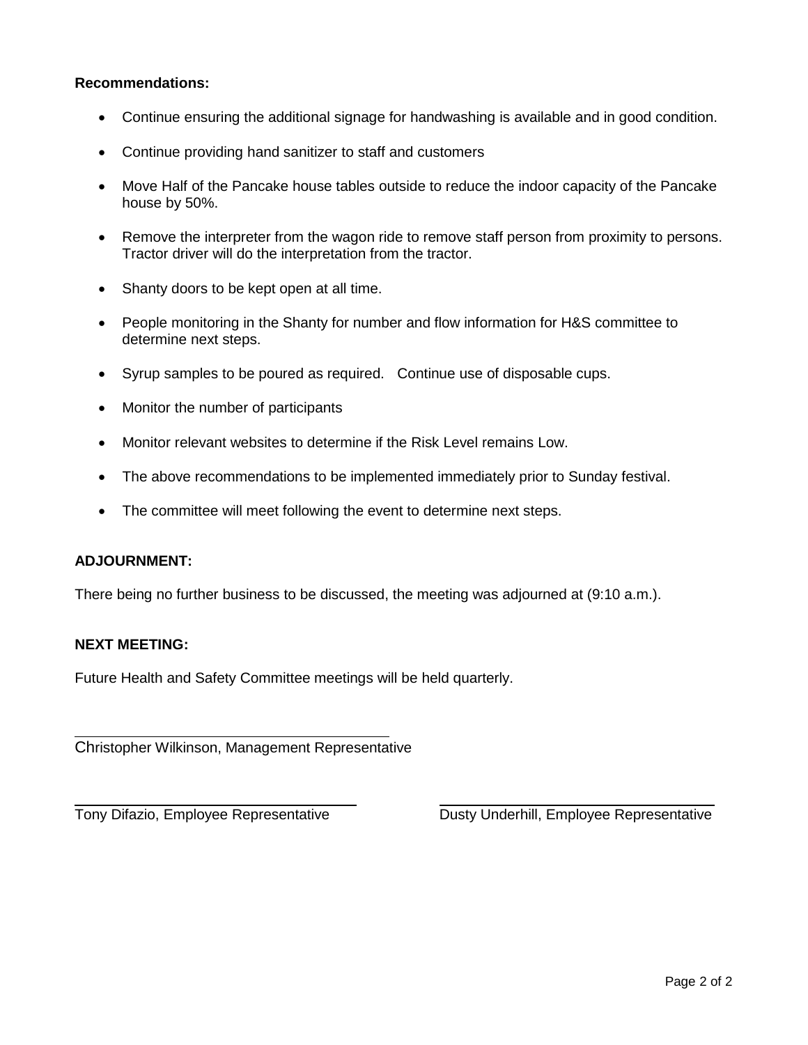**Recommendations:**

- Continue ensuring the additional signage for handwashing is available and in good condition.
- Continue providing hand sanitizer to staff and customers
- Move Half of the Pancake house tables outside to reduce the indoor capacity of the Pancake house by 50%.
- Remove the interpreter from the wagon ride to remove staff person from proximity to persons. Tractor driver will do the interpretation from the tractor.
- Shanty doors to be kept open at all time.
- People monitoring in the Shanty for number and flow information for H&S committee to determine next steps.
- Syrup samples to be poured as required. Continue use of disposable cups.
- Monitor the number of participants
- Monitor relevant websites to determine if the Risk Level remains Low.
- The above recommendations to be implemented immediately prior to Sunday festival.
- The committee will meet following the event to determine next steps.

**ADJOURNMENT:**

There being no further business to be discussed, the meeting was adjourned at (9:10 a.m.).

**NEXT MEETING:**

Future Health and Safety Committee meetings will be held quarterly.

Christopher Wilkinson, Management Representative

Tony Difazio, Employee Representative

Dusty Underhill, Employee Representative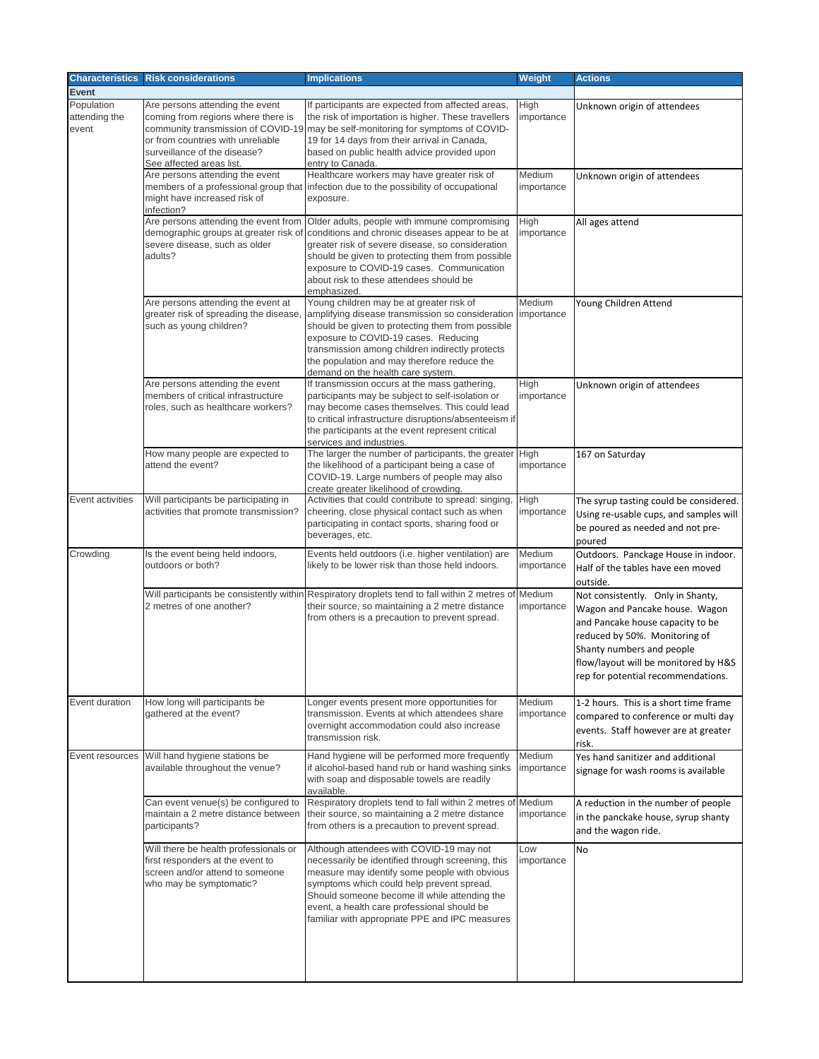| Characteristics | Risk considerations | Implications | Weight | Actions |
|---|---|---|---|---|
| **Event** | | | | |
| Population attending the event | Are persons attending the event coming from regions where there is community transmission of COVID-19 or from countries with unreliable surveillance of the disease? See affected areas list. | If participants are expected from affected areas, the risk of importation is higher. These travellers may be self-monitoring for symptoms of COVID-19 for 14 days from their arrival in Canada, based on public health advice provided upon entry to Canada. | High importance | Unknown origin of attendees |
| | Are persons attending the event members of a professional group that might have increased risk of infection? | Healthcare workers may have greater risk of infection due to the possibility of occupational exposure. | Medium importance | Unknown origin of attendees |
| | Are persons attending the event from demographic groups at greater risk of severe disease, such as older adults? | Older adults, people with immune compromising conditions and chronic diseases appear to be at greater risk of severe disease, so consideration should be given to protecting them from possible exposure to COVID-19 cases. Communication about risk to these attendees should be emphasized. | High importance | All ages attend |
| | Are persons attending the event at greater risk of spreading the disease, such as young children? | Young children may be at greater risk of amplifying disease transmission so consideration should be given to protecting them from possible exposure to COVID-19 cases. Reducing transmission among children indirectly protects the population and may therefore reduce the demand on the health care system. | Medium importance | Young Children Attend |
| | Are persons attending the event members of critical infrastructure roles, such as healthcare workers? | If transmission occurs at the mass gathering, participants may be subject to self-isolation or may become cases themselves. This could lead to critical infrastructure disruptions/absenteeism if the participants at the event represent critical services and industries. | High importance | Unknown origin of attendees |
| | How many people are expected to attend the event? | The larger the number of participants, the greater the likelihood of a participant being a case of COVID-19. Large numbers of people may also create greater likelihood of crowding. | High importance | 167 on Saturday |
| Event activities | Will participants be participating in activities that promote transmission? | Activities that could contribute to spread: singing, cheering, close physical contact such as when participating in contact sports, sharing food or beverages, etc. | High importance | The syrup tasting could be considered. Using re-usable cups, and samples will be poured as needed and not pre-poured |
| Crowding | Is the event being held indoors, outdoors or both? | Events held outdoors (i.e. higher ventilation) are likely to be lower risk than those held indoors. | Medium importance | Outdoors. Panckage House in indoor. Half of the tables have een moved outside. |
| | Will participants be consistently within 2 metres of one another? | Respiratory droplets tend to fall within 2 metres of their source, so maintaining a 2 metre distance from others is a precaution to prevent spread. | Medium importance | Not consistently. Only in Shanty, Wagon and Pancake house. Wagon and Pancake house capacity to be reduced by 50%. Monitoring of Shanty numbers and people flow/layout will be monitored by H&S rep for potential recommendations. |
| Event duration | How long will participants be gathered at the event? | Longer events present more opportunities for transmission. Events at which attendees share overnight accommodation could also increase transmission risk. | Medium importance | 1-2 hours. This is a short time frame compared to conference or multi day events. Staff however are at greater risk. |
| Event resources | Will hand hygiene stations be available throughout the venue? | Hand hygiene will be performed more frequently if alcohol-based hand rub or hand washing sinks with soap and disposable towels are readily available. | Medium importance | Yes hand sanitizer and additional signage for wash rooms is available |
| | Can event venue(s) be configured to maintain a 2 metre distance between participants? | Respiratory droplets tend to fall within 2 metres of their source, so maintaining a 2 metre distance from others is a precaution to prevent spread. | Medium importance | A reduction in the number of people in the panckake house, syrup shanty and the wagon ride. |
| | Will there be health professionals or first responders at the event to screen and/or attend to someone who may be symptomatic? | Although attendees with COVID-19 may not necessarily be identified through screening, this measure may identify some people with obvious symptoms which could help prevent spread. Should someone become ill while attending the event, a health care professional should be familiar with appropriate PPE and IPC measures | Low importance | No |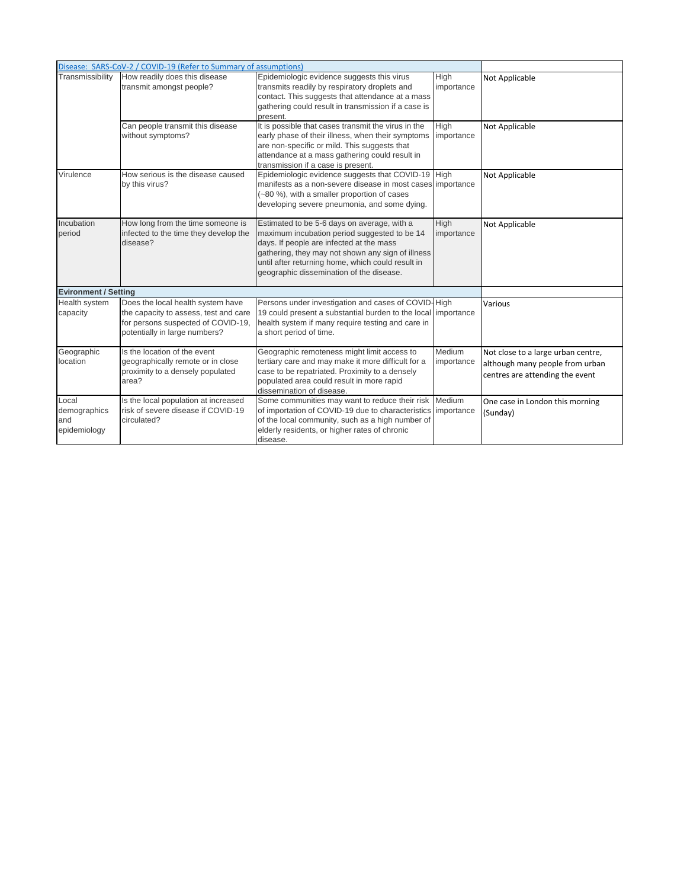| Disease: SARS-CoV-2 / COVID-19 (Refer to Summary of assumptions) | | | | |
|---|---|---|---|---|
| Transmissibility | How readily does this disease transmit amongst people? | Epidemiologic evidence suggests this virus transmits readily by respiratory droplets and contact. This suggests that attendance at a mass gathering could result in transmission if a case is present. | High importance | Not Applicable |
| | Can people transmit this disease without symptoms? | It is possible that cases transmit the virus in the early phase of their illness, when their symptoms are non-specific or mild. This suggests that attendance at a mass gathering could result in transmission if a case is present. | High importance | Not Applicable |
| Virulence | How serious is the disease caused by this virus? | Epidemiologic evidence suggests that COVID-19 manifests as a non-severe disease in most cases (~80 %), with a smaller proportion of cases developing severe pneumonia, and some dying. | High importance | Not Applicable |
| Incubation period | How long from the time someone is infected to the time they develop the disease? | Estimated to be 5-6 days on average, with a maximum incubation period suggested to be 14 days. If people are infected at the mass gathering, they may not shown any sign of illness until after returning home, which could result in geographic dissemination of the disease. | High importance | Not Applicable |
| **Evironment / Setting** | | | | |
| Health system capacity | Does the local health system have the capacity to assess, test and care for persons suspected of COVID-19, potentially in large numbers? | Persons under investigation and cases of COVID-19 could present a substantial burden to the local health system if many require testing and care in a short period of time. | High importance | Various |
| Geographic location | Is the location of the event geographically remote or in close proximity to a densely populated area? | Geographic remoteness might limit access to tertiary care and may make it more difficult for a case to be repatriated. Proximity to a densely populated area could result in more rapid dissemination of disease. | Medium importance | Not close to a large urban centre, although many people from urban centres are attending the event |
| Local demographics and epidemiology | Is the local population at increased risk of severe disease if COVID-19 circulated? | Some communities may want to reduce their risk of importation of COVID-19 due to characteristics of the local community, such as a high number of elderly residents, or higher rates of chronic disease. | Medium importance | One case in London this morning (Sunday) |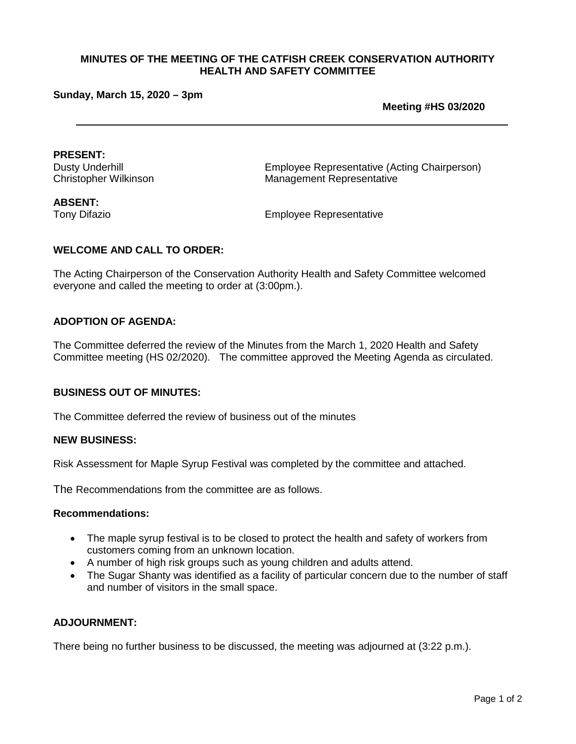**MINUTES OF THE MEETING OF THE CATFISH CREEK CONSERVATION AUTHORITY HEALTH AND SAFETY COMMITTEE**

**Sunday, March 15, 2020 – 3pm**

**Meeting #HS 03/2020**

---

**PRESENT:**

| | |
|---|---|
| Dusty Underhill | Employee Representative (Acting Chairperson) |
| Christopher Wilkinson | Management Representative |

**ABSENT:**

| | |
|---|---|
| Tony Difazio | Employee Representative |

### WELCOME AND CALL TO ORDER:

The Acting Chairperson of the Conservation Authority Health and Safety Committee welcomed everyone and called the meeting to order at (3:00pm.).

### ADOPTION OF AGENDA:

The Committee deferred the review of the Minutes from the March 1, 2020 Health and Safety Committee meeting (HS 02/2020). The committee approved the Meeting Agenda as circulated.

### BUSINESS OUT OF MINUTES:

The Committee deferred the review of business out of the minutes

### NEW BUSINESS:

Risk Assessment for Maple Syrup Festival was completed by the committee and attached.

The Recommendations from the committee are as follows.

**Recommendations:**

- The maple syrup festival is to be closed to protect the health and safety of workers from customers coming from an unknown location.
- A number of high risk groups such as young children and adults attend.
- The Sugar Shanty was identified as a facility of particular concern due to the number of staff and number of visitors in the small space.

### ADJOURNMENT:

There being no further business to be discussed, the meeting was adjourned at (3:22 p.m.).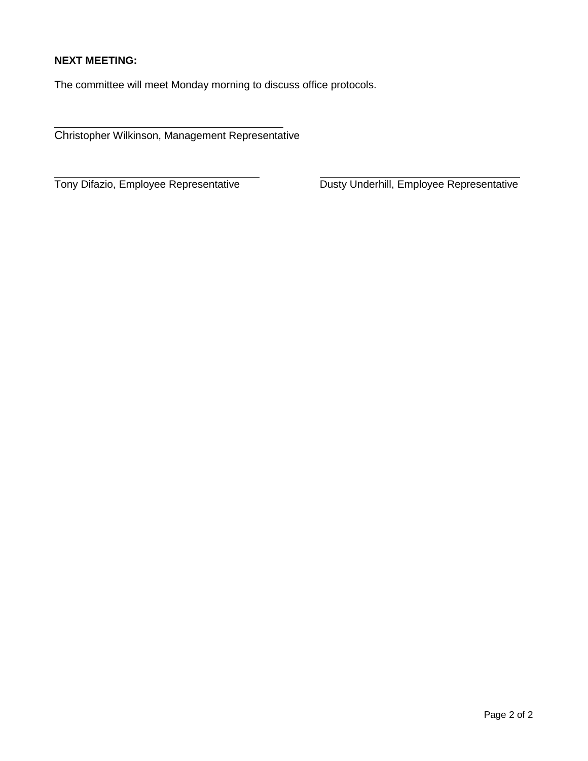**NEXT MEETING:**

The committee will meet Monday morning to discuss office protocols.

\_\_\_\_\_\_\_\_\_\_\_\_\_\_\_\_\_\_\_\_\_\_\_\_\_\_\_\_\_\_\_\_\_\_\_\_\_\_\_\_

Christopher Wilkinson, Management Representative

\_\_\_\_\_\_\_\_\_\_\_\_\_\_\_\_\_\_\_\_\_\_\_\_\_\_\_\_\_\_\_\_\_\_\_\_\_\_\_\_

Tony Difazio, Employee Representative

\_\_\_\_\_\_\_\_\_\_\_\_\_\_\_\_\_\_\_\_\_\_\_\_\_\_\_\_\_\_\_\_\_\_\_\_\_\_\_\_

Dusty Underhill, Employee Representative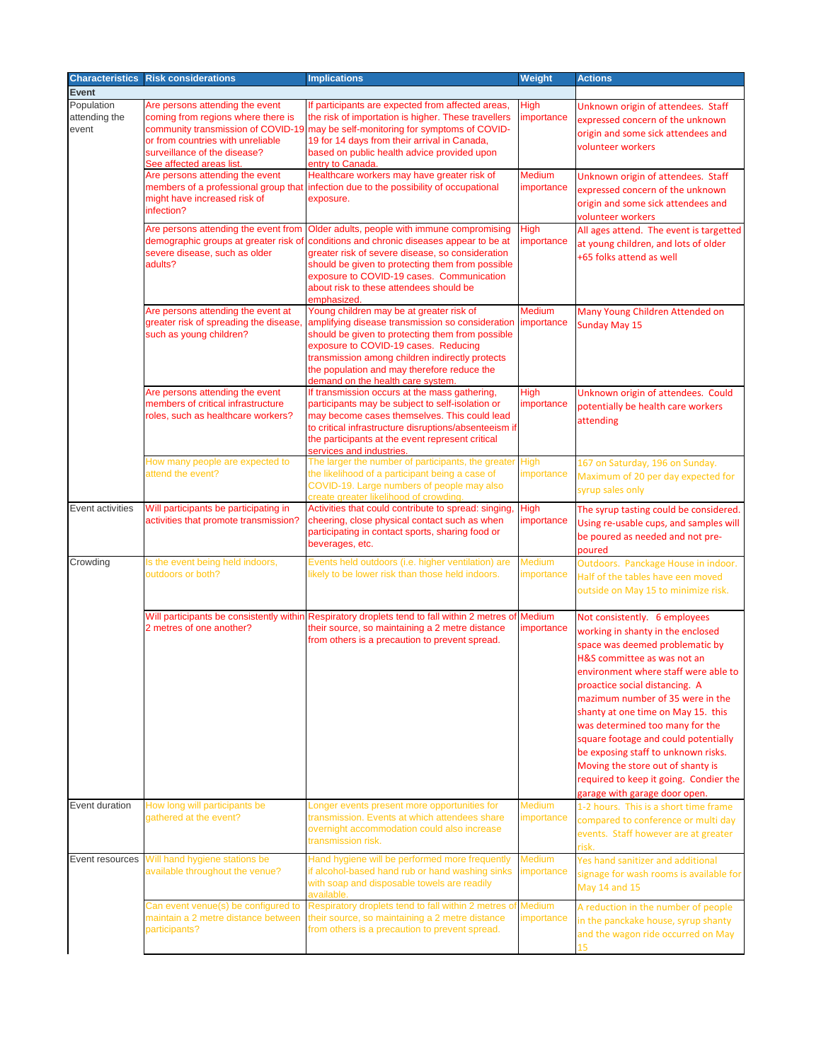| Characteristics | Risk considerations | Implications | Weight | Actions |
|---|---|---|---|---|
| **Event** | | | | |
| Population attending the event | Are persons attending the event coming from regions where there is community transmission of COVID-19 or from countries with unreliable surveillance of the disease? See affected areas list. | If participants are expected from affected areas, the risk of importation is higher. These travellers may be self-monitoring for symptoms of COVID-19 for 14 days from their arrival in Canada, based on public health advice provided upon entry to Canada. | High importance | Unknown origin of attendees. Staff expressed concern of the unknown origin and some sick attendees and volunteer workers |
| | Are persons attending the event members of a professional group that might have increased risk of infection? | Healthcare workers may have greater risk of infection due to the possibility of occupational exposure. | Medium importance | Unknown origin of attendees. Staff expressed concern of the unknown origin and some sick attendees and volunteer workers |
| | Are persons attending the event from demographic groups at greater risk of severe disease, such as older adults? | Older adults, people with immune compromising conditions and chronic diseases appear to be at greater risk of severe disease, so consideration should be given to protecting them from possible exposure to COVID-19 cases. Communication about risk to these attendees should be emphasized. | High importance | All ages attend. The event is targetted at young children, and lots of older +65 folks attend as well |
| | Are persons attending the event at greater risk of spreading the disease, such as young children? | Young children may be at greater risk of amplifying disease transmission so consideration should be given to protecting them from possible exposure to COVID-19 cases. Reducing transmission among children indirectly protects the population and may therefore reduce the demand on the health care system. | Medium importance | Many Young Children Attended on Sunday May 15 |
| | Are persons attending the event members of critical infrastructure roles, such as healthcare workers? | If transmission occurs at the mass gathering, participants may be subject to self-isolation or may become cases themselves. This could lead to critical infrastructure disruptions/absenteeism if the participants at the event represent critical services and industries. | High importance | Unknown origin of attendees. Could potentially be health care workers attending |
| | How many people are expected to attend the event? | The larger the number of participants, the greater the likelihood of a participant being a case of COVID-19. Large numbers of people may also create greater likelihood of crowding. | High importance | 167 on Saturday, 196 on Sunday. Maximum of 20 per day expected for syrup sales only |
| Event activities | Will participants be participating in activities that promote transmission? | Activities that could contribute to spread: singing, cheering, close physical contact such as when participating in contact sports, sharing food or beverages, etc. | High importance | The syrup tasting could be considered. Using re-usable cups, and samples will be poured as needed and not pre-poured |
| Crowding | Is the event being held indoors, outdoors or both? | Events held outdoors (i.e. higher ventilation) are likely to be lower risk than those held indoors. | Medium importance | Outdoors. Panckage House in indoor. Half of the tables have een moved outside on May 15 to minimize risk. |
| | Will participants be consistently within 2 metres of one another? | Respiratory droplets tend to fall within 2 metres of their source, so maintaining a 2 metre distance from others is a precaution to prevent spread. | Medium importance | Not consistently. 6 employees working in shanty in the enclosed space was deemed problematic by H&S committee as was not an environment where staff were able to proactice social distancing. A mazimum number of 35 were in the shanty at one time on May 15. this was determined too many for the square footage and could potentially be exposing staff to unknown risks. Moving the store out of shanty is required to keep it going. Condier the garage with garage door open. |
| Event duration | How long will participants be gathered at the event? | Longer events present more opportunities for transmission. Events at which attendees share overnight accommodation could also increase transmission risk. | Medium importance | 1-2 hours. This is a short time frame compared to conference or multi day events. Staff however are at greater risk. |
| Event resources | Will hand hygiene stations be available throughout the venue? | Hand hygiene will be performed more frequently if alcohol-based hand rub or hand washing sinks with soap and disposable towels are readily available. | Medium importance | Yes hand sanitizer and additional signage for wash rooms is available for May 14 and 15 |
| | Can event venue(s) be configured to maintain a 2 metre distance between participants? | Respiratory droplets tend to fall within 2 metres of their source, so maintaining a 2 metre distance from others is a precaution to prevent spread. | Medium importance | A reduction in the number of people in the panckake house, syrup shanty and the wagon ride occurred on May 15 |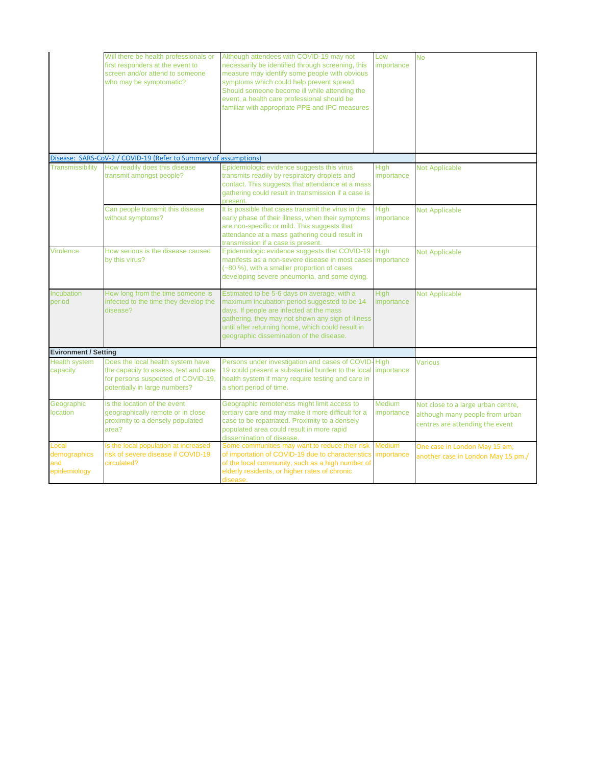| | | | | |
|---|---|---|---|---|
| | Will there be health professionals or first responders at the event to screen and/or attend to someone who may be symptomatic? | Although attendees with COVID-19 may not necessarily be identified through screening, this measure may identify some people with obvious symptoms which could help prevent spread. Should someone become ill while attending the event, a health care professional should be familiar with appropriate PPE and IPC measures | Low importance | No |
| Disease: SARS-CoV-2 / COVID-19 (Refer to Summary of assumptions) | | | | |
| Transmissibility | How readily does this disease transmit amongst people? | Epidemiologic evidence suggests this virus transmits readily by respiratory droplets and contact. This suggests that attendance at a mass gathering could result in transmission if a case is present. | High importance | Not Applicable |
| | Can people transmit this disease without symptoms? | It is possible that cases transmit the virus in the early phase of their illness, when their symptoms are non-specific or mild. This suggests that attendance at a mass gathering could result in transmission if a case is present. | High importance | Not Applicable |
| Virulence | How serious is the disease caused by this virus? | Epidemiologic evidence suggests that COVID-19 manifests as a non-severe disease in most cases (~80 %), with a smaller proportion of cases developing severe pneumonia, and some dying. | High importance | Not Applicable |
| Incubation period | How long from the time someone is infected to the time they develop the disease? | Estimated to be 5-6 days on average, with a maximum incubation period suggested to be 14 days. If people are infected at the mass gathering, they may not shown any sign of illness until after returning home, which could result in geographic dissemination of the disease. | High importance | Not Applicable |
| **Evironment / Setting** | | | | |
| Health system capacity | Does the local health system have the capacity to assess, test and care for persons suspected of COVID-19, potentially in large numbers? | Persons under investigation and cases of COVID-19 could present a substantial burden to the local health system if many require testing and care in a short period of time. | High importance | Various |
| Geographic location | Is the location of the event geographically remote or in close proximity to a densely populated area? | Geographic remoteness might limit access to tertiary care and may make it more difficult for a case to be repatriated. Proximity to a densely populated area could result in more rapid dissemination of disease. | Medium importance | Not close to a large urban centre, although many people from urban centres are attending the event |
| Local demographics and epidemiology | Is the local population at increased risk of severe disease if COVID-19 circulated? | Some communities may want to reduce their risk of importation of COVID-19 due to characteristics of the local community, such as a high number of elderly residents, or higher rates of chronic disease. | Medium importance | One case in London May 15 am, another case in London May 15 pm./ |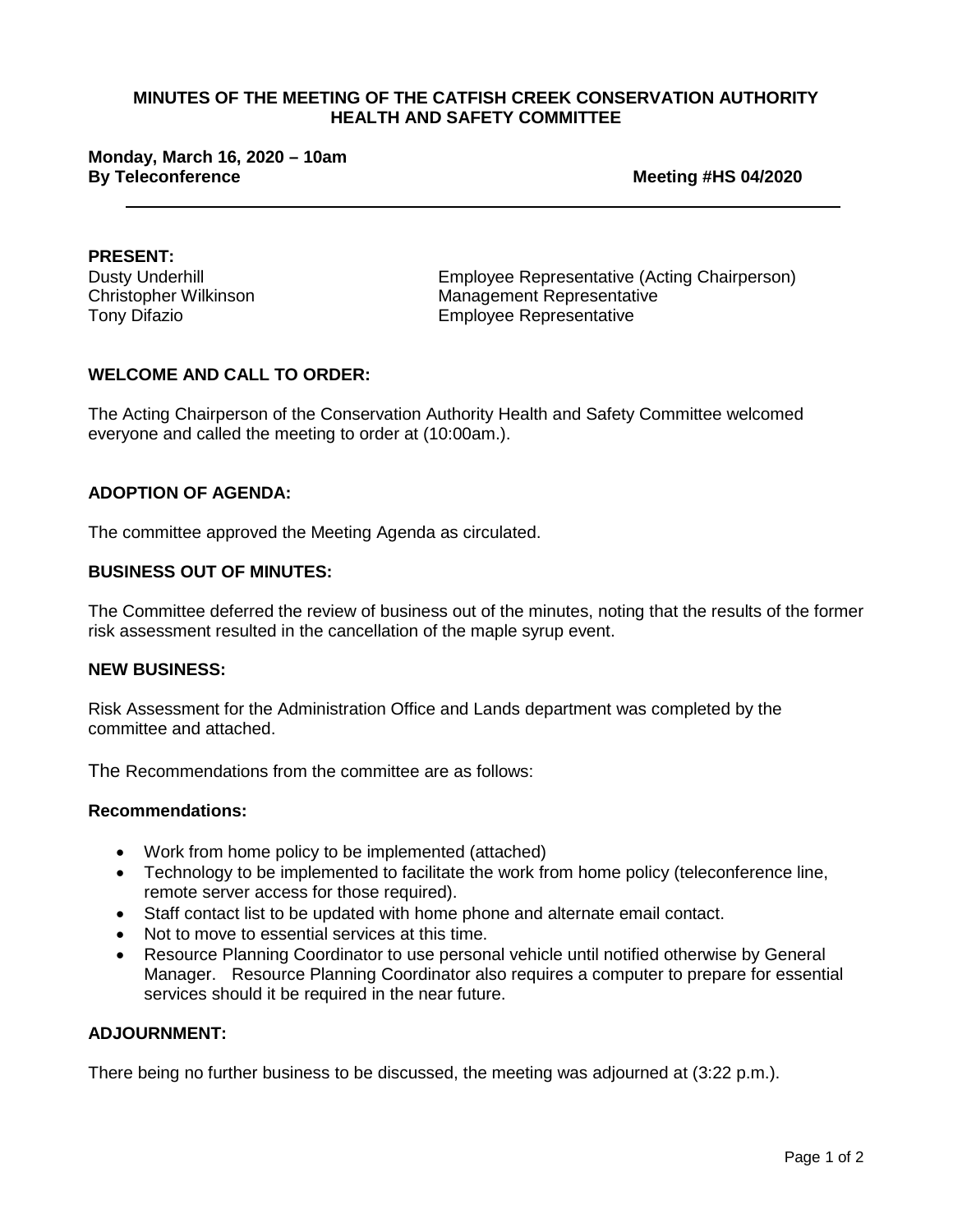**MINUTES OF THE MEETING OF THE CATFISH CREEK CONSERVATION AUTHORITY HEALTH AND SAFETY COMMITTEE**

**Monday, March 16, 2020 – 10am**
**By Teleconference** **Meeting #HS 04/2020**

---

**PRESENT:**

| | |
|---|---|
| Dusty Underhill | Employee Representative (Acting Chairperson) |
| Christopher Wilkinson | Management Representative |
| Tony Difazio | Employee Representative |

**WELCOME AND CALL TO ORDER:**

The Acting Chairperson of the Conservation Authority Health and Safety Committee welcomed everyone and called the meeting to order at (10:00am.).

**ADOPTION OF AGENDA:**

The committee approved the Meeting Agenda as circulated.

**BUSINESS OUT OF MINUTES:**

The Committee deferred the review of business out of the minutes, noting that the results of the former risk assessment resulted in the cancellation of the maple syrup event.

**NEW BUSINESS:**

Risk Assessment for the Administration Office and Lands department was completed by the committee and attached.

The Recommendations from the committee are as follows:

**Recommendations:**

- Work from home policy to be implemented (attached)
- Technology to be implemented to facilitate the work from home policy (teleconference line, remote server access for those required).
- Staff contact list to be updated with home phone and alternate email contact.
- Not to move to essential services at this time.
- Resource Planning Coordinator to use personal vehicle until notified otherwise by General Manager. Resource Planning Coordinator also requires a computer to prepare for essential services should it be required in the near future.

**ADJOURNMENT:**

There being no further business to be discussed, the meeting was adjourned at (3:22 p.m.).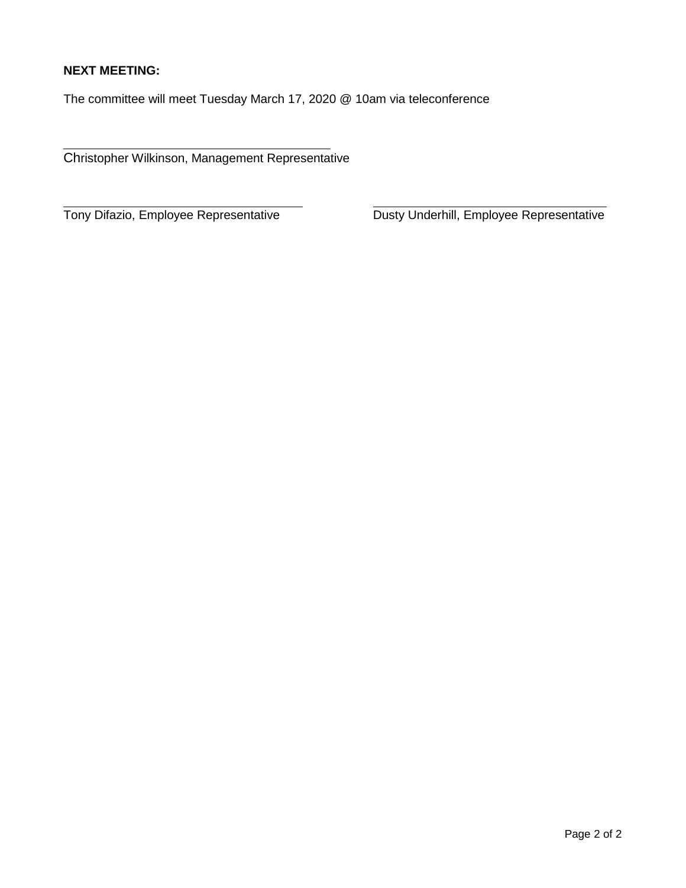**NEXT MEETING:**

The committee will meet Tuesday March 17, 2020 @ 10am via teleconference

\_\_\_\_\_\_\_\_\_\_\_\_\_\_\_\_\_\_\_\_\_\_\_\_\_\_\_\_\_\_\_\_\_\_\_\_\_\_\_\_

Christopher Wilkinson, Management Representative

\_\_\_\_\_\_\_\_\_\_\_\_\_\_\_\_\_\_\_\_\_\_\_\_\_\_\_\_\_\_\_\_\_\_\_\_\_\_\_\_

Tony Difazio, Employee Representative

\_\_\_\_\_\_\_\_\_\_\_\_\_\_\_\_\_\_\_\_\_\_\_\_\_\_\_\_\_\_\_\_\_\_\_\_\_\_\_\_

Dusty Underhill, Employee Representative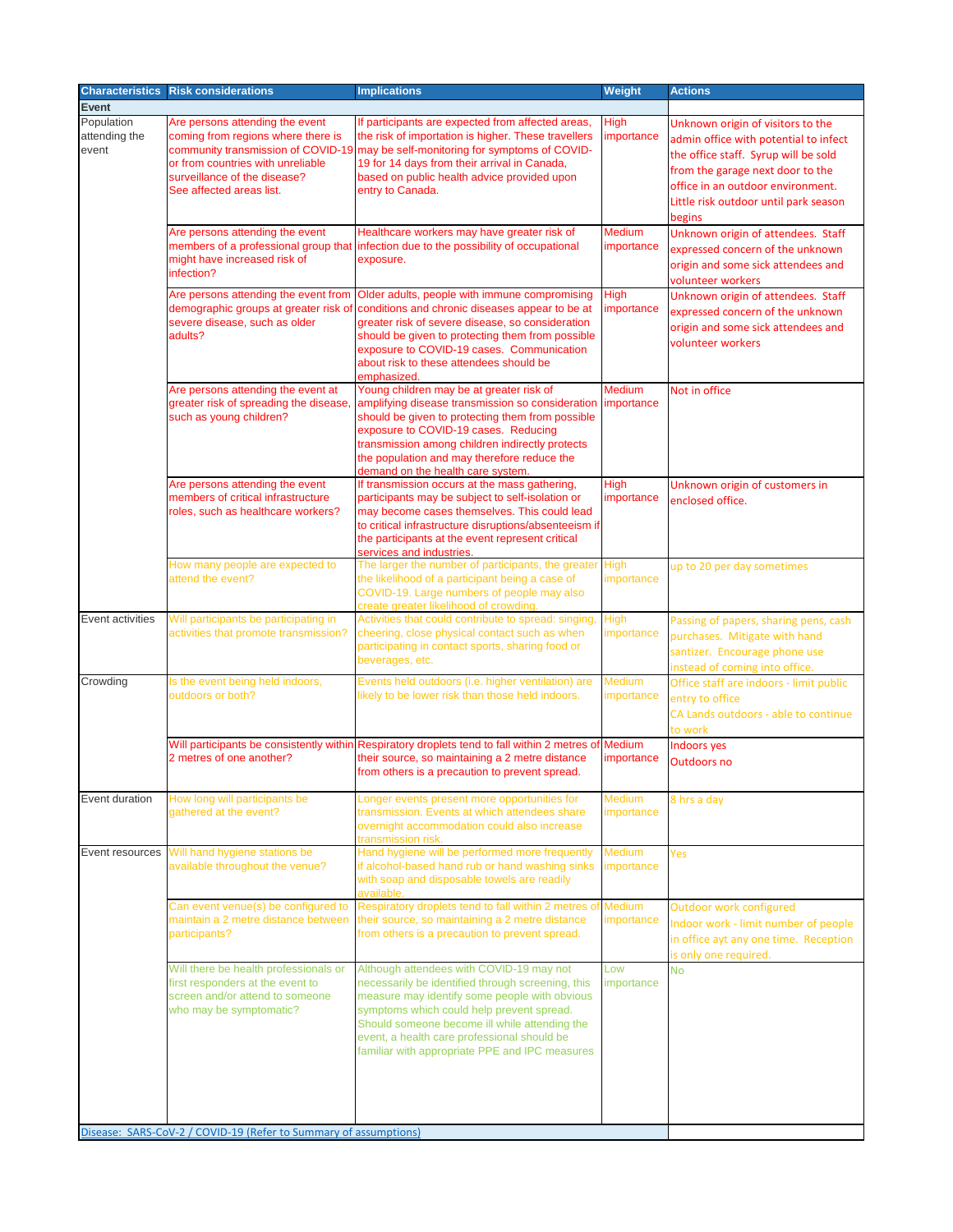| Characteristics | Risk considerations | Implications | Weight | Actions |
|---|---|---|---|---|
| **Event** | | | | |
| Population attending the event | Are persons attending the event coming from regions where there is community transmission of COVID-19 or from countries with unreliable surveillance of the disease? See affected areas list. | If participants are expected from affected areas, the risk of importation is higher. These travellers may be self-monitoring for symptoms of COVID-19 for 14 days from their arrival in Canada, based on public health advice provided upon entry to Canada. | High importance | Unknown origin of visitors to the admin office with potential to infect the office staff. Syrup will be sold from the garage next door to the office in an outdoor environment. Little risk outdoor until park season begins |
| | Are persons attending the event members of a professional group that might have increased risk of infection? | Healthcare workers may have greater risk of infection due to the possibility of occupational exposure. | Medium importance | Unknown origin of attendees. Staff expressed concern of the unknown origin and some sick attendees and volunteer workers |
| | Are persons attending the event from demographic groups at greater risk of severe disease, such as older adults? | Older adults, people with immune compromising conditions and chronic diseases appear to be at greater risk of severe disease, so consideration should be given to protecting them from possible exposure to COVID-19 cases. Communication about risk to these attendees should be emphasized. | High importance | Unknown origin of attendees. Staff expressed concern of the unknown origin and some sick attendees and volunteer workers |
| | Are persons attending the event at greater risk of spreading the disease, such as young children? | Young children may be at greater risk of amplifying disease transmission so consideration should be given to protecting them from possible exposure to COVID-19 cases. Reducing transmission among children indirectly protects the population and may therefore reduce the demand on the health care system. | Medium importance | Not in office |
| | Are persons attending the event members of critical infrastructure roles, such as healthcare workers? | If transmission occurs at the mass gathering, participants may be subject to self-isolation or may become cases themselves. This could lead to critical infrastructure disruptions/absenteeism if the participants at the event represent critical services and industries. | High importance | Unknown origin of customers in enclosed office. |
| | How many people are expected to attend the event? | The larger the number of participants, the greater the likelihood of a participant being a case of COVID-19. Large numbers of people may also create greater likelihood of crowding. | High importance | up to 20 per day sometimes |
| Event activities | Will participants be participating in activities that promote transmission? | Activities that could contribute to spread: singing, cheering, close physical contact such as when participating in contact sports, sharing food or beverages, etc. | High importance | Passing of papers, sharing pens, cash purchases. Mitigate with hand santizer. Encourage phone use instead of coming into office. |
| Crowding | Is the event being held indoors, outdoors or both? | Events held outdoors (i.e. higher ventilation) are likely to be lower risk than those held indoors. | Medium importance | Office staff are indoors - limit public entry to office<br>CA Lands outdoors - able to continue to work |
| | Will participants be consistently within 2 metres of one another? | Respiratory droplets tend to fall within 2 metres of their source, so maintaining a 2 metre distance from others is a precaution to prevent spread. | Medium importance | Indoors yes<br>Outdoors no |
| Event duration | How long will participants be gathered at the event? | Longer events present more opportunities for transmission. Events at which attendees share overnight accommodation could also increase transmission risk. | Medium importance | 8 hrs a day |
| Event resources | Will hand hygiene stations be available throughout the venue? | Hand hygiene will be performed more frequently if alcohol-based hand rub or hand washing sinks with soap and disposable towels are readily available. | Medium importance | Yes |
| | Can event venue(s) be configured to maintain a 2 metre distance between participants? | Respiratory droplets tend to fall within 2 metres of their source, so maintaining a 2 metre distance from others is a precaution to prevent spread. | Medium importance | Outdoor work configured<br>Indoor work - limit number of people in office ayt any one time. Reception is only one required. |
| | Will there be health professionals or first responders at the event to screen and/or attend to someone who may be symptomatic? | Although attendees with COVID-19 may not necessarily be identified through screening, this measure may identify some people with obvious symptoms which could help prevent spread. Should someone become ill while attending the event, a health care professional should be familiar with appropriate PPE and IPC measures | Low importance | No |
| Disease: SARS-CoV-2 / COVID-19 (Refer to Summary of assumptions) | | | | |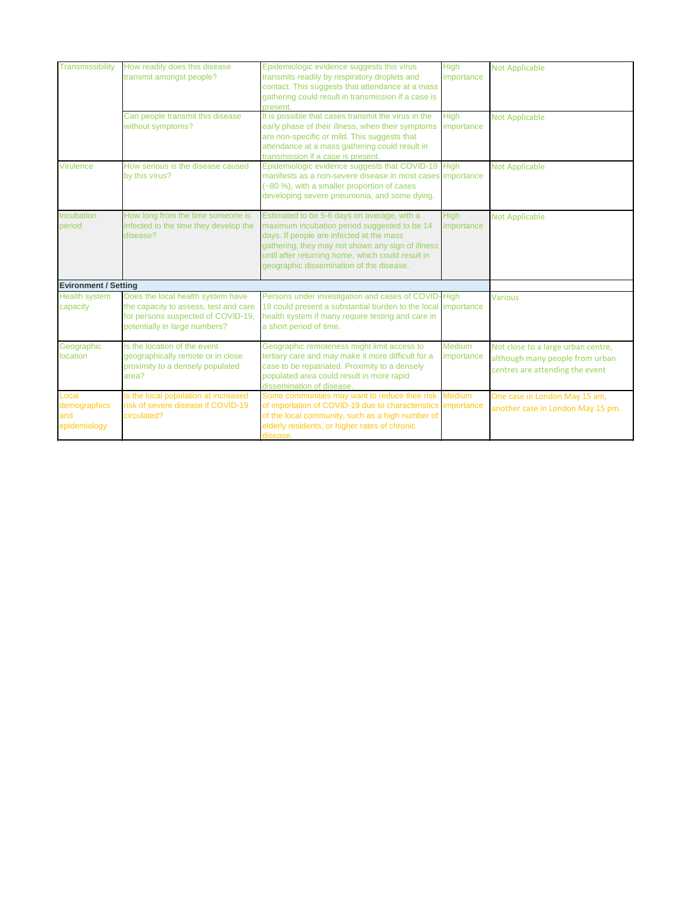| | | | | |
|---|---|---|---|---|
| Transmissibility | How readily does this disease transmit amongst people? | Epidemiologic evidence suggests this virus transmits readily by respiratory droplets and contact. This suggests that attendance at a mass gathering could result in transmission if a case is present. | High importance | Not Applicable |
| | Can people transmit this disease without symptoms? | It is possible that cases transmit the virus in the early phase of their illness, when their symptoms are non-specific or mild. This suggests that attendance at a mass gathering could result in transmission if a case is present. | High importance | Not Applicable |
| Virulence | How serious is the disease caused by this virus? | Epidemiologic evidence suggests that COVID-19 manifests as a non-severe disease in most cases (~80 %), with a smaller proportion of cases developing severe pneumonia, and some dying. | High importance | Not Applicable |
| Incubation period | How long from the time someone is infected to the time they develop the disease? | Estimated to be 5-6 days on average, with a maximum incubation period suggested to be 14 days. If people are infected at the mass gathering, they may not shown any sign of illness until after returning home, which could result in geographic dissemination of the disease. | High importance | Not Applicable |
| **Evironment / Setting** | | | | |
| Health system capacity | Does the local health system have the capacity to assess, test and care for persons suspected of COVID-19, potentially in large numbers? | Persons under investigation and cases of COVID-19 could present a substantial burden to the local health system if many require testing and care in a short period of time. | High importance | Various |
| Geographic location | Is the location of the event geographically remote or in close proximity to a densely populated area? | Geographic remoteness might limit access to tertiary care and may make it more difficult for a case to be repatriated. Proximity to a densely populated area could result in more rapid dissemination of disease. | Medium importance | Not close to a large urban centre, although many people from urban centres are attending the event |
| Local demographics and epidemiology | Is the local population at increased risk of severe disease if COVID-19 circulated? | Some communities may want to reduce their risk of importation of COVID-19 due to characteristics of the local community, such as a high number of elderly residents, or higher rates of chronic disease. | Medium importance | One case in London May 15 am, another case in London May 15 pm. |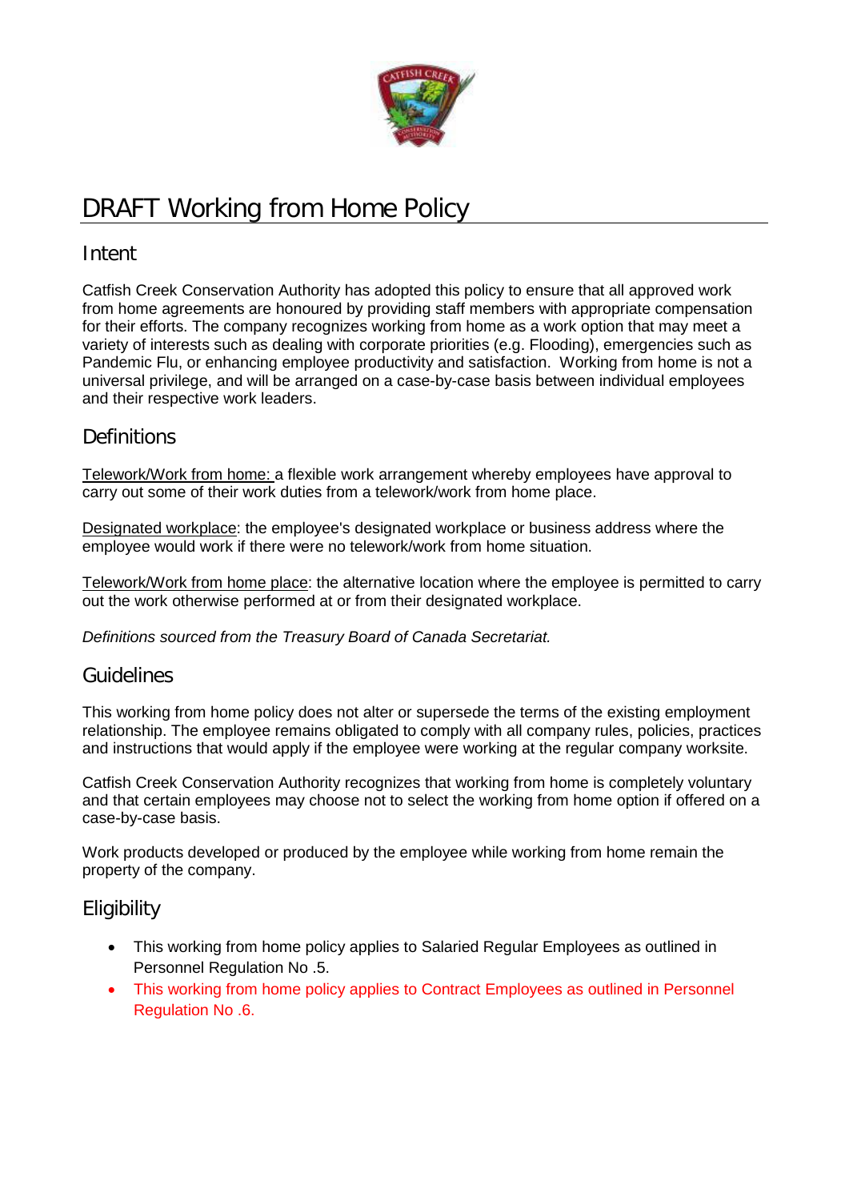# DRAFT Working from Home Policy

## Intent

Catfish Creek Conservation Authority has adopted this policy to ensure that all approved work from home agreements are honoured by providing staff members with appropriate compensation for their efforts. The company recognizes working from home as a work option that may meet a variety of interests such as dealing with corporate priorities (e.g. Flooding), emergencies such as Pandemic Flu, or enhancing employee productivity and satisfaction. Working from home is not a universal privilege, and will be arranged on a case-by-case basis between individual employees and their respective work leaders.

## Definitions

Telework/Work from home: a flexible work arrangement whereby employees have approval to carry out some of their work duties from a telework/work from home place.

Designated workplace: the employee's designated workplace or business address where the employee would work if there were no telework/work from home situation.

Telework/Work from home place: the alternative location where the employee is permitted to carry out the work otherwise performed at or from their designated workplace.

*Definitions sourced from the Treasury Board of Canada Secretariat.*

## Guidelines

This working from home policy does not alter or supersede the terms of the existing employment relationship. The employee remains obligated to comply with all company rules, policies, practices and instructions that would apply if the employee were working at the regular company worksite.

Catfish Creek Conservation Authority recognizes that working from home is completely voluntary and that certain employees may choose not to select the working from home option if offered on a case-by-case basis.

Work products developed or produced by the employee while working from home remain the property of the company.

## Eligibility

- This working from home policy applies to Salaried Regular Employees as outlined in Personnel Regulation No .5.
- This working from home policy applies to Contract Employees as outlined in Personnel Regulation No .6.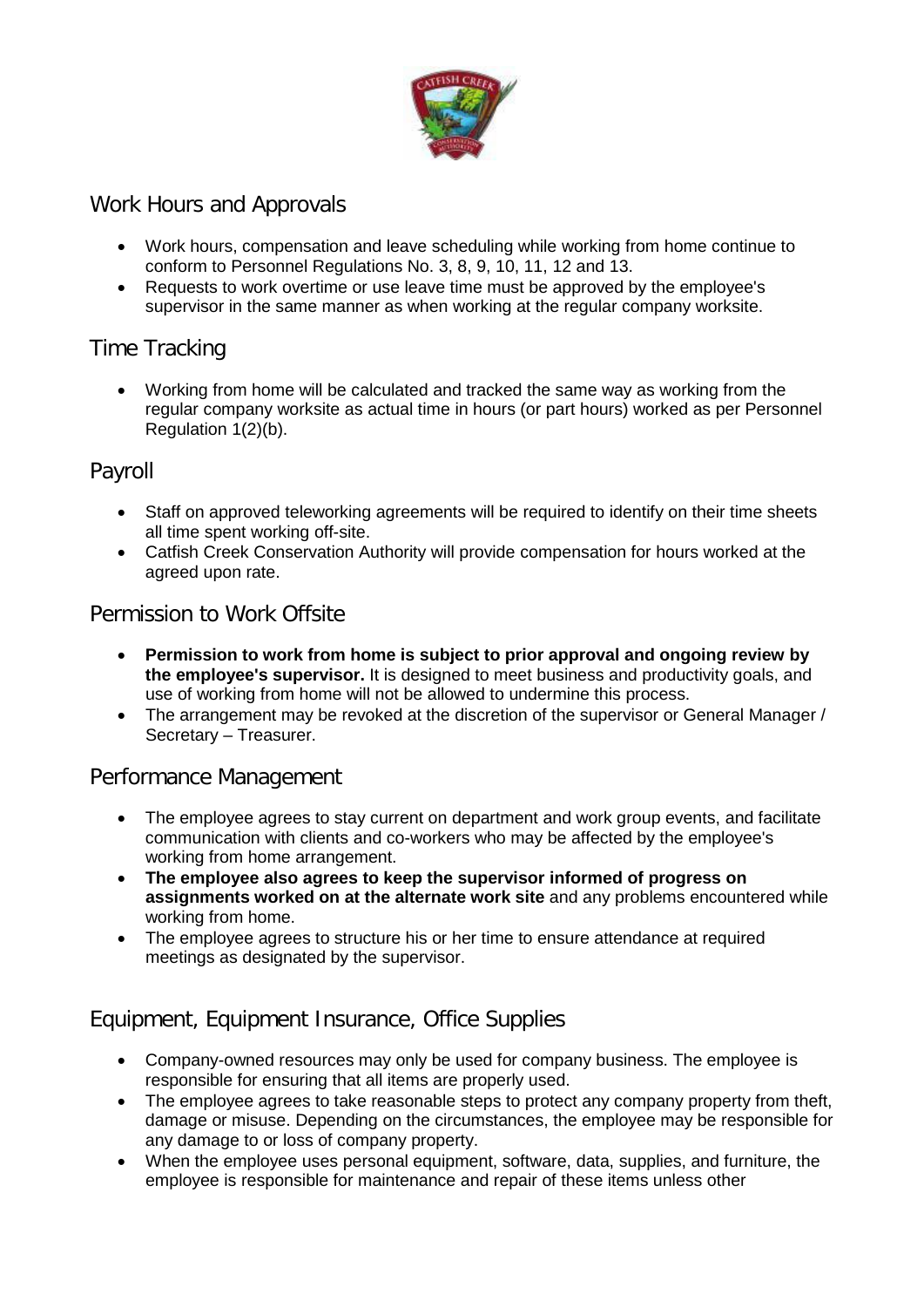## Work Hours and Approvals

- Work hours, compensation and leave scheduling while working from home continue to conform to Personnel Regulations No. 3, 8, 9, 10, 11, 12 and 13.
- Requests to work overtime or use leave time must be approved by the employee's supervisor in the same manner as when working at the regular company worksite.

## Time Tracking

- Working from home will be calculated and tracked the same way as working from the regular company worksite as actual time in hours (or part hours) worked as per Personnel Regulation 1(2)(b).

## Payroll

- Staff on approved teleworking agreements will be required to identify on their time sheets all time spent working off-site.
- Catfish Creek Conservation Authority will provide compensation for hours worked at the agreed upon rate.

## Permission to Work Offsite

- **Permission to work from home is subject to prior approval and ongoing review by the employee's supervisor.** It is designed to meet business and productivity goals, and use of working from home will not be allowed to undermine this process.
- The arrangement may be revoked at the discretion of the supervisor or General Manager / Secretary – Treasurer.

## Performance Management

- The employee agrees to stay current on department and work group events, and facilitate communication with clients and co-workers who may be affected by the employee's working from home arrangement.
- **The employee also agrees to keep the supervisor informed of progress on assignments worked on at the alternate work site** and any problems encountered while working from home.
- The employee agrees to structure his or her time to ensure attendance at required meetings as designated by the supervisor.

## Equipment, Equipment Insurance, Office Supplies

- Company-owned resources may only be used for company business. The employee is responsible for ensuring that all items are properly used.
- The employee agrees to take reasonable steps to protect any company property from theft, damage or misuse. Depending on the circumstances, the employee may be responsible for any damage to or loss of company property.
- When the employee uses personal equipment, software, data, supplies, and furniture, the employee is responsible for maintenance and repair of these items unless other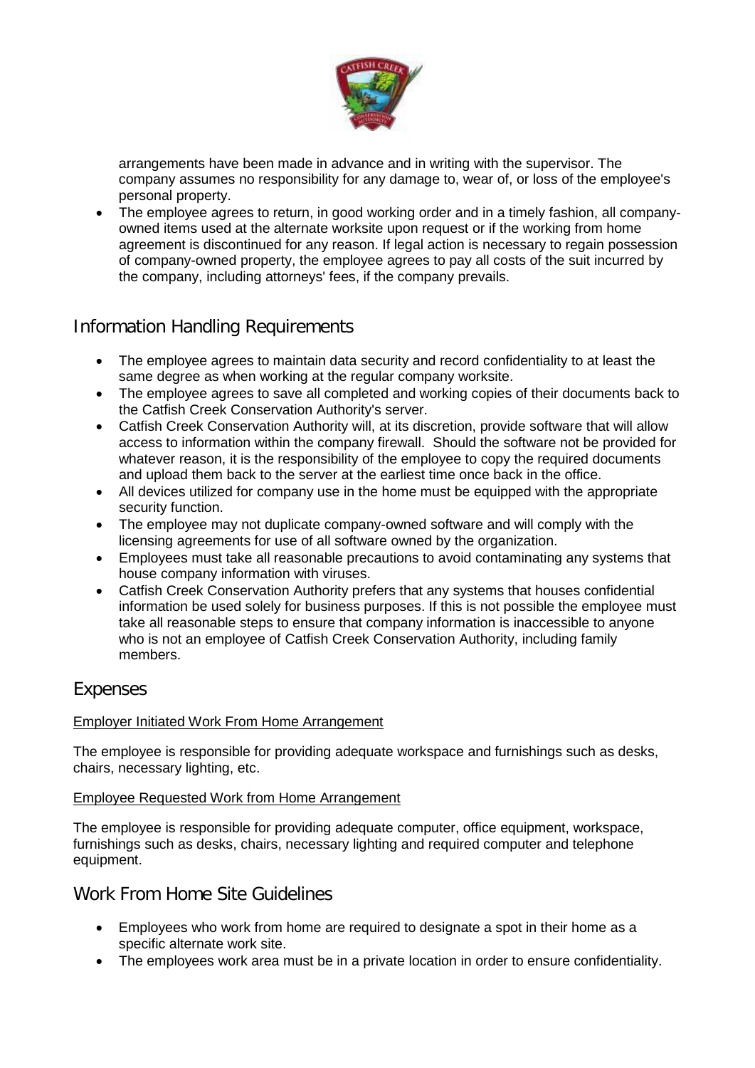arrangements have been made in advance and in writing with the supervisor. The company assumes no responsibility for any damage to, wear of, or loss of the employee's personal property.

- The employee agrees to return, in good working order and in a timely fashion, all company-owned items used at the alternate worksite upon request or if the working from home agreement is discontinued for any reason. If legal action is necessary to regain possession of company-owned property, the employee agrees to pay all costs of the suit incurred by the company, including attorneys' fees, if the company prevails.

## Information Handling Requirements

- The employee agrees to maintain data security and record confidentiality to at least the same degree as when working at the regular company worksite.
- The employee agrees to save all completed and working copies of their documents back to the Catfish Creek Conservation Authority's server.
- Catfish Creek Conservation Authority will, at its discretion, provide software that will allow access to information within the company firewall. Should the software not be provided for whatever reason, it is the responsibility of the employee to copy the required documents and upload them back to the server at the earliest time once back in the office.
- All devices utilized for company use in the home must be equipped with the appropriate security function.
- The employee may not duplicate company-owned software and will comply with the licensing agreements for use of all software owned by the organization.
- Employees must take all reasonable precautions to avoid contaminating any systems that house company information with viruses.
- Catfish Creek Conservation Authority prefers that any systems that houses confidential information be used solely for business purposes. If this is not possible the employee must take all reasonable steps to ensure that company information is inaccessible to anyone who is not an employee of Catfish Creek Conservation Authority, including family members.

## Expenses

<u>Employer Initiated Work From Home Arrangement</u>

The employee is responsible for providing adequate workspace and furnishings such as desks, chairs, necessary lighting, etc.

<u>Employee Requested Work from Home Arrangement</u>

The employee is responsible for providing adequate computer, office equipment, workspace, furnishings such as desks, chairs, necessary lighting and required computer and telephone equipment.

## Work From Home Site Guidelines

- Employees who work from home are required to designate a spot in their home as a specific alternate work site.
- The employees work area must be in a private location in order to ensure confidentiality.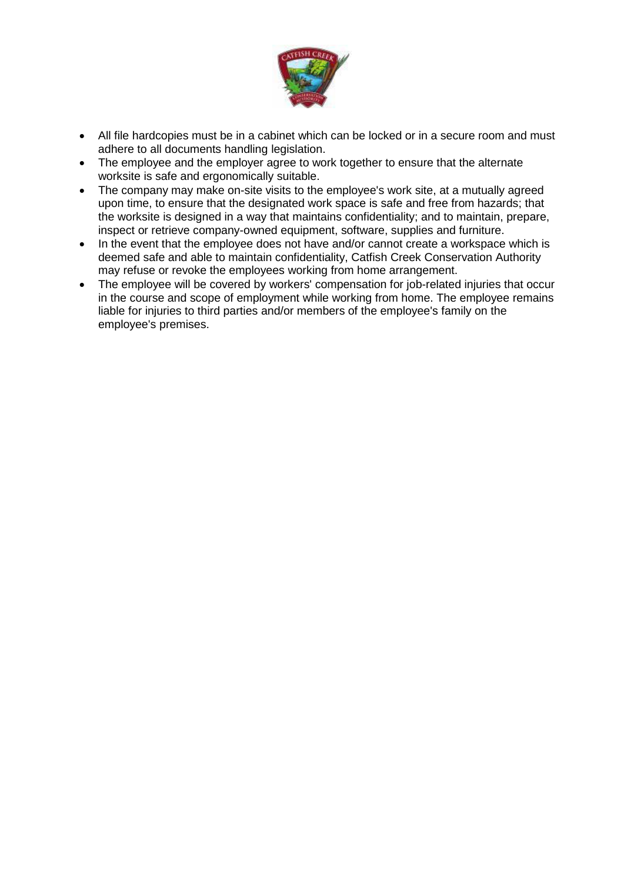- All file hardcopies must be in a cabinet which can be locked or in a secure room and must adhere to all documents handling legislation.
- The employee and the employer agree to work together to ensure that the alternate worksite is safe and ergonomically suitable.
- The company may make on-site visits to the employee's work site, at a mutually agreed upon time, to ensure that the designated work space is safe and free from hazards; that the worksite is designed in a way that maintains confidentiality; and to maintain, prepare, inspect or retrieve company-owned equipment, software, supplies and furniture.
- In the event that the employee does not have and/or cannot create a workspace which is deemed safe and able to maintain confidentiality, Catfish Creek Conservation Authority may refuse or revoke the employees working from home arrangement.
- The employee will be covered by workers' compensation for job-related injuries that occur in the course and scope of employment while working from home. The employee remains liable for injuries to third parties and/or members of the employee's family on the employee's premises.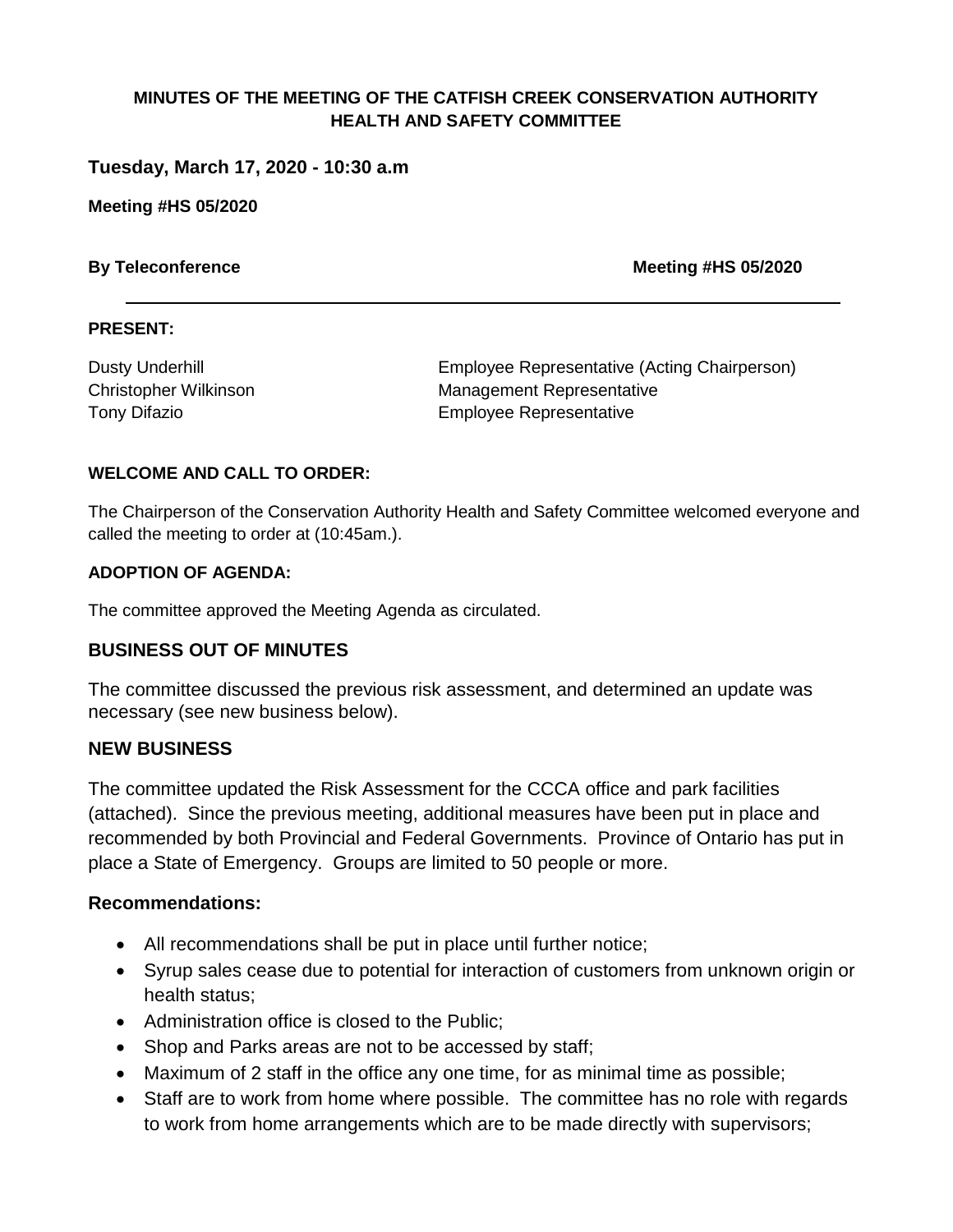**MINUTES OF THE MEETING OF THE CATFISH CREEK CONSERVATION AUTHORITY HEALTH AND SAFETY COMMITTEE**

**Tuesday, March 17, 2020 - 10:30 a.m**

**Meeting #HS 05/2020**

**By Teleconference** **Meeting #HS 05/2020**

---

**PRESENT:**

| | |
|---|---|
| Dusty Underhill | Employee Representative (Acting Chairperson) |
| Christopher Wilkinson | Management Representative |
| Tony Difazio | Employee Representative |

**WELCOME AND CALL TO ORDER:**

The Chairperson of the Conservation Authority Health and Safety Committee welcomed everyone and called the meeting to order at (10:45am.).

**ADOPTION OF AGENDA:**

The committee approved the Meeting Agenda as circulated.

## BUSINESS OUT OF MINUTES

The committee discussed the previous risk assessment, and determined an update was necessary (see new business below).

## NEW BUSINESS

The committee updated the Risk Assessment for the CCCA office and park facilities (attached). Since the previous meeting, additional measures have been put in place and recommended by both Provincial and Federal Governments. Province of Ontario has put in place a State of Emergency. Groups are limited to 50 people or more.

### Recommendations:

- All recommendations shall be put in place until further notice;
- Syrup sales cease due to potential for interaction of customers from unknown origin or health status;
- Administration office is closed to the Public;
- Shop and Parks areas are not to be accessed by staff;
- Maximum of 2 staff in the office any one time, for as minimal time as possible;
- Staff are to work from home where possible. The committee has no role with regards to work from home arrangements which are to be made directly with supervisors;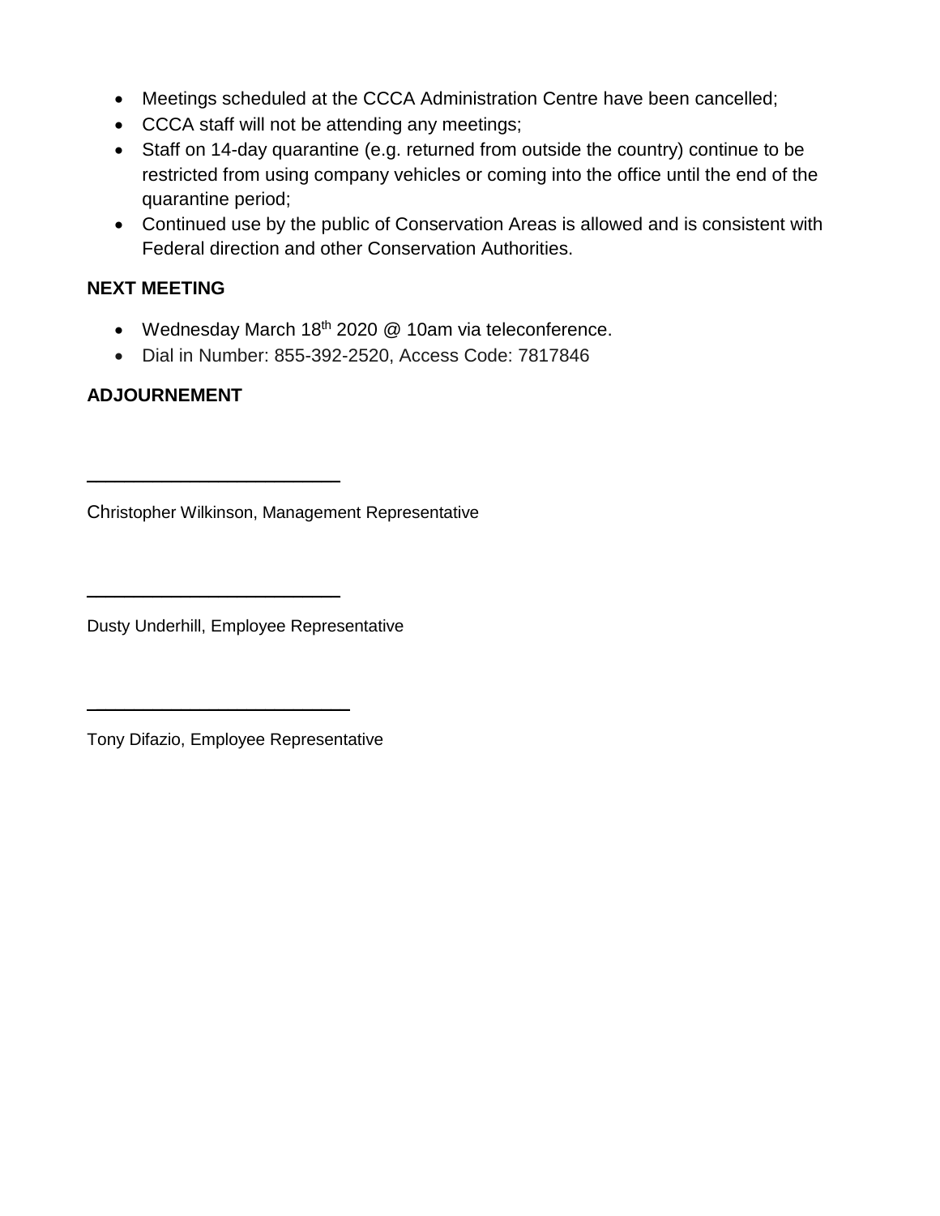- Meetings scheduled at the CCCA Administration Centre have been cancelled;
- CCCA staff will not be attending any meetings;
- Staff on 14-day quarantine (e.g. returned from outside the country) continue to be restricted from using company vehicles or coming into the office until the end of the quarantine period;
- Continued use by the public of Conservation Areas is allowed and is consistent with Federal direction and other Conservation Authorities.

**NEXT MEETING**

- Wednesday March 18th 2020 @ 10am via teleconference.
- Dial in Number: 855-392-2520, Access Code: 7817846

**ADJOURNEMENT**

\_\_\_\_\_\_\_\_\_\_\_\_\_\_\_\_\_\_\_\_\_\_\_\_\_\_

Christopher Wilkinson, Management Representative

\_\_\_\_\_\_\_\_\_\_\_\_\_\_\_\_\_\_\_\_\_\_\_\_\_\_

Dusty Underhill, Employee Representative

\_\_\_\_\_\_\_\_\_\_\_\_\_\_\_\_\_\_\_\_\_\_\_\_\_\_

Tony Difazio, Employee Representative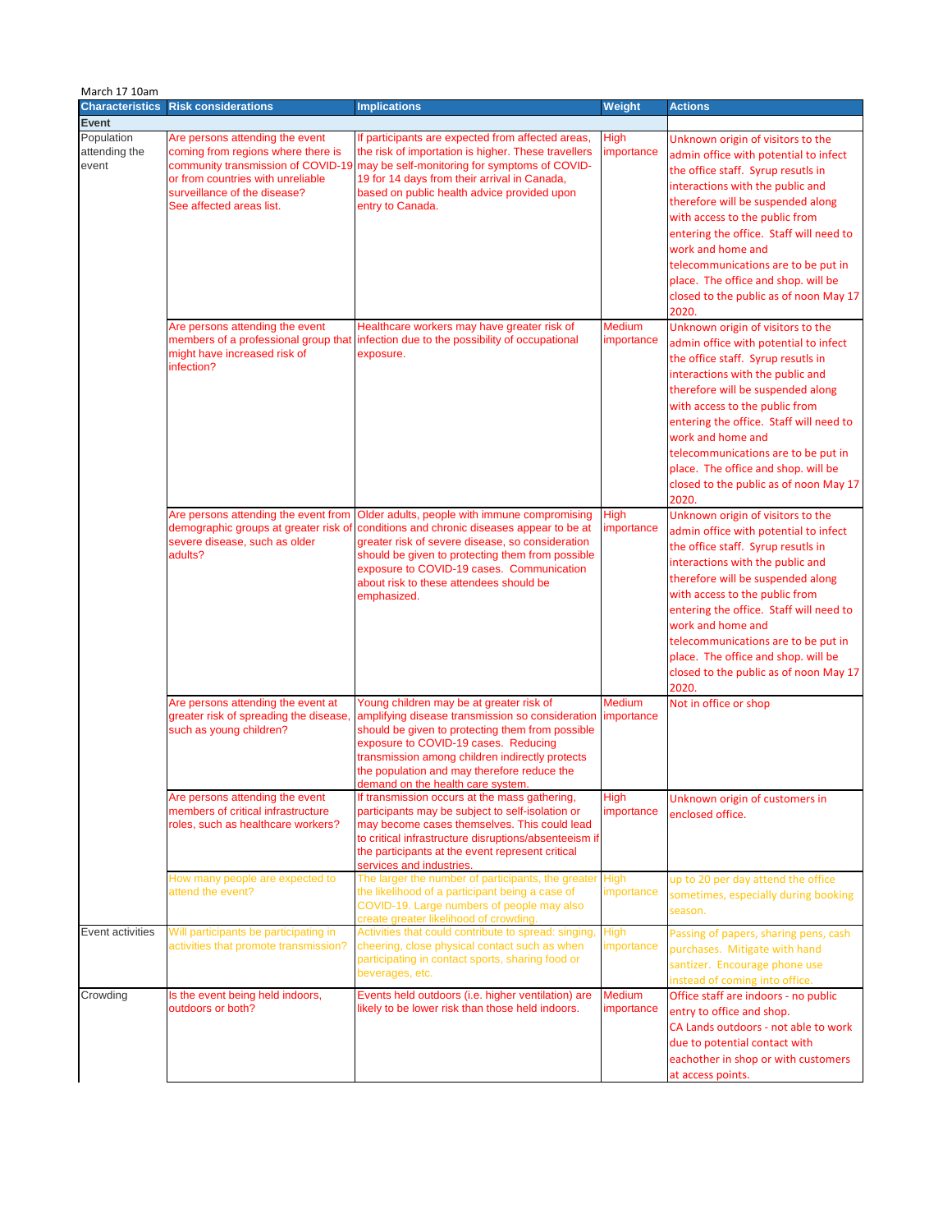March 17 10am

| Characteristics | Risk considerations | Implications | Weight | Actions |
|---|---|---|---|---|
| **Event** | | | | |
| Population attending the event | Are persons attending the event coming from regions where there is community transmission of COVID-19 or from countries with unreliable surveillance of the disease? See affected areas list. | If participants are expected from affected areas, the risk of importation is higher. These travellers may be self-monitoring for symptoms of COVID-19 for 14 days from their arrival in Canada, based on public health advice provided upon entry to Canada. | High importance | Unknown origin of visitors to the admin office with potential to infect the office staff. Syrup resutls in interactions with the public and therefore will be suspended along with access to the public from entering the office. Staff will need to work and home and telecommunications are to be put in place. The office and shop. will be closed to the public as of noon May 17 2020. |
| | Are persons attending the event members of a professional group that might have increased risk of infection? | Healthcare workers may have greater risk of infection due to the possibility of occupational exposure. | Medium importance | Unknown origin of visitors to the admin office with potential to infect the office staff. Syrup resutls in interactions with the public and therefore will be suspended along with access to the public from entering the office. Staff will need to work and home and telecommunications are to be put in place. The office and shop. will be closed to the public as of noon May 17 2020. |
| | Are persons attending the event from demographic groups at greater risk of severe disease, such as older adults? | Older adults, people with immune compromising conditions and chronic diseases appear to be at greater risk of severe disease, so consideration should be given to protecting them from possible exposure to COVID-19 cases. Communication about risk to these attendees should be emphasized. | High importance | Unknown origin of visitors to the admin office with potential to infect the office staff. Syrup resutls in interactions with the public and therefore will be suspended along with access to the public from entering the office. Staff will need to work and home and telecommunications are to be put in place. The office and shop. will be closed to the public as of noon May 17 2020. |
| | Are persons attending the event at greater risk of spreading the disease, such as young children? | Young children may be at greater risk of amplifying disease transmission so consideration should be given to protecting them from possible exposure to COVID-19 cases. Reducing transmission among children indirectly protects the population and may therefore reduce the demand on the health care system. | Medium importance | Not in office or shop |
| | Are persons attending the event members of critical infrastructure roles, such as healthcare workers? | If transmission occurs at the mass gathering, participants may be subject to self-isolation or may become cases themselves. This could lead to critical infrastructure disruptions/absenteeism if the participants at the event represent critical services and industries. | High importance | Unknown origin of customers in enclosed office. |
| | How many people are expected to attend the event? | The larger the number of participants, the greater the likelihood of a participant being a case of COVID-19. Large numbers of people may also create greater likelihood of crowding. | High importance | up to 20 per day attend the office sometimes, especially during booking season. |
| Event activities | Will participants be participating in activities that promote transmission? | Activities that could contribute to spread: singing, cheering, close physical contact such as when participating in contact sports, sharing food or beverages, etc. | High importance | Passing of papers, sharing pens, cash purchases. Mitigate with hand santizer. Encourage phone use instead of coming into office. |
| Crowding | Is the event being held indoors, outdoors or both? | Events held outdoors (i.e. higher ventilation) are likely to be lower risk than those held indoors. | Medium importance | Office staff are indoors - no public entry to office and shop.<br>CA Lands outdoors - not able to work due to potential contact with eachother in shop or with customers at access points. |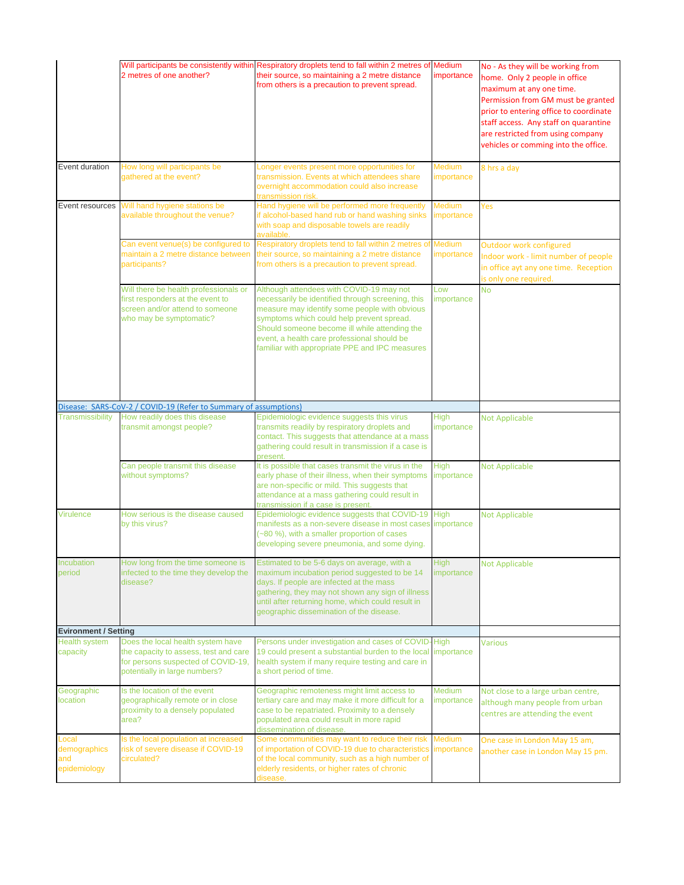| | | | | |
|---|---|---|---|---|
| | Will participants be consistently within 2 metres of one another? | Respiratory droplets tend to fall within 2 metres of their source, so maintaining a 2 metre distance from others is a precaution to prevent spread. | Medium importance | No - As they will be working from home. Only 2 people in office maximum at any one time. Permission from GM must be granted prior to entering office to coordinate staff access. Any staff on quarantine are restricted from using company vehicles or comming into the office. |
| Event duration | How long will participants be gathered at the event? | Longer events present more opportunities for transmission. Events at which attendees share overnight accommodation could also increase transmission risk. | Medium importance | 8 hrs a day |
| Event resources | Will hand hygiene stations be available throughout the venue? | Hand hygiene will be performed more frequently if alcohol-based hand rub or hand washing sinks with soap and disposable towels are readily available. | Medium importance | Yes |
| | Can event venue(s) be configured to maintain a 2 metre distance between participants? | Respiratory droplets tend to fall within 2 metres of their source, so maintaining a 2 metre distance from others is a precaution to prevent spread. | Medium importance | Outdoor work configured<br>Indoor work - limit number of people in office ayt any one time. Reception is only one required. |
| | Will there be health professionals or first responders at the event to screen and/or attend to someone who may be symptomatic? | Although attendees with COVID-19 may not necessarily be identified through screening, this measure may identify some people with obvious symptoms which could help prevent spread. Should someone become ill while attending the event, a health care professional should be familiar with appropriate PPE and IPC measures | Low importance | No |
| Disease: SARS-CoV-2 / COVID-19 (Refer to Summary of assumptions) | | | | |
| Transmissibility | How readily does this disease transmit amongst people? | Epidemiologic evidence suggests this virus transmits readily by respiratory droplets and contact. This suggests that attendance at a mass gathering could result in transmission if a case is present. | High importance | Not Applicable |
| | Can people transmit this disease without symptoms? | It is possible that cases transmit the virus in the early phase of their illness, when their symptoms are non-specific or mild. This suggests that attendance at a mass gathering could result in transmission if a case is present. | High importance | Not Applicable |
| Virulence | How serious is the disease caused by this virus? | Epidemiologic evidence suggests that COVID-19 manifests as a non-severe disease in most cases (~80 %), with a smaller proportion of cases developing severe pneumonia, and some dying. | High importance | Not Applicable |
| Incubation period | How long from the time someone is infected to the time they develop the disease? | Estimated to be 5-6 days on average, with a maximum incubation period suggested to be 14 days. If people are infected at the mass gathering, they may not shown any sign of illness until after returning home, which could result in geographic dissemination of the disease. | High importance | Not Applicable |
| **Evironment / Setting** | | | | |
| Health system capacity | Does the local health system have the capacity to assess, test and care for persons suspected of COVID-19, potentially in large numbers? | Persons under investigation and cases of COVID-19 could present a substantial burden to the local health system if many require testing and care in a short period of time. | High importance | Various |
| Geographic location | Is the location of the event geographically remote or in close proximity to a densely populated area? | Geographic remoteness might limit access to tertiary care and may make it more difficult for a case to be repatriated. Proximity to a densely populated area could result in more rapid dissemination of disease. | Medium importance | Not close to a large urban centre, although many people from urban centres are attending the event |
| Local demographics and epidemiology | Is the local population at increased risk of severe disease if COVID-19 circulated? | Some communities may want to reduce their risk of importation of COVID-19 due to characteristics of the local community, such as a high number of elderly residents, or higher rates of chronic disease. | Medium importance | One case in London May 15 am, another case in London May 15 pm. |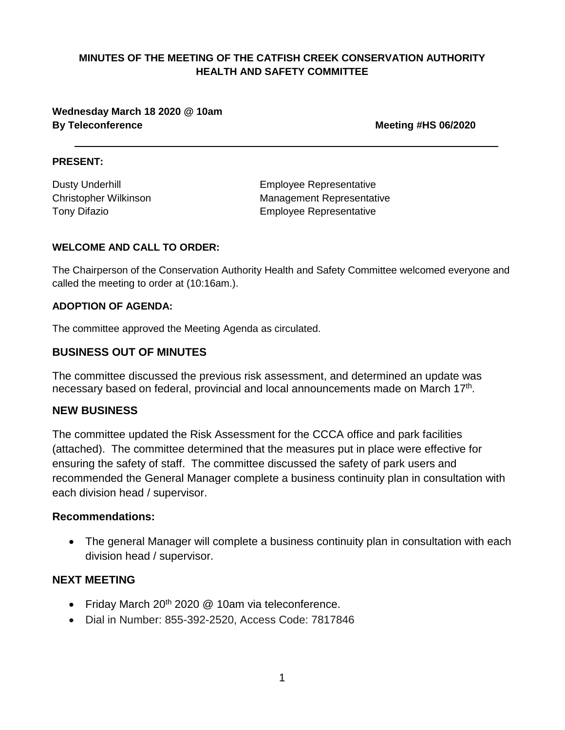**MINUTES OF THE MEETING OF THE CATFISH CREEK CONSERVATION AUTHORITY HEALTH AND SAFETY COMMITTEE**

**Wednesday March 18 2020 @ 10am**
**By Teleconference** **Meeting #HS 06/2020**

---

**PRESENT:**

| | |
|---|---|
| Dusty Underhill | Employee Representative |
| Christopher Wilkinson | Management Representative |
| Tony Difazio | Employee Representative |

**WELCOME AND CALL TO ORDER:**

The Chairperson of the Conservation Authority Health and Safety Committee welcomed everyone and called the meeting to order at (10:16am.).

**ADOPTION OF AGENDA:**

The committee approved the Meeting Agenda as circulated.

## BUSINESS OUT OF MINUTES

The committee discussed the previous risk assessment, and determined an update was necessary based on federal, provincial and local announcements made on March 17th.

## NEW BUSINESS

The committee updated the Risk Assessment for the CCCA office and park facilities (attached). The committee determined that the measures put in place were effective for ensuring the safety of staff. The committee discussed the safety of park users and recommended the General Manager complete a business continuity plan in consultation with each division head / supervisor.

### Recommendations:

- The general Manager will complete a business continuity plan in consultation with each division head / supervisor.

## NEXT MEETING

- Friday March 20th 2020 @ 10am via teleconference.
- Dial in Number: 855-392-2520, Access Code: 7817846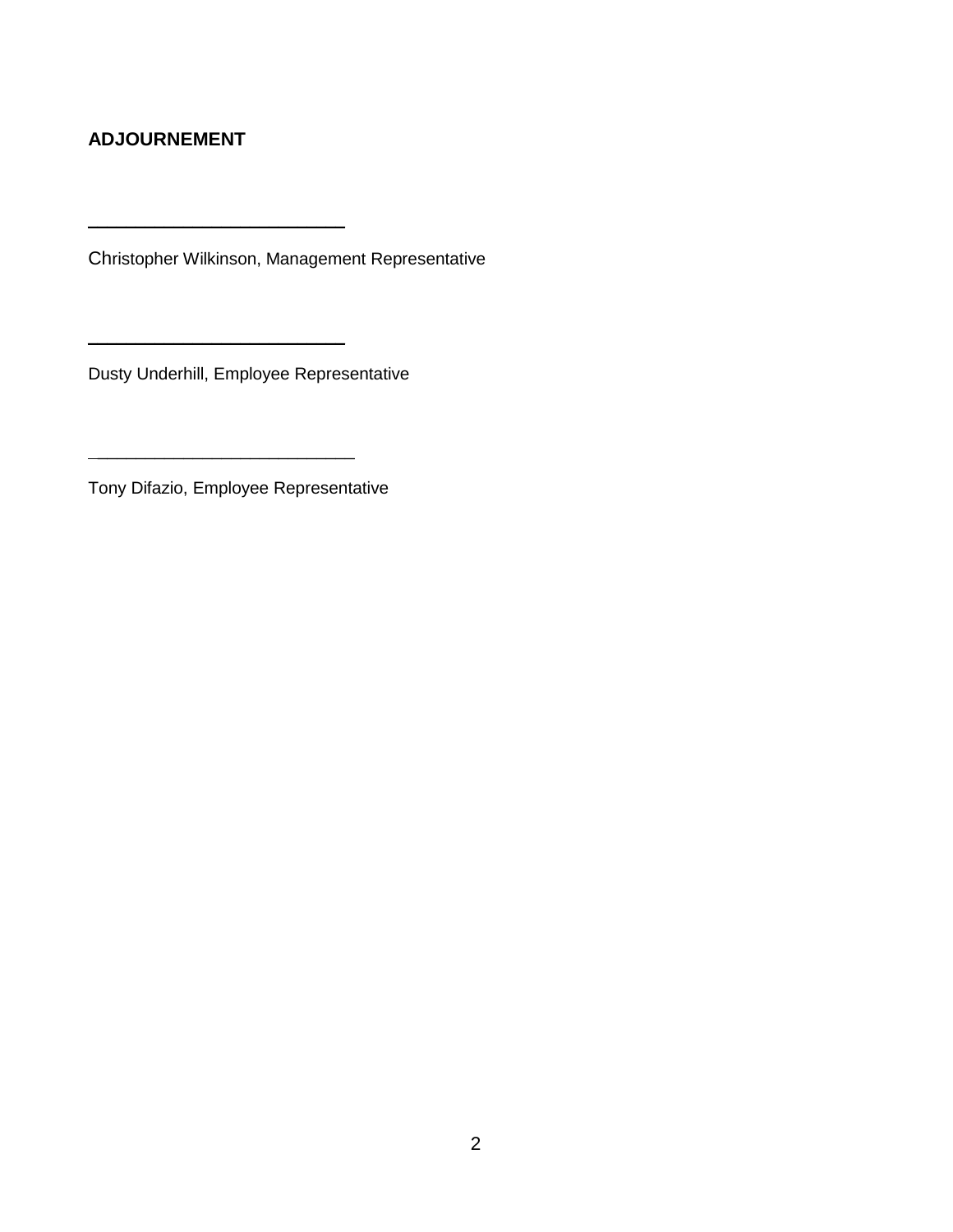**ADJOURNEMENT**

\_\_\_\_\_\_\_\_\_\_\_\_\_\_\_\_\_\_\_\_\_\_\_\_\_\_\_

Christopher Wilkinson, Management Representative

\_\_\_\_\_\_\_\_\_\_\_\_\_\_\_\_\_\_\_\_\_\_\_\_\_\_\_

Dusty Underhill, Employee Representative

\_\_\_\_\_\_\_\_\_\_\_\_\_\_\_\_\_\_\_\_\_\_\_\_\_\_\_

Tony Difazio, Employee Representative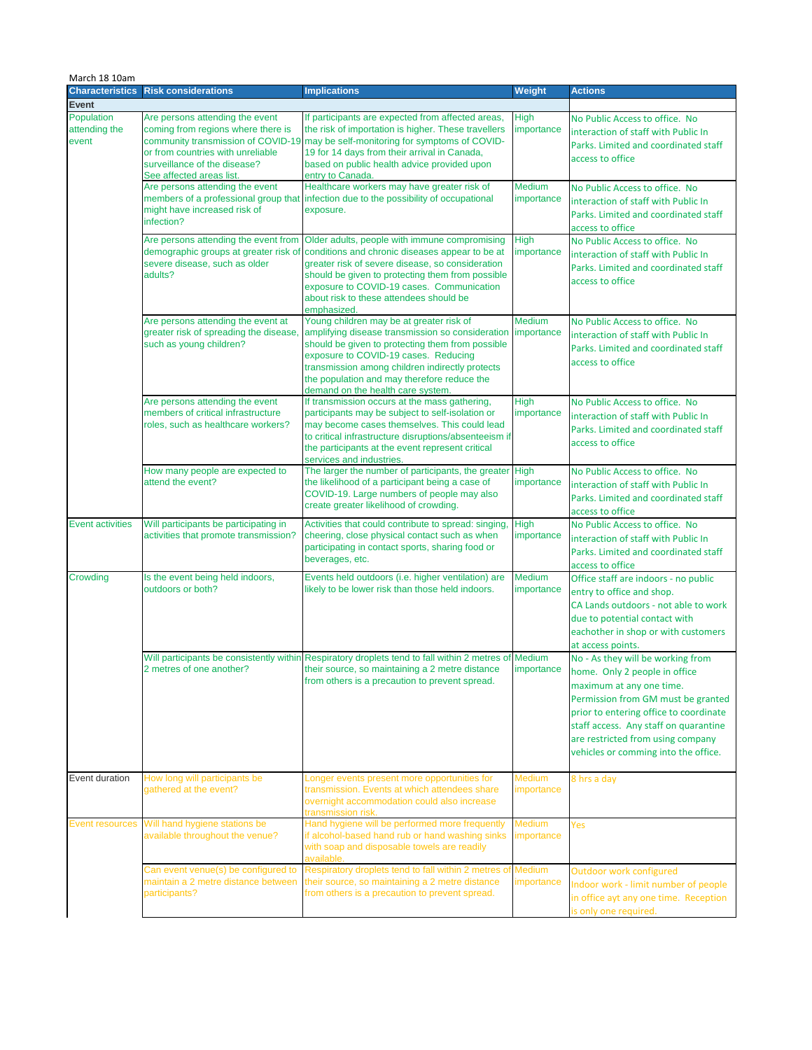March 18 10am

| Characteristics | Risk considerations | Implications | Weight | Actions |
|---|---|---|---|---|
| **Event** | | | | |
| Population attending the event | Are persons attending the event coming from regions where there is community transmission of COVID-19 or from countries with unreliable surveillance of the disease? See affected areas list. | If participants are expected from affected areas, the risk of importation is higher. These travellers may be self-monitoring for symptoms of COVID-19 for 14 days from their arrival in Canada, based on public health advice provided upon entry to Canada. | High importance | No Public Access to office. No interaction of staff with Public In Parks. Limited and coordinated staff access to office |
| | Are persons attending the event members of a professional group that might have increased risk of infection? | Healthcare workers may have greater risk of infection due to the possibility of occupational exposure. | Medium importance | No Public Access to office. No interaction of staff with Public In Parks. Limited and coordinated staff access to office |
| | Are persons attending the event from demographic groups at greater risk of severe disease, such as older adults? | Older adults, people with immune compromising conditions and chronic diseases appear to be at greater risk of severe disease, so consideration should be given to protecting them from possible exposure to COVID-19 cases. Communication about risk to these attendees should be emphasized. | High importance | No Public Access to office. No interaction of staff with Public In Parks. Limited and coordinated staff access to office |
| | Are persons attending the event at greater risk of spreading the disease, such as young children? | Young children may be at greater risk of amplifying disease transmission so consideration should be given to protecting them from possible exposure to COVID-19 cases. Reducing transmission among children indirectly protects the population and may therefore reduce the demand on the health care system. | Medium importance | No Public Access to office. No interaction of staff with Public In Parks. Limited and coordinated staff access to office |
| | Are persons attending the event members of critical infrastructure roles, such as healthcare workers? | If transmission occurs at the mass gathering, participants may be subject to self-isolation or may become cases themselves. This could lead to critical infrastructure disruptions/absenteeism if the participants at the event represent critical services and industries. | High importance | No Public Access to office. No interaction of staff with Public In Parks. Limited and coordinated staff access to office |
| | How many people are expected to attend the event? | The larger the number of participants, the greater the likelihood of a participant being a case of COVID-19. Large numbers of people may also create greater likelihood of crowding. | High importance | No Public Access to office. No interaction of staff with Public In Parks. Limited and coordinated staff access to office |
| Event activities | Will participants be participating in activities that promote transmission? | Activities that could contribute to spread: singing, cheering, close physical contact such as when participating in contact sports, sharing food or beverages, etc. | High importance | No Public Access to office. No interaction of staff with Public In Parks. Limited and coordinated staff access to office |
| Crowding | Is the event being held indoors, outdoors or both? | Events held outdoors (i.e. higher ventilation) are likely to be lower risk than those held indoors. | Medium importance | Office staff are indoors - no public entry to office and shop. CA Lands outdoors - not able to work due to potential contact with eachother in shop or with customers at access points. |
| | Will participants be consistently within 2 metres of one another? | Respiratory droplets tend to fall within 2 metres of their source, so maintaining a 2 metre distance from others is a precaution to prevent spread. | Medium importance | No - As they will be working from home. Only 2 people in office maximum at any one time. Permission from GM must be granted prior to entering office to coordinate staff access. Any staff on quarantine are restricted from using company vehicles or comming into the office. |
| Event duration | How long will participants be gathered at the event? | Longer events present more opportunities for transmission. Events at which attendees share overnight accommodation could also increase transmission risk. | Medium importance | 8 hrs a day |
| Event resources | Will hand hygiene stations be available throughout the venue? | Hand hygiene will be performed more frequently if alcohol-based hand rub or hand washing sinks with soap and disposable towels are readily available. | Medium importance | Yes |
| | Can event venue(s) be configured to maintain a 2 metre distance between participants? | Respiratory droplets tend to fall within 2 metres of their source, so maintaining a 2 metre distance from others is a precaution to prevent spread. | Medium importance | Outdoor work configured Indoor work - limit number of people in office ayt any one time. Reception is only one required. |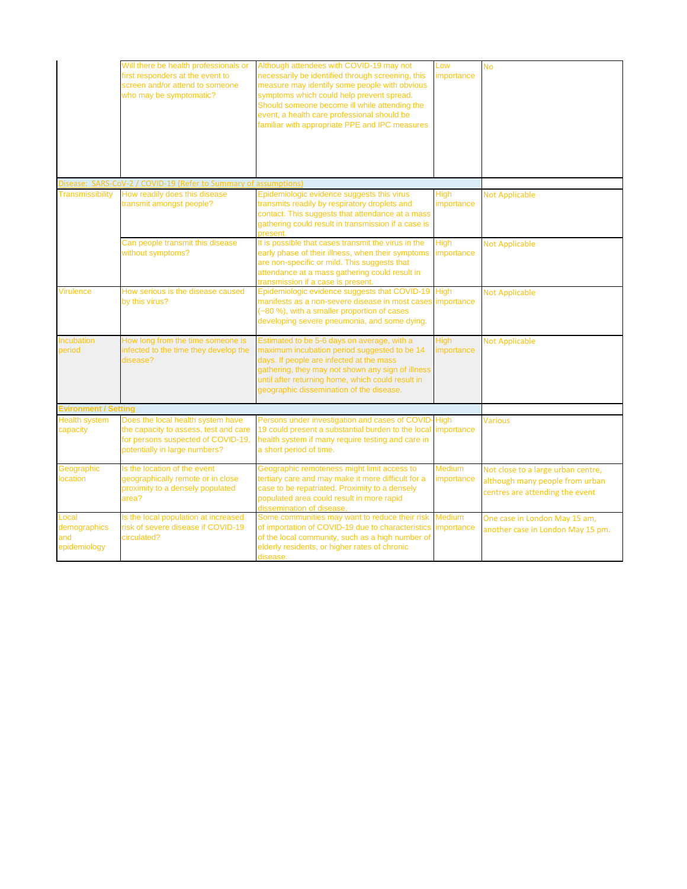| | | | | |
|---|---|---|---|---|
| | Will there be health professionals or first responders at the event to screen and/or attend to someone who may be symptomatic? | Although attendees with COVID-19 may not necessarily be identified through screening, this measure may identify some people with obvious symptoms which could help prevent spread. Should someone become ill while attending the event, a health care professional should be familiar with appropriate PPE and IPC measures | Low importance | No |
| Disease: SARS-CoV-2 / COVID-19 (Refer to Summary of assumptions) | | | | |
| Transmissibility | How readily does this disease transmit amongst people? | Epidemiologic evidence suggests this virus transmits readily by respiratory droplets and contact. This suggests that attendance at a mass gathering could result in transmission if a case is present. | High importance | Not Applicable |
| | Can people transmit this disease without symptoms? | It is possible that cases transmit the virus in the early phase of their illness, when their symptoms are non-specific or mild. This suggests that attendance at a mass gathering could result in transmission if a case is present. | High importance | Not Applicable |
| Virulence | How serious is the disease caused by this virus? | Epidemiologic evidence suggests that COVID-19 manifests as a non-severe disease in most cases (~80 %), with a smaller proportion of cases developing severe pneumonia, and some dying. | High importance | Not Applicable |
| Incubation period | How long from the time someone is infected to the time they develop the disease? | Estimated to be 5-6 days on average, with a maximum incubation period suggested to be 14 days. If people are infected at the mass gathering, they may not shown any sign of illness until after returning home, which could result in geographic dissemination of the disease. | High importance | Not Applicable |
| **Evironment / Setting** | | | | |
| Health system capacity | Does the local health system have the capacity to assess, test and care for persons suspected of COVID-19, potentially in large numbers? | Persons under investigation and cases of COVID-19 could present a substantial burden to the local health system if many require testing and care in a short period of time. | High importance | Various |
| Geographic location | Is the location of the event geographically remote or in close proximity to a densely populated area? | Geographic remoteness might limit access to tertiary care and may make it more difficult for a case to be repatriated. Proximity to a densely populated area could result in more rapid dissemination of disease. | Medium importance | Not close to a large urban centre, although many people from urban centres are attending the event |
| Local demographics and epidemiology | Is the local population at increased risk of severe disease if COVID-19 circulated? | Some communities may want to reduce their risk of importation of COVID-19 due to characteristics of the local community, such as a high number of elderly residents, or higher rates of chronic disease. | Medium importance | One case in London May 15 am, another case in London May 15 pm. |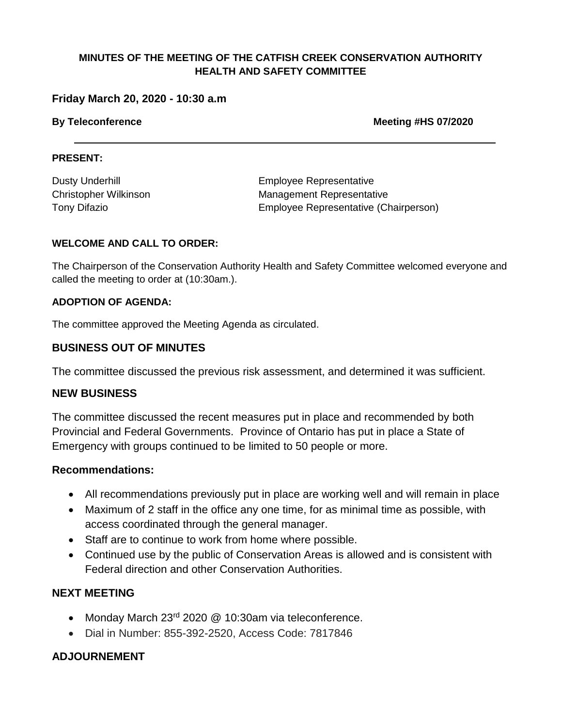# MINUTES OF THE MEETING OF THE CATFISH CREEK CONSERVATION AUTHORITY HEALTH AND SAFETY COMMITTEE

**Friday March 20, 2020 - 10:30 a.m**

**By Teleconference** **Meeting #HS 07/2020**

---

**PRESENT:**

| | |
|---|---|
| Dusty Underhill | Employee Representative |
| Christopher Wilkinson | Management Representative |
| Tony Difazio | Employee Representative (Chairperson) |

**WELCOME AND CALL TO ORDER:**

The Chairperson of the Conservation Authority Health and Safety Committee welcomed everyone and called the meeting to order at (10:30am.).

**ADOPTION OF AGENDA:**

The committee approved the Meeting Agenda as circulated.

## BUSINESS OUT OF MINUTES

The committee discussed the previous risk assessment, and determined it was sufficient.

## NEW BUSINESS

The committee discussed the recent measures put in place and recommended by both Provincial and Federal Governments. Province of Ontario has put in place a State of Emergency with groups continued to be limited to 50 people or more.

### Recommendations:

- All recommendations previously put in place are working well and will remain in place
- Maximum of 2 staff in the office any one time, for as minimal time as possible, with access coordinated through the general manager.
- Staff are to continue to work from home where possible.
- Continued use by the public of Conservation Areas is allowed and is consistent with Federal direction and other Conservation Authorities.

## NEXT MEETING

- Monday March 23rd 2020 @ 10:30am via teleconference.
- Dial in Number: 855-392-2520, Access Code: 7817846

## ADJOURNEMENT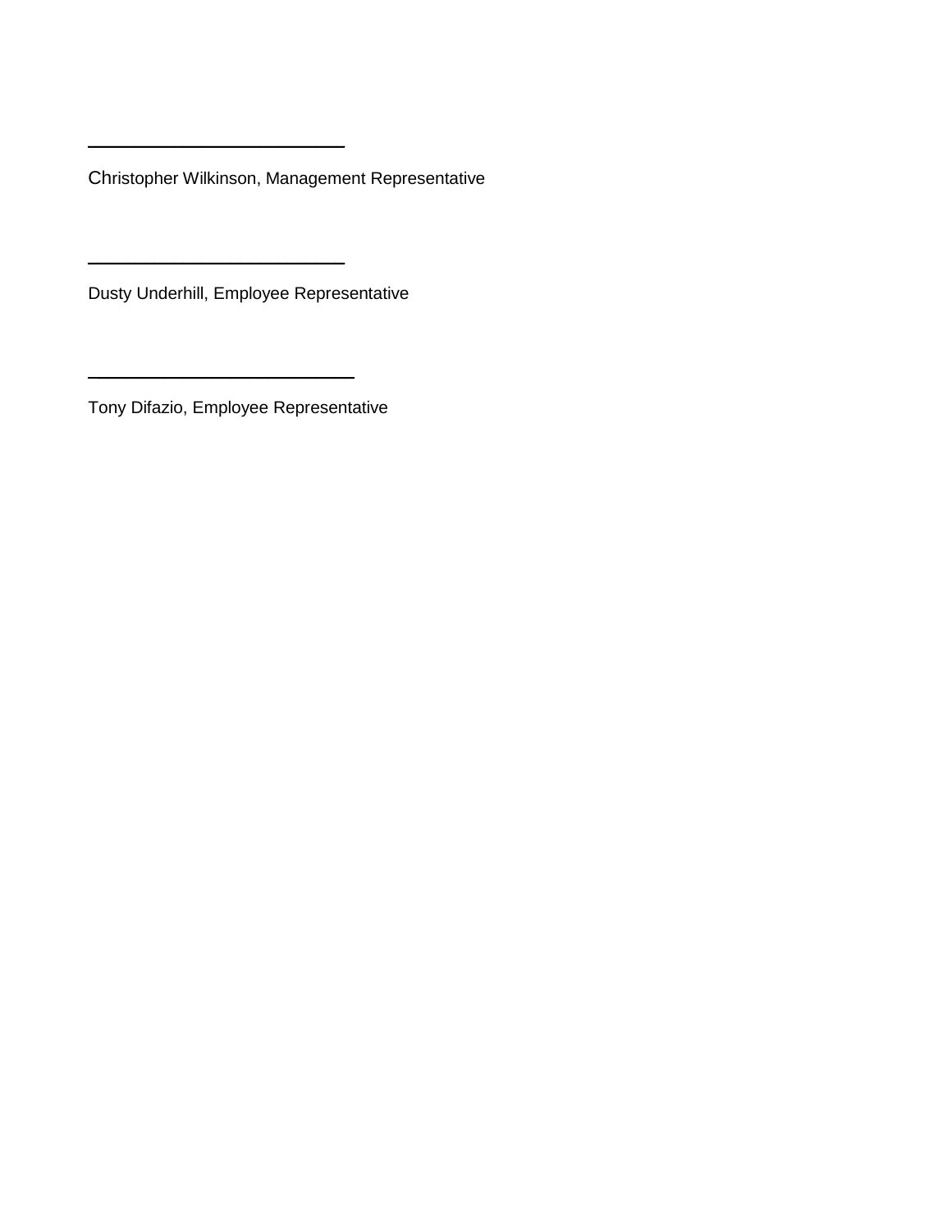\_\_\_\_\_\_\_\_\_\_\_\_\_\_\_\_\_\_\_\_\_\_\_\_\_\_

Christopher Wilkinson, Management Representative

\_\_\_\_\_\_\_\_\_\_\_\_\_\_\_\_\_\_\_\_\_\_\_\_\_\_

Dusty Underhill, Employee Representative

\_\_\_\_\_\_\_\_\_\_\_\_\_\_\_\_\_\_\_\_\_\_\_\_\_\_

Tony Difazio, Employee Representative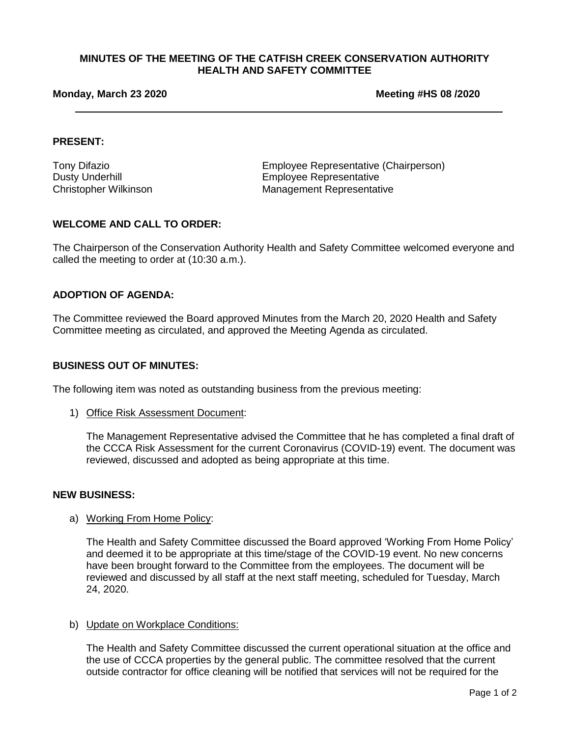**MINUTES OF THE MEETING OF THE CATFISH CREEK CONSERVATION AUTHORITY HEALTH AND SAFETY COMMITTEE**

**Monday, March 23 2020** **Meeting #HS 08 /2020**

---

**PRESENT:**

Tony Difazio Employee Representative (Chairperson)
Dusty Underhill Employee Representative
Christopher Wilkinson Management Representative

**WELCOME AND CALL TO ORDER:**

The Chairperson of the Conservation Authority Health and Safety Committee welcomed everyone and called the meeting to order at (10:30 a.m.).

**ADOPTION OF AGENDA:**

The Committee reviewed the Board approved Minutes from the March 20, 2020 Health and Safety Committee meeting as circulated, and approved the Meeting Agenda as circulated.

**BUSINESS OUT OF MINUTES:**

The following item was noted as outstanding business from the previous meeting:

1) Office Risk Assessment Document:

   The Management Representative advised the Committee that he has completed a final draft of the CCCA Risk Assessment for the current Coronavirus (COVID-19) event. The document was reviewed, discussed and adopted as being appropriate at this time.

**NEW BUSINESS:**

a) Working From Home Policy:

   The Health and Safety Committee discussed the Board approved 'Working From Home Policy' and deemed it to be appropriate at this time/stage of the COVID-19 event. No new concerns have been brought forward to the Committee from the employees. The document will be reviewed and discussed by all staff at the next staff meeting, scheduled for Tuesday, March 24, 2020.

b) Update on Workplace Conditions:

   The Health and Safety Committee discussed the current operational situation at the office and the use of CCCA properties by the general public. The committee resolved that the current outside contractor for office cleaning will be notified that services will not be required for the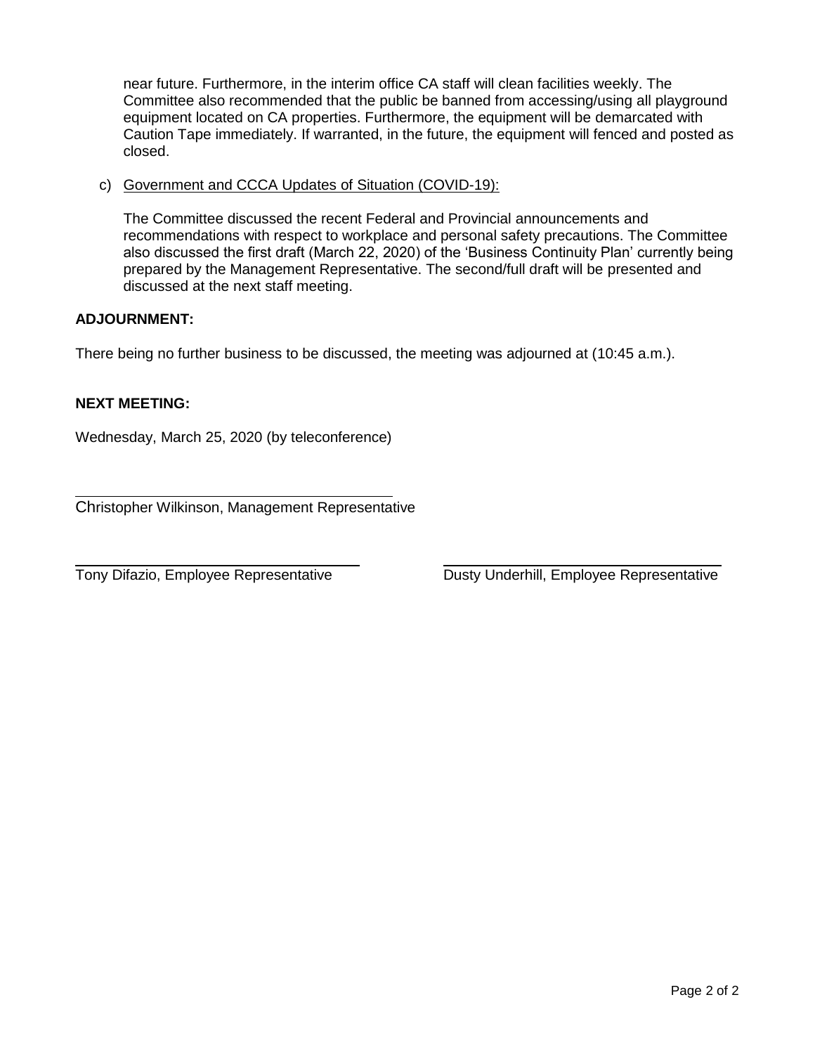near future. Furthermore, in the interim office CA staff will clean facilities weekly. The Committee also recommended that the public be banned from accessing/using all playground equipment located on CA properties. Furthermore, the equipment will be demarcated with Caution Tape immediately. If warranted, in the future, the equipment will fenced and posted as closed.

c) Government and CCCA Updates of Situation (COVID-19):

The Committee discussed the recent Federal and Provincial announcements and recommendations with respect to workplace and personal safety precautions. The Committee also discussed the first draft (March 22, 2020) of the 'Business Continuity Plan' currently being prepared by the Management Representative. The second/full draft will be presented and discussed at the next staff meeting.

**ADJOURNMENT:**

There being no further business to be discussed, the meeting was adjourned at (10:45 a.m.).

**NEXT MEETING:**

Wednesday, March 25, 2020 (by teleconference)

\_\_\_\_\_\_\_\_\_\_\_\_\_\_\_\_\_\_\_\_\_\_\_\_\_\_\_\_\_\_\_\_\_\_\_\_\_\_\_\_

Christopher Wilkinson, Management Representative

\_\_\_\_\_\_\_\_\_\_\_\_\_\_\_\_\_\_\_\_\_\_\_\_\_\_\_\_\_\_\_\_\_\_\_\_\_\_\_\_

Tony Difazio, Employee Representative

\_\_\_\_\_\_\_\_\_\_\_\_\_\_\_\_\_\_\_\_\_\_\_\_\_\_\_\_\_\_\_\_\_\_\_\_\_\_\_\_

Dusty Underhill, Employee Representative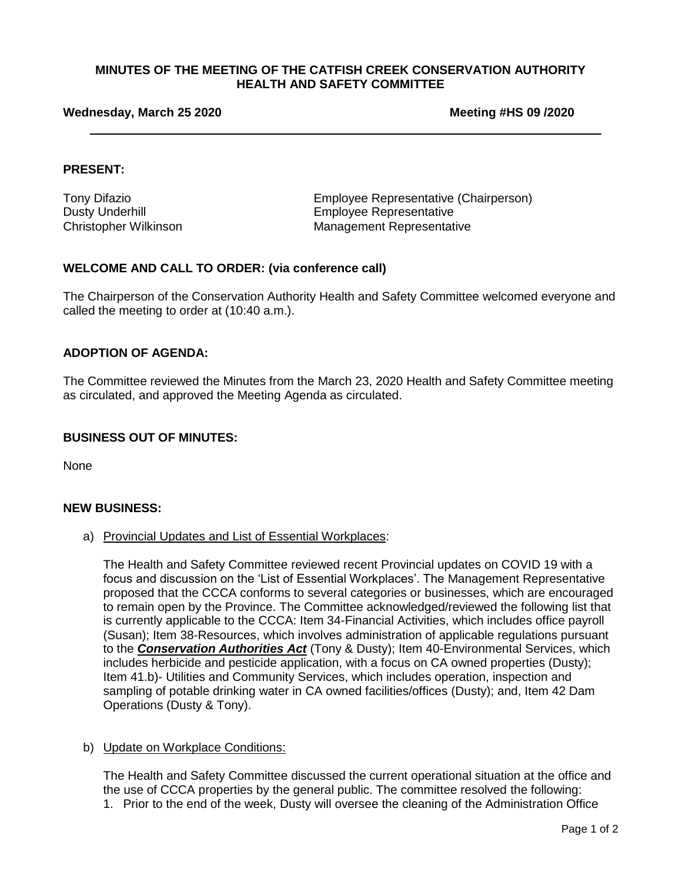**MINUTES OF THE MEETING OF THE CATFISH CREEK CONSERVATION AUTHORITY HEALTH AND SAFETY COMMITTEE**

**Wednesday, March 25 2020** **Meeting #HS 09 /2020**

---

**PRESENT:**

Tony Difazio — Employee Representative (Chairperson)
Dusty Underhill — Employee Representative
Christopher Wilkinson — Management Representative

**WELCOME AND CALL TO ORDER: (via conference call)**

The Chairperson of the Conservation Authority Health and Safety Committee welcomed everyone and called the meeting to order at (10:40 a.m.).

**ADOPTION OF AGENDA:**

The Committee reviewed the Minutes from the March 23, 2020 Health and Safety Committee meeting as circulated, and approved the Meeting Agenda as circulated.

**BUSINESS OUT OF MINUTES:**

None

**NEW BUSINESS:**

a) Provincial Updates and List of Essential Workplaces:

The Health and Safety Committee reviewed recent Provincial updates on COVID 19 with a focus and discussion on the 'List of Essential Workplaces'. The Management Representative proposed that the CCCA conforms to several categories or businesses, which are encouraged to remain open by the Province. The Committee acknowledged/reviewed the following list that is currently applicable to the CCCA: Item 34-Financial Activities, which includes office payroll (Susan); Item 38-Resources, which involves administration of applicable regulations pursuant to the ***Conservation Authorities Act*** (Tony & Dusty); Item 40-Environmental Services, which includes herbicide and pesticide application, with a focus on CA owned properties (Dusty); Item 41.b)- Utilities and Community Services, which includes operation, inspection and sampling of potable drinking water in CA owned facilities/offices (Dusty); and, Item 42 Dam Operations (Dusty & Tony).

b) Update on Workplace Conditions:

The Health and Safety Committee discussed the current operational situation at the office and the use of CCCA properties by the general public. The committee resolved the following:

1. Prior to the end of the week, Dusty will oversee the cleaning of the Administration Office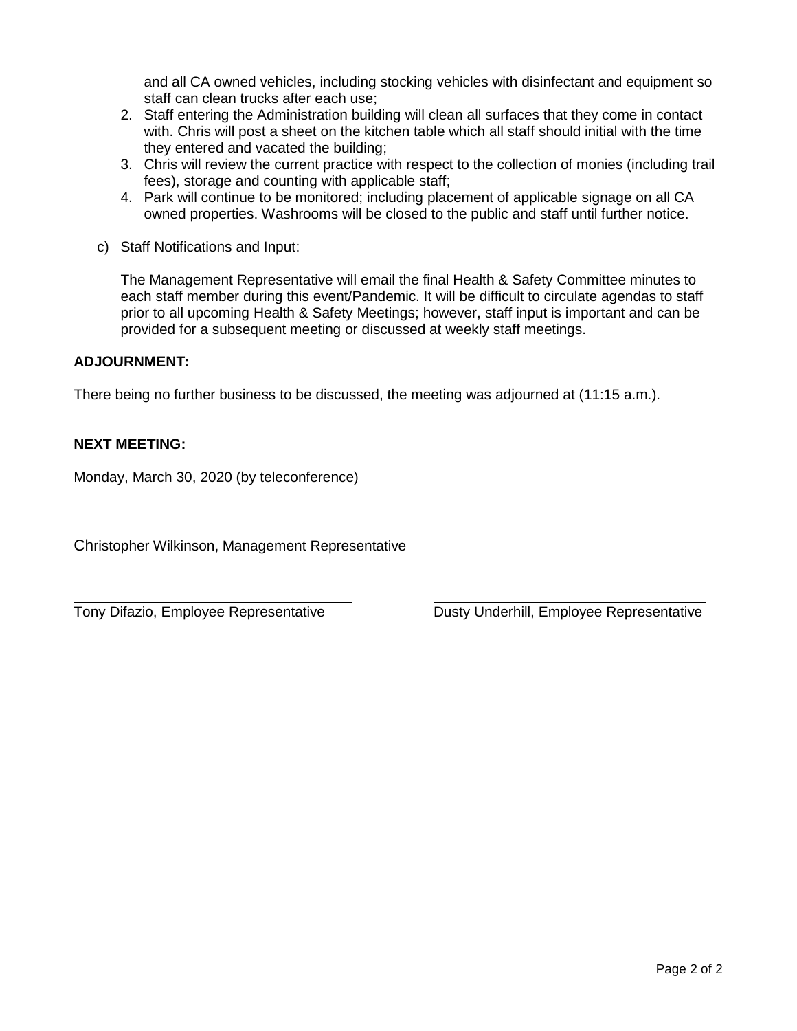and all CA owned vehicles, including stocking vehicles with disinfectant and equipment so staff can clean trucks after each use;

2. Staff entering the Administration building will clean all surfaces that they come in contact with. Chris will post a sheet on the kitchen table which all staff should initial with the time they entered and vacated the building;
3. Chris will review the current practice with respect to the collection of monies (including trail fees), storage and counting with applicable staff;
4. Park will continue to be monitored; including placement of applicable signage on all CA owned properties. Washrooms will be closed to the public and staff until further notice.

c) Staff Notifications and Input:

The Management Representative will email the final Health & Safety Committee minutes to each staff member during this event/Pandemic. It will be difficult to circulate agendas to staff prior to all upcoming Health & Safety Meetings; however, staff input is important and can be provided for a subsequent meeting or discussed at weekly staff meetings.

**ADJOURNMENT:**

There being no further business to be discussed, the meeting was adjourned at (11:15 a.m.).

**NEXT MEETING:**

Monday, March 30, 2020 (by teleconference)

Christopher Wilkinson, Management Representative

Tony Difazio, Employee Representative

Dusty Underhill, Employee Representative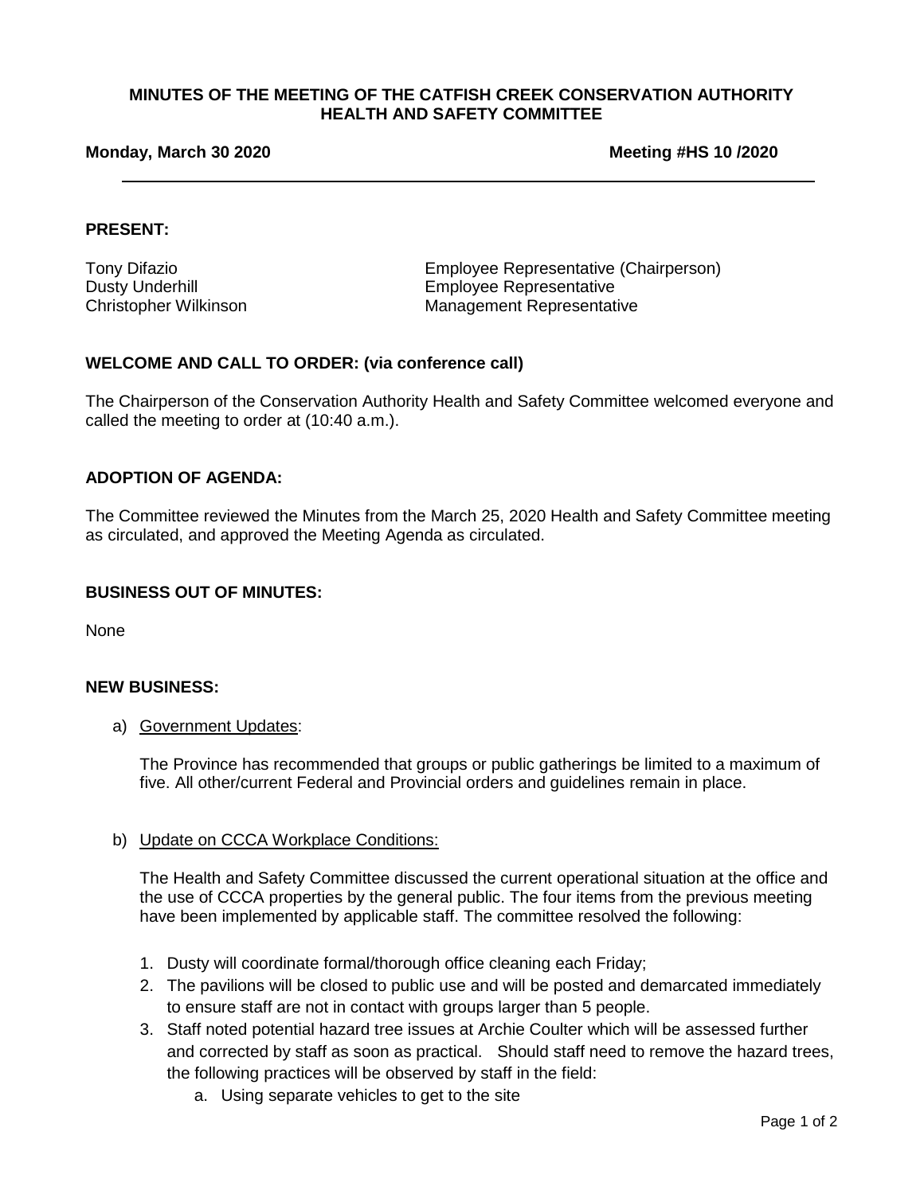**MINUTES OF THE MEETING OF THE CATFISH CREEK CONSERVATION AUTHORITY HEALTH AND SAFETY COMMITTEE**

**Monday, March 30 2020** **Meeting #HS 10 /2020**

---

**PRESENT:**

Tony Difazio Employee Representative (Chairperson)
Dusty Underhill Employee Representative
Christopher Wilkinson Management Representative

**WELCOME AND CALL TO ORDER: (via conference call)**

The Chairperson of the Conservation Authority Health and Safety Committee welcomed everyone and called the meeting to order at (10:40 a.m.).

**ADOPTION OF AGENDA:**

The Committee reviewed the Minutes from the March 25, 2020 Health and Safety Committee meeting as circulated, and approved the Meeting Agenda as circulated.

**BUSINESS OUT OF MINUTES:**

None

**NEW BUSINESS:**

a) Government Updates:

The Province has recommended that groups or public gatherings be limited to a maximum of five. All other/current Federal and Provincial orders and guidelines remain in place.

b) Update on CCCA Workplace Conditions:

The Health and Safety Committee discussed the current operational situation at the office and the use of CCCA properties by the general public. The four items from the previous meeting have been implemented by applicable staff. The committee resolved the following:

1. Dusty will coordinate formal/thorough office cleaning each Friday;
2. The pavilions will be closed to public use and will be posted and demarcated immediately to ensure staff are not in contact with groups larger than 5 people.
3. Staff noted potential hazard tree issues at Archie Coulter which will be assessed further and corrected by staff as soon as practical. Should staff need to remove the hazard trees, the following practices will be observed by staff in the field:
   a. Using separate vehicles to get to the site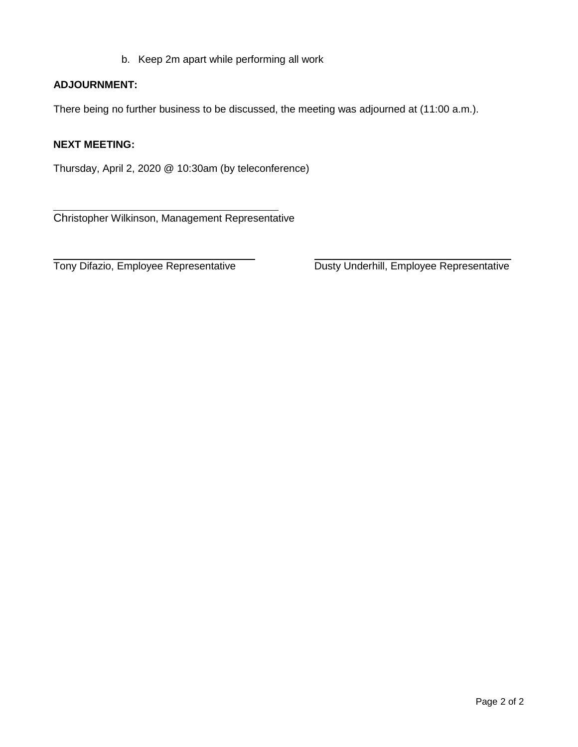b. Keep 2m apart while performing all work

**ADJOURNMENT:**

There being no further business to be discussed, the meeting was adjourned at (11:00 a.m.).

**NEXT MEETING:**

Thursday, April 2, 2020 @ 10:30am (by teleconference)

\_\_\_\_\_\_\_\_\_\_\_\_\_\_\_\_\_\_\_\_\_\_\_\_\_\_\_\_\_\_\_\_\_\_\_\_\_\_\_\_
Christopher Wilkinson, Management Representative

\_\_\_\_\_\_\_\_\_\_\_\_\_\_\_\_\_\_\_\_\_\_\_\_\_\_\_\_\_\_\_\_\_\_\_\_
Tony Difazio, Employee Representative

\_\_\_\_\_\_\_\_\_\_\_\_\_\_\_\_\_\_\_\_\_\_\_\_\_\_\_\_\_\_\_\_\_\_\_\_
Dusty Underhill, Employee Representative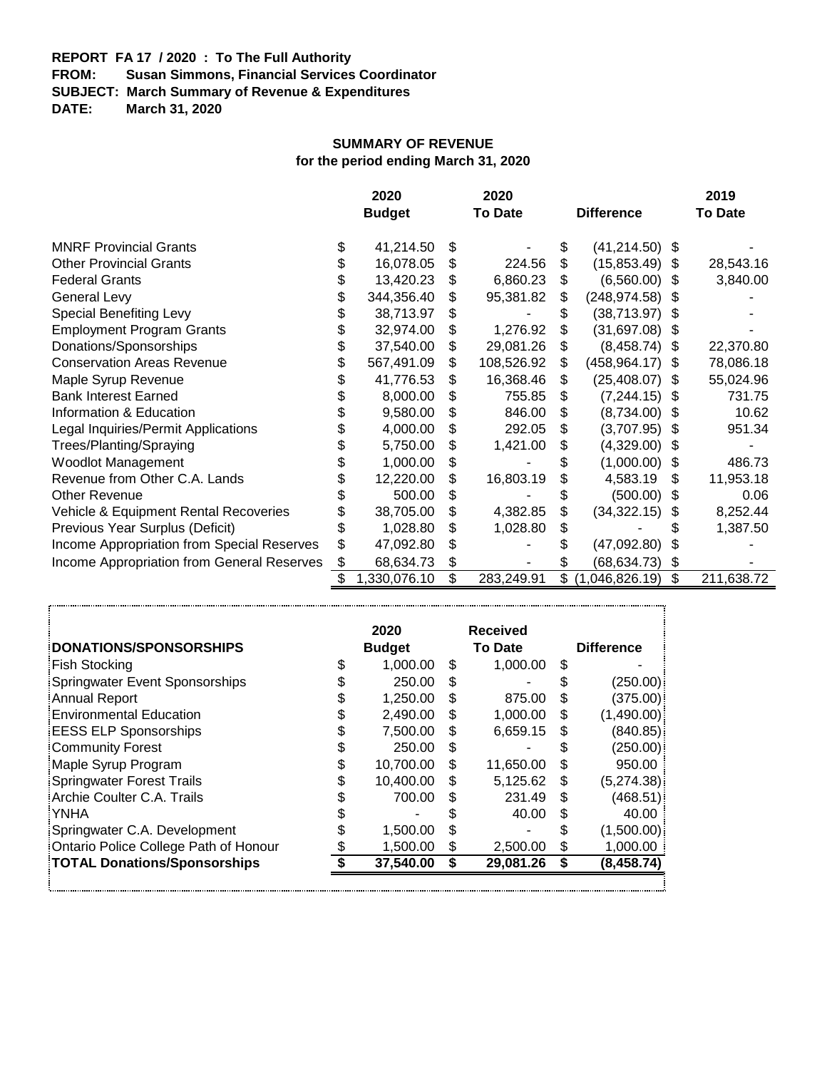**REPORT FA 17 / 2020 : To The Full Authority**
**FROM: Susan Simmons, Financial Services Coordinator**
**SUBJECT: March Summary of Revenue & Expenditures**
**DATE: March 31, 2020**

## SUMMARY OF REVENUE
### for the period ending March 31, 2020

| | 2020 Budget | 2020 To Date | Difference | 2019 To Date |
|---|---|---|---|---|
| MNRF Provincial Grants | $ 41,214.50 | $ - | $ (41,214.50) | $ - |
| Other Provincial Grants | $ 16,078.05 | $ 224.56 | $ (15,853.49) | $ 28,543.16 |
| Federal Grants | $ 13,420.23 | $ 6,860.23 | $ (6,560.00) | $ 3,840.00 |
| General Levy | $ 344,356.40 | $ 95,381.82 | $ (248,974.58) | $ - |
| Special Benefiting Levy | $ 38,713.97 | $ - | $ (38,713.97) | $ - |
| Employment Program Grants | $ 32,974.00 | $ 1,276.92 | $ (31,697.08) | $ - |
| Donations/Sponsorships | $ 37,540.00 | $ 29,081.26 | $ (8,458.74) | $ 22,370.80 |
| Conservation Areas Revenue | $ 567,491.09 | $ 108,526.92 | $ (458,964.17) | $ 78,086.18 |
| Maple Syrup Revenue | $ 41,776.53 | $ 16,368.46 | $ (25,408.07) | $ 55,024.96 |
| Bank Interest Earned | $ 8,000.00 | $ 755.85 | $ (7,244.15) | $ 731.75 |
| Information & Education | $ 9,580.00 | $ 846.00 | $ (8,734.00) | $ 10.62 |
| Legal Inquiries/Permit Applications | $ 4,000.00 | $ 292.05 | $ (3,707.95) | $ 951.34 |
| Trees/Planting/Spraying | $ 5,750.00 | $ 1,421.00 | $ (4,329.00) | $ - |
| Woodlot Management | $ 1,000.00 | $ - | $ (1,000.00) | $ 486.73 |
| Revenue from Other C.A. Lands | $ 12,220.00 | $ 16,803.19 | $ 4,583.19 | $ 11,953.18 |
| Other Revenue | $ 500.00 | $ - | $ (500.00) | $ 0.06 |
| Vehicle & Equipment Rental Recoveries | $ 38,705.00 | $ 4,382.85 | $ (34,322.15) | $ 8,252.44 |
| Previous Year Surplus (Deficit) | $ 1,028.80 | $ 1,028.80 | $ - | $ 1,387.50 |
| Income Appropriation from Special Reserves | $ 47,092.80 | $ - | $ (47,092.80) | $ - |
| Income Appropriation from General Reserves | $ 68,634.73 | $ - | $ (68,634.73) | $ - |
| | $ 1,330,076.10 | $ 283,249.91 | $ (1,046,826.19) | $ 211,638.72 |

| DONATIONS/SPONSORSHIPS | 2020 Budget | Received To Date | Difference |
|---|---|---|---|
| Fish Stocking | $ 1,000.00 | $ 1,000.00 | $ - |
| Springwater Event Sponsorships | $ 250.00 | $ - | $ (250.00) |
| Annual Report | $ 1,250.00 | $ 875.00 | $ (375.00) |
| Environmental Education | $ 2,490.00 | $ 1,000.00 | $ (1,490.00) |
| EESS ELP Sponsorships | $ 7,500.00 | $ 6,659.15 | $ (840.85) |
| Community Forest | $ 250.00 | $ - | $ (250.00) |
| Maple Syrup Program | $ 10,700.00 | $ 11,650.00 | $ 950.00 |
| Springwater Forest Trails | $ 10,400.00 | $ 5,125.62 | $ (5,274.38) |
| Archie Coulter C.A. Trails | $ 700.00 | $ 231.49 | $ (468.51) |
| YNHA | $ - | $ 40.00 | $ 40.00 |
| Springwater C.A. Development | $ 1,500.00 | $ - | $ (1,500.00) |
| Ontario Police College Path of Honour | $ 1,500.00 | $ 2,500.00 | $ 1,000.00 |
| **TOTAL Donations/Sponsorships** | **$ 37,540.00** | **$ 29,081.26** | **$ (8,458.74)** |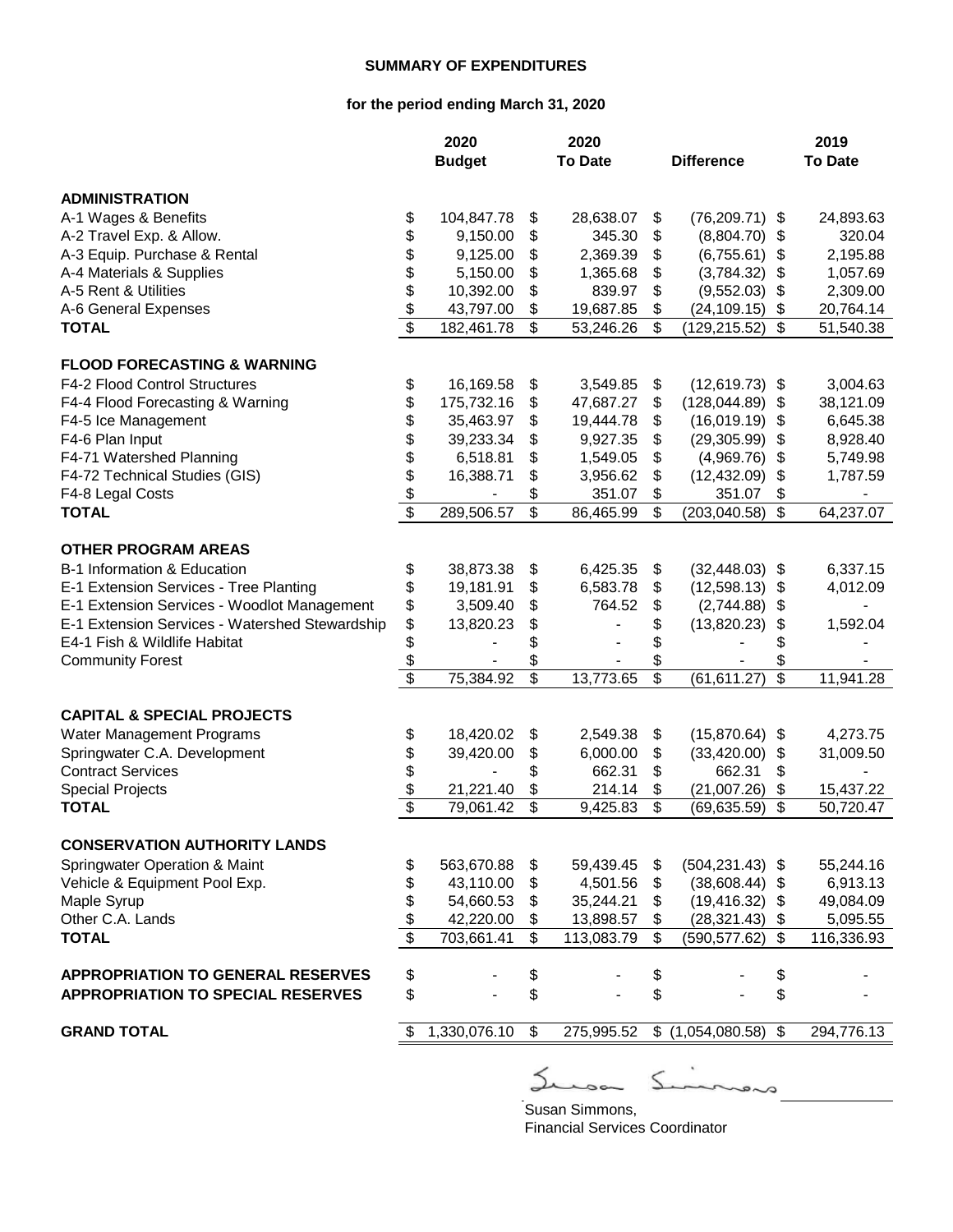**SUMMARY OF EXPENDITURES**

**for the period ending March 31, 2020**

| | 2020 Budget | 2020 To Date | Difference | 2019 To Date |
|---|---|---|---|---|
| **ADMINISTRATION** | | | | |
| A-1 Wages & Benefits | $ 104,847.78 | $ 28,638.07 | $ (76,209.71) | $ 24,893.63 |
| A-2 Travel Exp. & Allow. | $ 9,150.00 | $ 345.30 | $ (8,804.70) | $ 320.04 |
| A-3 Equip. Purchase & Rental | $ 9,125.00 | $ 2,369.39 | $ (6,755.61) | $ 2,195.88 |
| A-4 Materials & Supplies | $ 5,150.00 | $ 1,365.68 | $ (3,784.32) | $ 1,057.69 |
| A-5 Rent & Utilities | $ 10,392.00 | $ 839.97 | $ (9,552.03) | $ 2,309.00 |
| A-6 General Expenses | $ 43,797.00 | $ 19,687.85 | $ (24,109.15) | $ 20,764.14 |
| **TOTAL** | $ 182,461.78 | $ 53,246.26 | $ (129,215.52) | $ 51,540.38 |
| **FLOOD FORECASTING & WARNING** | | | | |
| F4-2 Flood Control Structures | $ 16,169.58 | $ 3,549.85 | $ (12,619.73) | $ 3,004.63 |
| F4-4 Flood Forecasting & Warning | $ 175,732.16 | $ 47,687.27 | $ (128,044.89) | $ 38,121.09 |
| F4-5 Ice Management | $ 35,463.97 | $ 19,444.78 | $ (16,019.19) | $ 6,645.38 |
| F4-6 Plan Input | $ 39,233.34 | $ 9,927.35 | $ (29,305.99) | $ 8,928.40 |
| F4-71 Watershed Planning | $ 6,518.81 | $ 1,549.05 | $ (4,969.76) | $ 5,749.98 |
| F4-72 Technical Studies (GIS) | $ 16,388.71 | $ 3,956.62 | $ (12,432.09) | $ 1,787.59 |
| F4-8 Legal Costs | $ - | $ 351.07 | $ 351.07 | $ - |
| **TOTAL** | $ 289,506.57 | $ 86,465.99 | $ (203,040.58) | $ 64,237.07 |
| **OTHER PROGRAM AREAS** | | | | |
| B-1 Information & Education | $ 38,873.38 | $ 6,425.35 | $ (32,448.03) | $ 6,337.15 |
| E-1 Extension Services - Tree Planting | $ 19,181.91 | $ 6,583.78 | $ (12,598.13) | $ 4,012.09 |
| E-1 Extension Services - Woodlot Management | $ 3,509.40 | $ 764.52 | $ (2,744.88) | $ - |
| E-1 Extension Services - Watershed Stewardship | $ 13,820.23 | $ - | $ (13,820.23) | $ 1,592.04 |
| E4-1 Fish & Wildlife Habitat | $ - | $ - | $ - | $ - |
| Community Forest | $ - | $ - | $ - | $ - |
| | $ 75,384.92 | $ 13,773.65 | $ (61,611.27) | $ 11,941.28 |
| **CAPITAL & SPECIAL PROJECTS** | | | | |
| Water Management Programs | $ 18,420.02 | $ 2,549.38 | $ (15,870.64) | $ 4,273.75 |
| Springwater C.A. Development | $ 39,420.00 | $ 6,000.00 | $ (33,420.00) | $ 31,009.50 |
| Contract Services | $ - | $ 662.31 | $ 662.31 | $ - |
| Special Projects | $ 21,221.40 | $ 214.14 | $ (21,007.26) | $ 15,437.22 |
| **TOTAL** | $ 79,061.42 | $ 9,425.83 | $ (69,635.59) | $ 50,720.47 |
| **CONSERVATION AUTHORITY LANDS** | | | | |
| Springwater Operation & Maint | $ 563,670.88 | $ 59,439.45 | $ (504,231.43) | $ 55,244.16 |
| Vehicle & Equipment Pool Exp. | $ 43,110.00 | $ 4,501.56 | $ (38,608.44) | $ 6,913.13 |
| Maple Syrup | $ 54,660.53 | $ 35,244.21 | $ (19,416.32) | $ 49,084.09 |
| Other C.A. Lands | $ 42,220.00 | $ 13,898.57 | $ (28,321.43) | $ 5,095.55 |
| **TOTAL** | $ 703,661.41 | $ 113,083.79 | $ (590,577.62) | $ 116,336.93 |
| **APPROPRIATION TO GENERAL RESERVES** | $ - | $ - | $ - | $ - |
| **APPROPRIATION TO SPECIAL RESERVES** | $ - | $ - | $ - | $ - |
| **GRAND TOTAL** | $ 1,330,076.10 | $ 275,995.52 | $ (1,054,080.58) | $ 294,776.13 |

Susan Simmons,
Financial Services Coordinator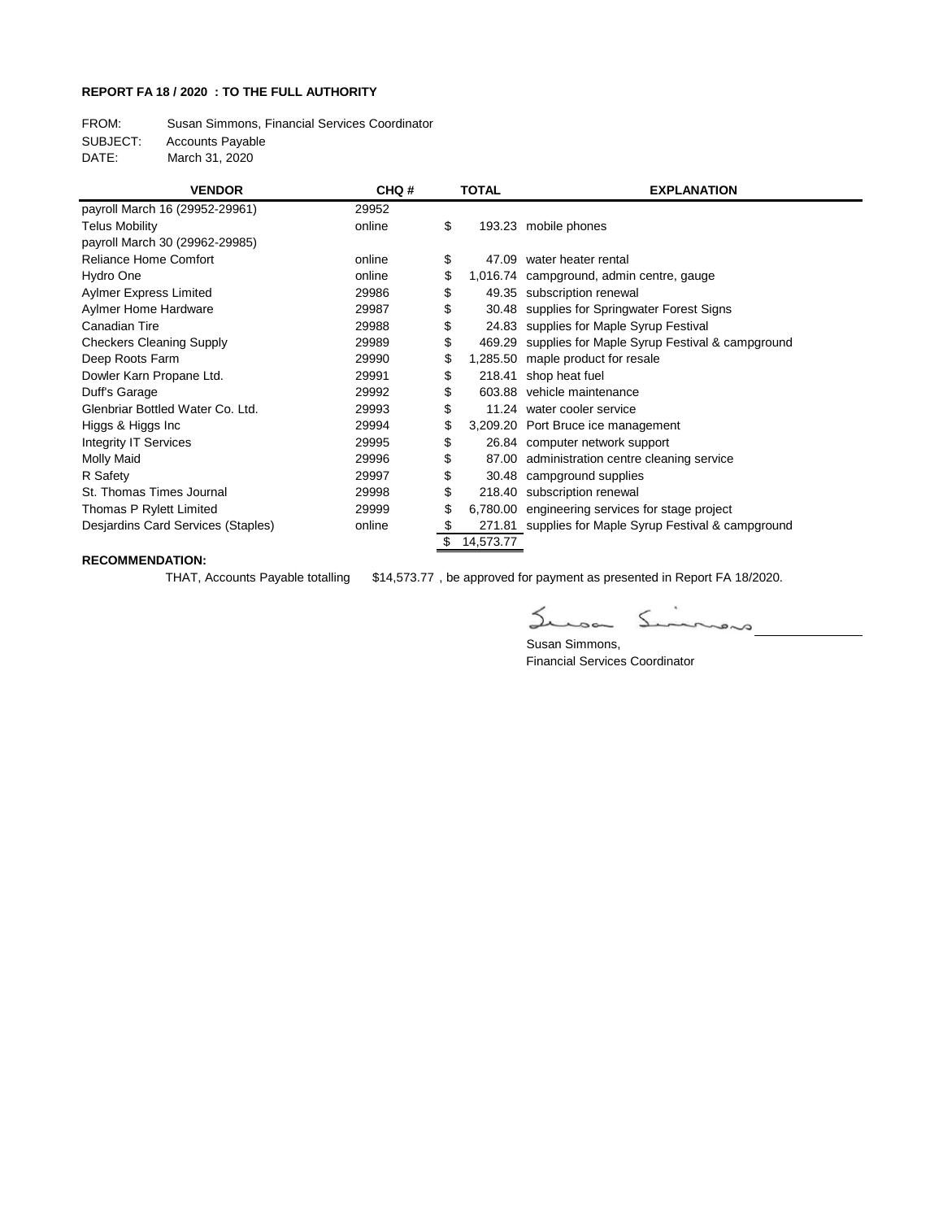**REPORT FA 18 / 2020 : TO THE FULL AUTHORITY**

FROM: Susan Simmons, Financial Services Coordinator
SUBJECT: Accounts Payable
DATE: March 31, 2020

| VENDOR | CHQ # | TOTAL | EXPLANATION |
|---|---|---|---|
| payroll March 16 (29952-29961) | 29952 | | |
| Telus Mobility | online | $ 193.23 | mobile phones |
| payroll March 30 (29962-29985) | | | |
| Reliance Home Comfort | online | $ 47.09 | water heater rental |
| Hydro One | online | $ 1,016.74 | campground, admin centre, gauge |
| Aylmer Express Limited | 29986 | $ 49.35 | subscription renewal |
| Aylmer Home Hardware | 29987 | $ 30.48 | supplies for Springwater Forest Signs |
| Canadian Tire | 29988 | $ 24.83 | supplies for Maple Syrup Festival |
| Checkers Cleaning Supply | 29989 | $ 469.29 | supplies for Maple Syrup Festival & campground |
| Deep Roots Farm | 29990 | $ 1,285.50 | maple product for resale |
| Dowler Karn Propane Ltd. | 29991 | $ 218.41 | shop heat fuel |
| Duff's Garage | 29992 | $ 603.88 | vehicle maintenance |
| Glenbriar Bottled Water Co. Ltd. | 29993 | $ 11.24 | water cooler service |
| Higgs & Higgs Inc | 29994 | $ 3,209.20 | Port Bruce ice management |
| Integrity IT Services | 29995 | $ 26.84 | computer network support |
| Molly Maid | 29996 | $ 87.00 | administration centre cleaning service |
| R Safety | 29997 | $ 30.48 | campground supplies |
| St. Thomas Times Journal | 29998 | $ 218.40 | subscription renewal |
| Thomas P Rylett Limited | 29999 | $ 6,780.00 | engineering services for stage project |
| Desjardins Card Services (Staples) | online | $ 271.81 | supplies for Maple Syrup Festival & campground |
| | | $ 14,573.77 | |

**RECOMMENDATION:**

THAT, Accounts Payable totalling $14,573.77 , be approved for payment as presented in Report FA 18/2020.

Susan Simmons,
Financial Services Coordinator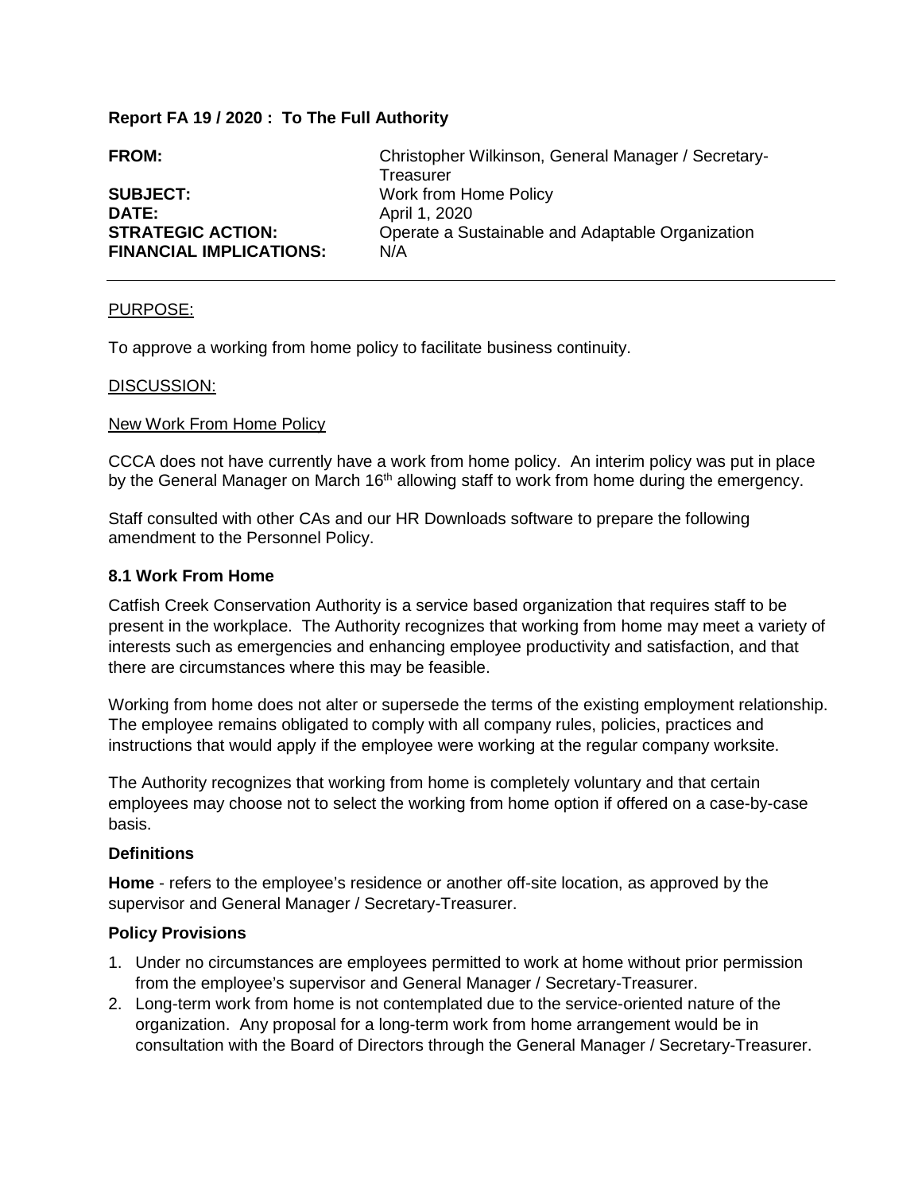**Report FA 19 / 2020 : To The Full Authority**

| | |
|---|---|
| **FROM:** | Christopher Wilkinson, General Manager / Secretary-Treasurer |
| **SUBJECT:** | Work from Home Policy |
| **DATE:** | April 1, 2020 |
| **STRATEGIC ACTION:** | Operate a Sustainable and Adaptable Organization |
| **FINANCIAL IMPLICATIONS:** | N/A |

---

PURPOSE:

To approve a working from home policy to facilitate business continuity.

DISCUSSION:

New Work From Home Policy

CCCA does not have currently have a work from home policy. An interim policy was put in place by the General Manager on March 16th allowing staff to work from home during the emergency.

Staff consulted with other CAs and our HR Downloads software to prepare the following amendment to the Personnel Policy.

**8.1 Work From Home**

Catfish Creek Conservation Authority is a service based organization that requires staff to be present in the workplace. The Authority recognizes that working from home may meet a variety of interests such as emergencies and enhancing employee productivity and satisfaction, and that there are circumstances where this may be feasible.

Working from home does not alter or supersede the terms of the existing employment relationship. The employee remains obligated to comply with all company rules, policies, practices and instructions that would apply if the employee were working at the regular company worksite.

The Authority recognizes that working from home is completely voluntary and that certain employees may choose not to select the working from home option if offered on a case-by-case basis.

**Definitions**

**Home** - refers to the employee's residence or another off-site location, as approved by the supervisor and General Manager / Secretary-Treasurer.

**Policy Provisions**

1. Under no circumstances are employees permitted to work at home without prior permission from the employee's supervisor and General Manager / Secretary-Treasurer.
2. Long-term work from home is not contemplated due to the service-oriented nature of the organization. Any proposal for a long-term work from home arrangement would be in consultation with the Board of Directors through the General Manager / Secretary-Treasurer.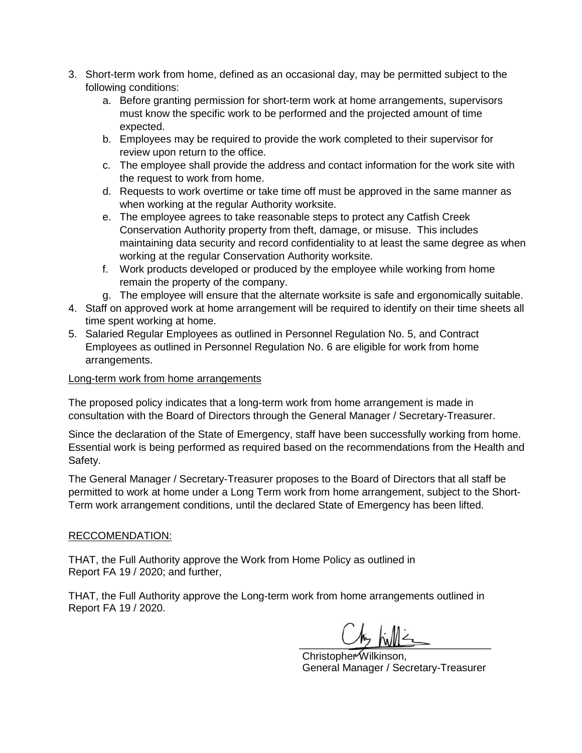3. Short-term work from home, defined as an occasional day, may be permitted subject to the following conditions:
    a. Before granting permission for short-term work at home arrangements, supervisors must know the specific work to be performed and the projected amount of time expected.
    b. Employees may be required to provide the work completed to their supervisor for review upon return to the office.
    c. The employee shall provide the address and contact information for the work site with the request to work from home.
    d. Requests to work overtime or take time off must be approved in the same manner as when working at the regular Authority worksite.
    e. The employee agrees to take reasonable steps to protect any Catfish Creek Conservation Authority property from theft, damage, or misuse. This includes maintaining data security and record confidentiality to at least the same degree as when working at the regular Conservation Authority worksite.
    f. Work products developed or produced by the employee while working from home remain the property of the company.
    g. The employee will ensure that the alternate worksite is safe and ergonomically suitable.
4. Staff on approved work at home arrangement will be required to identify on their time sheets all time spent working at home.
5. Salaried Regular Employees as outlined in Personnel Regulation No. 5, and Contract Employees as outlined in Personnel Regulation No. 6 are eligible for work from home arrangements.

<u>Long-term work from home arrangements</u>

The proposed policy indicates that a long-term work from home arrangement is made in consultation with the Board of Directors through the General Manager / Secretary-Treasurer.

Since the declaration of the State of Emergency, staff have been successfully working from home. Essential work is being performed as required based on the recommendations from the Health and Safety.

The General Manager / Secretary-Treasurer proposes to the Board of Directors that all staff be permitted to work at home under a Long Term work from home arrangement, subject to the Short-Term work arrangement conditions, until the declared State of Emergency has been lifted.

<u>RECCOMENDATION:</u>

THAT, the Full Authority approve the Work from Home Policy as outlined in Report FA 19 / 2020; and further,

THAT, the Full Authority approve the Long-term work from home arrangements outlined in Report FA 19 / 2020.

Christopher Wilkinson,
General Manager / Secretary-Treasurer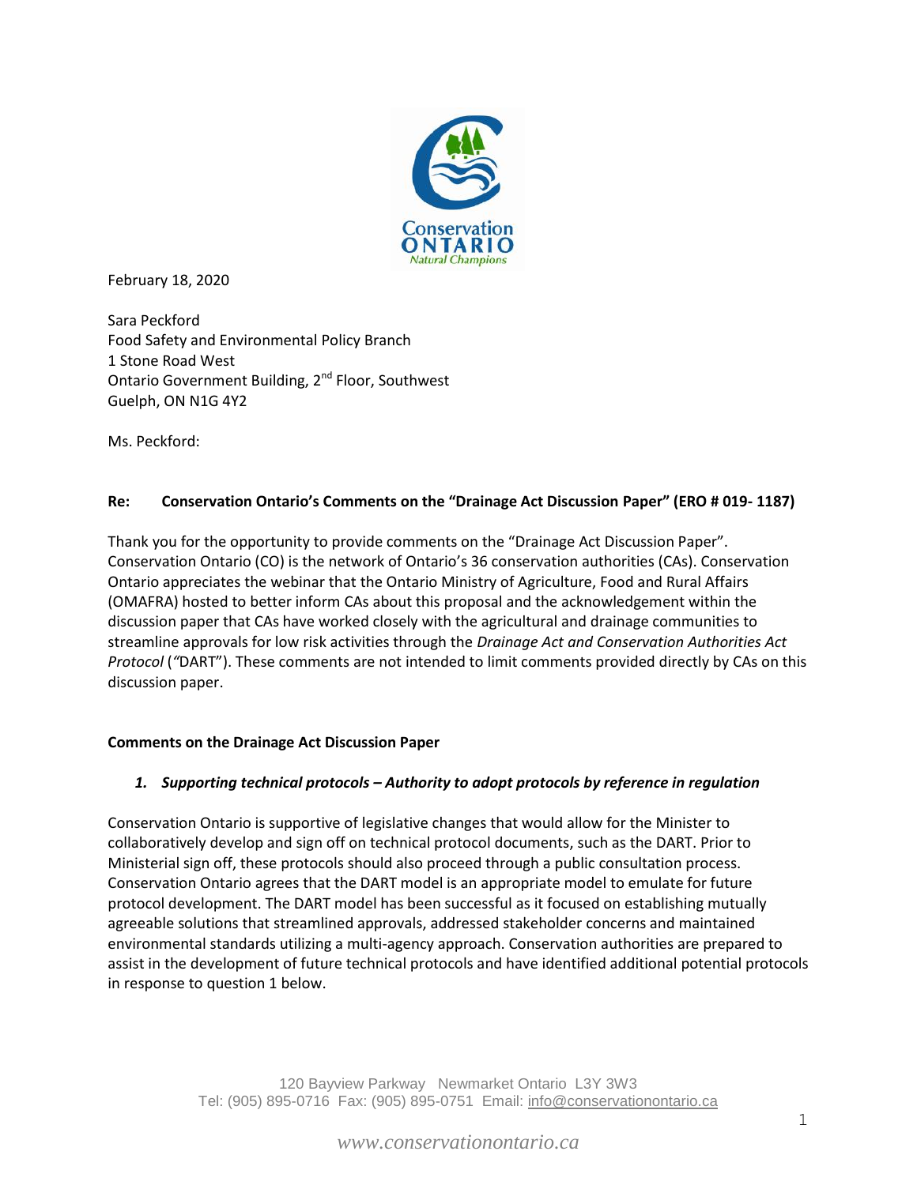February 18, 2020

Sara Peckford
Food Safety and Environmental Policy Branch
1 Stone Road West
Ontario Government Building, 2nd Floor, Southwest
Guelph, ON N1G 4Y2

Ms. Peckford:

**Re: Conservation Ontario's Comments on the "Drainage Act Discussion Paper" (ERO # 019- 1187)**

Thank you for the opportunity to provide comments on the "Drainage Act Discussion Paper". Conservation Ontario (CO) is the network of Ontario's 36 conservation authorities (CAs). Conservation Ontario appreciates the webinar that the Ontario Ministry of Agriculture, Food and Rural Affairs (OMAFRA) hosted to better inform CAs about this proposal and the acknowledgement within the discussion paper that CAs have worked closely with the agricultural and drainage communities to streamline approvals for low risk activities through the *Drainage Act and Conservation Authorities Act Protocol* (*"*DART"). These comments are not intended to limit comments provided directly by CAs on this discussion paper.

**Comments on the Drainage Act Discussion Paper**

***1. Supporting technical protocols – Authority to adopt protocols by reference in regulation***

Conservation Ontario is supportive of legislative changes that would allow for the Minister to collaboratively develop and sign off on technical protocol documents, such as the DART. Prior to Ministerial sign off, these protocols should also proceed through a public consultation process. Conservation Ontario agrees that the DART model is an appropriate model to emulate for future protocol development. The DART model has been successful as it focused on establishing mutually agreeable solutions that streamlined approvals, addressed stakeholder concerns and maintained environmental standards utilizing a multi-agency approach. Conservation authorities are prepared to assist in the development of future technical protocols and have identified additional potential protocols in response to question 1 below.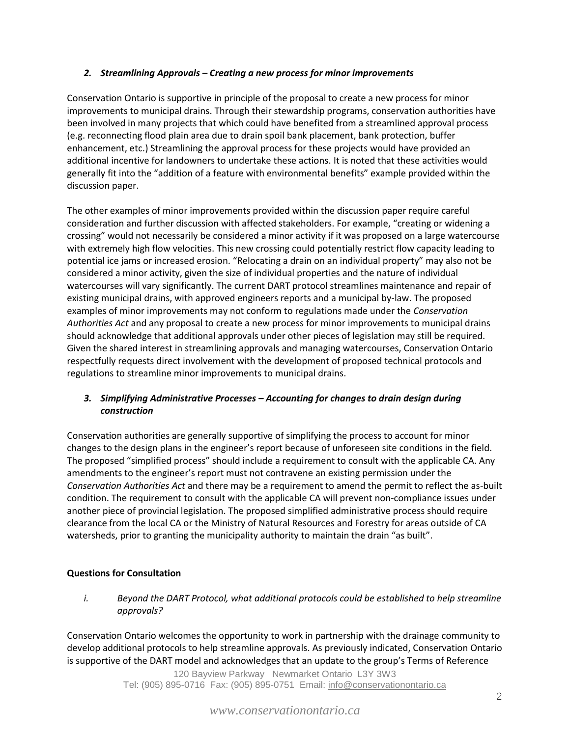### *2. Streamlining Approvals – Creating a new process for minor improvements*

Conservation Ontario is supportive in principle of the proposal to create a new process for minor improvements to municipal drains. Through their stewardship programs, conservation authorities have been involved in many projects that which could have benefited from a streamlined approval process (e.g. reconnecting flood plain area due to drain spoil bank placement, bank protection, buffer enhancement, etc.) Streamlining the approval process for these projects would have provided an additional incentive for landowners to undertake these actions. It is noted that these activities would generally fit into the "addition of a feature with environmental benefits" example provided within the discussion paper.

The other examples of minor improvements provided within the discussion paper require careful consideration and further discussion with affected stakeholders. For example, "creating or widening a crossing" would not necessarily be considered a minor activity if it was proposed on a large watercourse with extremely high flow velocities. This new crossing could potentially restrict flow capacity leading to potential ice jams or increased erosion. "Relocating a drain on an individual property" may also not be considered a minor activity, given the size of individual properties and the nature of individual watercourses will vary significantly. The current DART protocol streamlines maintenance and repair of existing municipal drains, with approved engineers reports and a municipal by-law. The proposed examples of minor improvements may not conform to regulations made under the *Conservation Authorities Act* and any proposal to create a new process for minor improvements to municipal drains should acknowledge that additional approvals under other pieces of legislation may still be required. Given the shared interest in streamlining approvals and managing watercourses, Conservation Ontario respectfully requests direct involvement with the development of proposed technical protocols and regulations to streamline minor improvements to municipal drains.

### *3. Simplifying Administrative Processes – Accounting for changes to drain design during construction*

Conservation authorities are generally supportive of simplifying the process to account for minor changes to the design plans in the engineer's report because of unforeseen site conditions in the field. The proposed "simplified process" should include a requirement to consult with the applicable CA. Any amendments to the engineer's report must not contravene an existing permission under the *Conservation Authorities Act* and there may be a requirement to amend the permit to reflect the as-built condition. The requirement to consult with the applicable CA will prevent non-compliance issues under another piece of provincial legislation. The proposed simplified administrative process should require clearance from the local CA or the Ministry of Natural Resources and Forestry for areas outside of CA watersheds, prior to granting the municipality authority to maintain the drain "as built".

### Questions for Consultation

*i. Beyond the DART Protocol, what additional protocols could be established to help streamline approvals?*

Conservation Ontario welcomes the opportunity to work in partnership with the drainage community to develop additional protocols to help streamline approvals. As previously indicated, Conservation Ontario is supportive of the DART model and acknowledges that an update to the group's Terms of Reference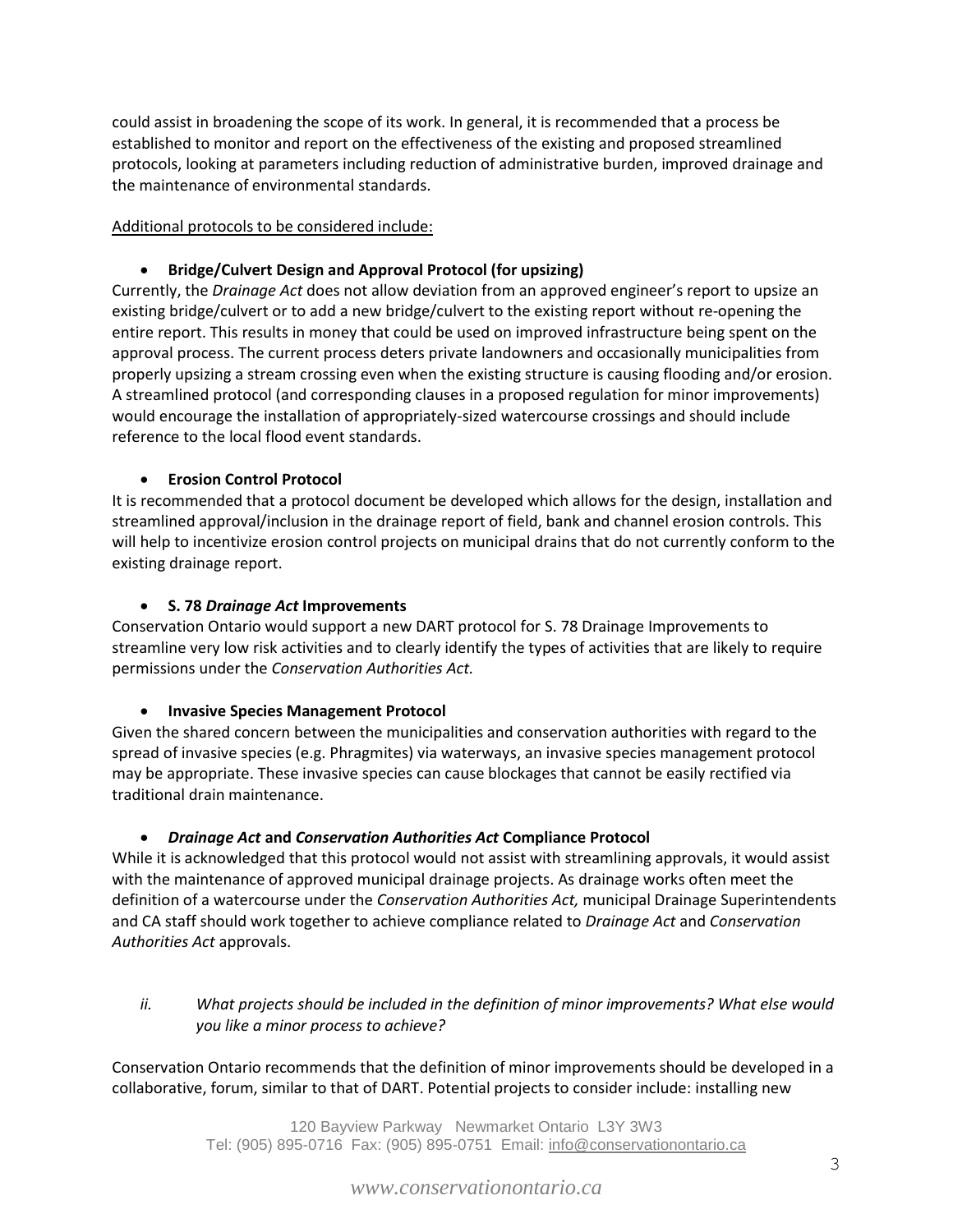could assist in broadening the scope of its work. In general, it is recommended that a process be established to monitor and report on the effectiveness of the existing and proposed streamlined protocols, looking at parameters including reduction of administrative burden, improved drainage and the maintenance of environmental standards.

Additional protocols to be considered include:

- **Bridge/Culvert Design and Approval Protocol (for upsizing)**

Currently, the *Drainage Act* does not allow deviation from an approved engineer's report to upsize an existing bridge/culvert or to add a new bridge/culvert to the existing report without re-opening the entire report. This results in money that could be used on improved infrastructure being spent on the approval process. The current process deters private landowners and occasionally municipalities from properly upsizing a stream crossing even when the existing structure is causing flooding and/or erosion. A streamlined protocol (and corresponding clauses in a proposed regulation for minor improvements) would encourage the installation of appropriately-sized watercourse crossings and should include reference to the local flood event standards.

- **Erosion Control Protocol**

It is recommended that a protocol document be developed which allows for the design, installation and streamlined approval/inclusion in the drainage report of field, bank and channel erosion controls. This will help to incentivize erosion control projects on municipal drains that do not currently conform to the existing drainage report.

- **S. 78 *Drainage Act* Improvements**

Conservation Ontario would support a new DART protocol for S. 78 Drainage Improvements to streamline very low risk activities and to clearly identify the types of activities that are likely to require permissions under the *Conservation Authorities Act.*

- **Invasive Species Management Protocol**

Given the shared concern between the municipalities and conservation authorities with regard to the spread of invasive species (e.g. Phragmites) via waterways, an invasive species management protocol may be appropriate. These invasive species can cause blockages that cannot be easily rectified via traditional drain maintenance.

- ***Drainage Act* and *Conservation Authorities Act* Compliance Protocol**

While it is acknowledged that this protocol would not assist with streamlining approvals, it would assist with the maintenance of approved municipal drainage projects. As drainage works often meet the definition of a watercourse under the *Conservation Authorities Act,* municipal Drainage Superintendents and CA staff should work together to achieve compliance related to *Drainage Act* and *Conservation Authorities Act* approvals.

*ii. What projects should be included in the definition of minor improvements? What else would you like a minor process to achieve?*

Conservation Ontario recommends that the definition of minor improvements should be developed in a collaborative, forum, similar to that of DART. Potential projects to consider include: installing new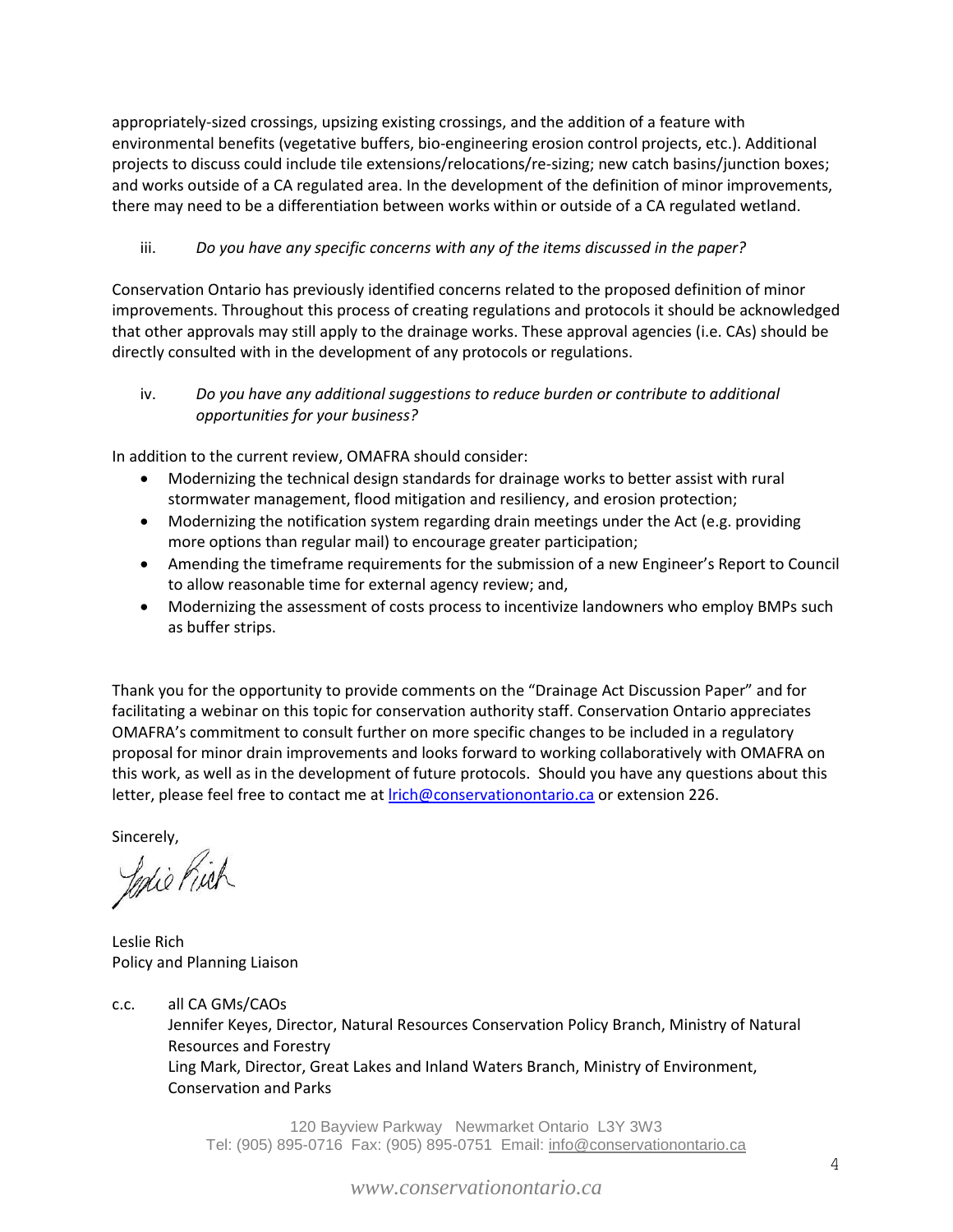appropriately-sized crossings, upsizing existing crossings, and the addition of a feature with environmental benefits (vegetative buffers, bio-engineering erosion control projects, etc.). Additional projects to discuss could include tile extensions/relocations/re-sizing; new catch basins/junction boxes; and works outside of a CA regulated area. In the development of the definition of minor improvements, there may need to be a differentiation between works within or outside of a CA regulated wetland.

iii. *Do you have any specific concerns with any of the items discussed in the paper?*

Conservation Ontario has previously identified concerns related to the proposed definition of minor improvements. Throughout this process of creating regulations and protocols it should be acknowledged that other approvals may still apply to the drainage works. These approval agencies (i.e. CAs) should be directly consulted with in the development of any protocols or regulations.

iv. *Do you have any additional suggestions to reduce burden or contribute to additional opportunities for your business?*

In addition to the current review, OMAFRA should consider:

- Modernizing the technical design standards for drainage works to better assist with rural stormwater management, flood mitigation and resiliency, and erosion protection;
- Modernizing the notification system regarding drain meetings under the Act (e.g. providing more options than regular mail) to encourage greater participation;
- Amending the timeframe requirements for the submission of a new Engineer's Report to Council to allow reasonable time for external agency review; and,
- Modernizing the assessment of costs process to incentivize landowners who employ BMPs such as buffer strips.

Thank you for the opportunity to provide comments on the "Drainage Act Discussion Paper" and for facilitating a webinar on this topic for conservation authority staff. Conservation Ontario appreciates OMAFRA's commitment to consult further on more specific changes to be included in a regulatory proposal for minor drain improvements and looks forward to working collaboratively with OMAFRA on this work, as well as in the development of future protocols. Should you have any questions about this letter, please feel free to contact me at lrich@conservationontario.ca or extension 226.

Sincerely,

Leslie Rich
Policy and Planning Liaison

c.c. all CA GMs/CAOs
Jennifer Keyes, Director, Natural Resources Conservation Policy Branch, Ministry of Natural Resources and Forestry
Ling Mark, Director, Great Lakes and Inland Waters Branch, Ministry of Environment, Conservation and Parks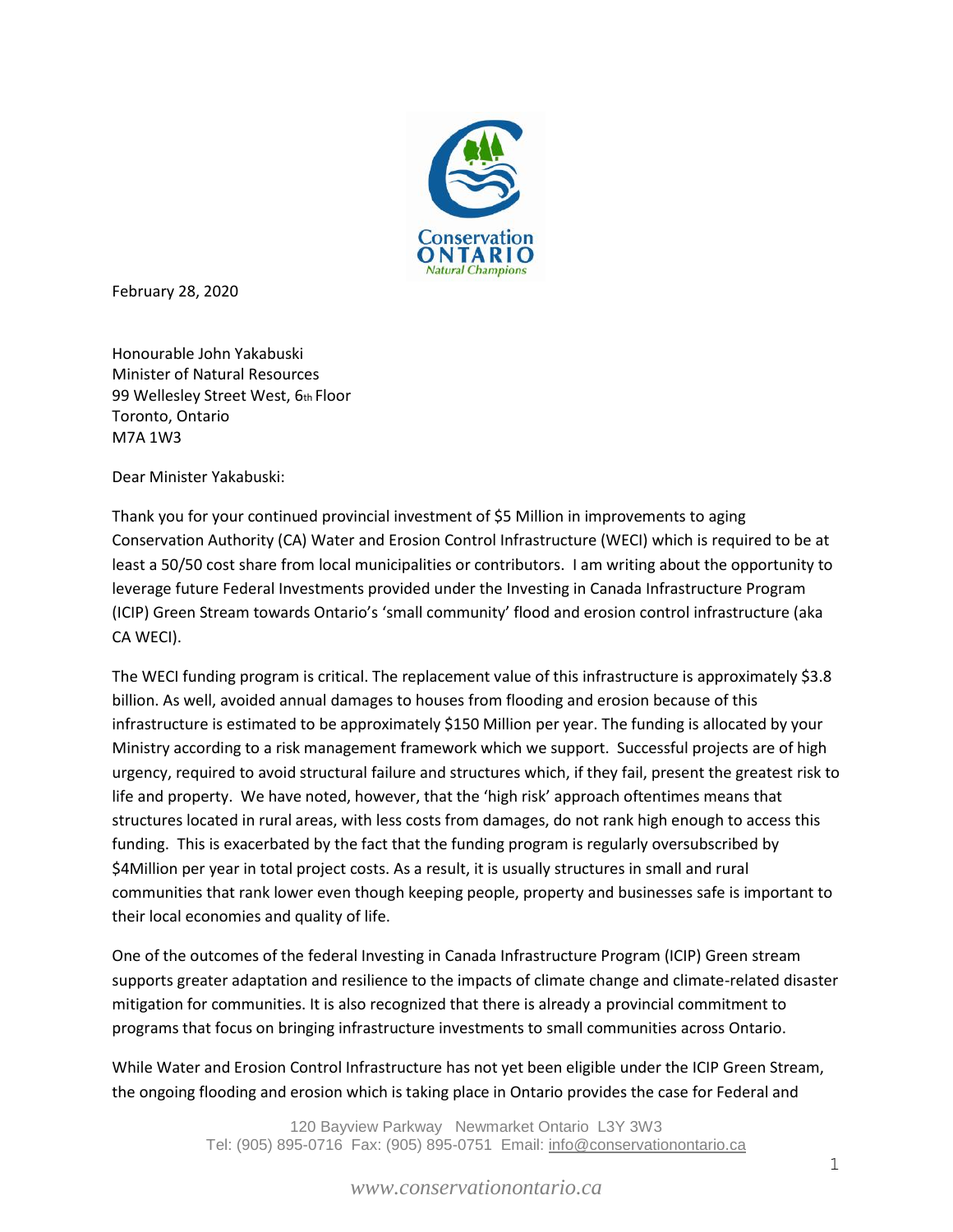February 28, 2020

Honourable John Yakabuski
Minister of Natural Resources
99 Wellesley Street West, 6th Floor
Toronto, Ontario
M7A 1W3

Dear Minister Yakabuski:

Thank you for your continued provincial investment of $5 Million in improvements to aging Conservation Authority (CA) Water and Erosion Control Infrastructure (WECI) which is required to be at least a 50/50 cost share from local municipalities or contributors. I am writing about the opportunity to leverage future Federal Investments provided under the Investing in Canada Infrastructure Program (ICIP) Green Stream towards Ontario's 'small community' flood and erosion control infrastructure (aka CA WECI).

The WECI funding program is critical. The replacement value of this infrastructure is approximately $3.8 billion. As well, avoided annual damages to houses from flooding and erosion because of this infrastructure is estimated to be approximately $150 Million per year. The funding is allocated by your Ministry according to a risk management framework which we support. Successful projects are of high urgency, required to avoid structural failure and structures which, if they fail, present the greatest risk to life and property. We have noted, however, that the 'high risk' approach oftentimes means that structures located in rural areas, with less costs from damages, do not rank high enough to access this funding. This is exacerbated by the fact that the funding program is regularly oversubscribed by $4Million per year in total project costs. As a result, it is usually structures in small and rural communities that rank lower even though keeping people, property and businesses safe is important to their local economies and quality of life.

One of the outcomes of the federal Investing in Canada Infrastructure Program (ICIP) Green stream supports greater adaptation and resilience to the impacts of climate change and climate-related disaster mitigation for communities. It is also recognized that there is already a provincial commitment to programs that focus on bringing infrastructure investments to small communities across Ontario.

While Water and Erosion Control Infrastructure has not yet been eligible under the ICIP Green Stream, the ongoing flooding and erosion which is taking place in Ontario provides the case for Federal and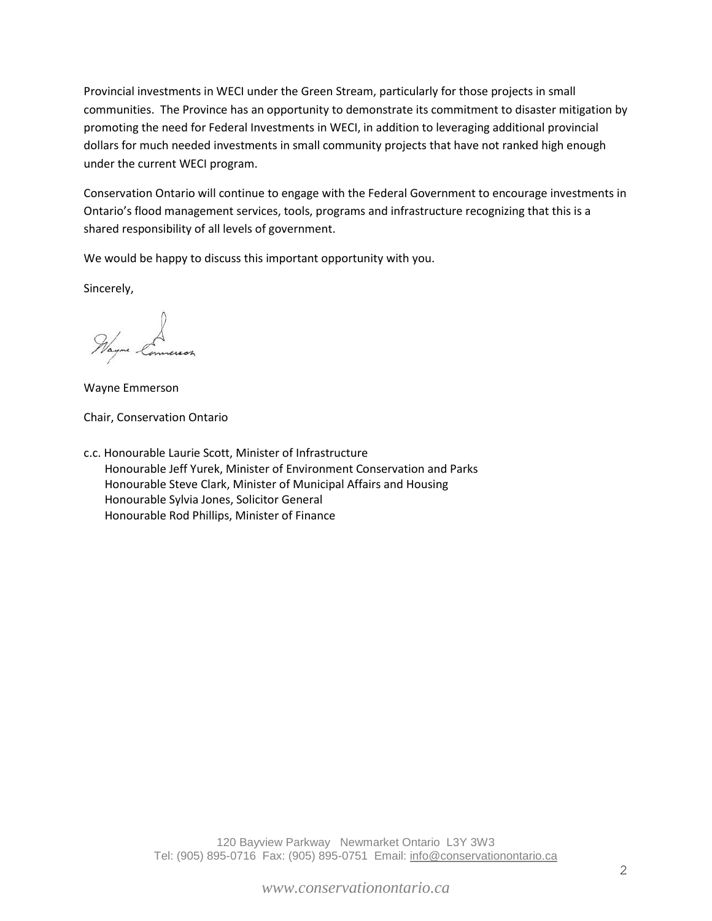Provincial investments in WECI under the Green Stream, particularly for those projects in small communities. The Province has an opportunity to demonstrate its commitment to disaster mitigation by promoting the need for Federal Investments in WECI, in addition to leveraging additional provincial dollars for much needed investments in small community projects that have not ranked high enough under the current WECI program.

Conservation Ontario will continue to engage with the Federal Government to encourage investments in Ontario's flood management services, tools, programs and infrastructure recognizing that this is a shared responsibility of all levels of government.

We would be happy to discuss this important opportunity with you.

Sincerely,

Wayne Emmerson

Chair, Conservation Ontario

c.c. Honourable Laurie Scott, Minister of Infrastructure
Honourable Jeff Yurek, Minister of Environment Conservation and Parks
Honourable Steve Clark, Minister of Municipal Affairs and Housing
Honourable Sylvia Jones, Solicitor General
Honourable Rod Phillips, Minister of Finance

120 Bayview Parkway Newmarket Ontario L3Y 3W3
Tel: (905) 895-0716 Fax: (905) 895-0751 Email: info@conservationontario.ca

*www.conservationontario.ca*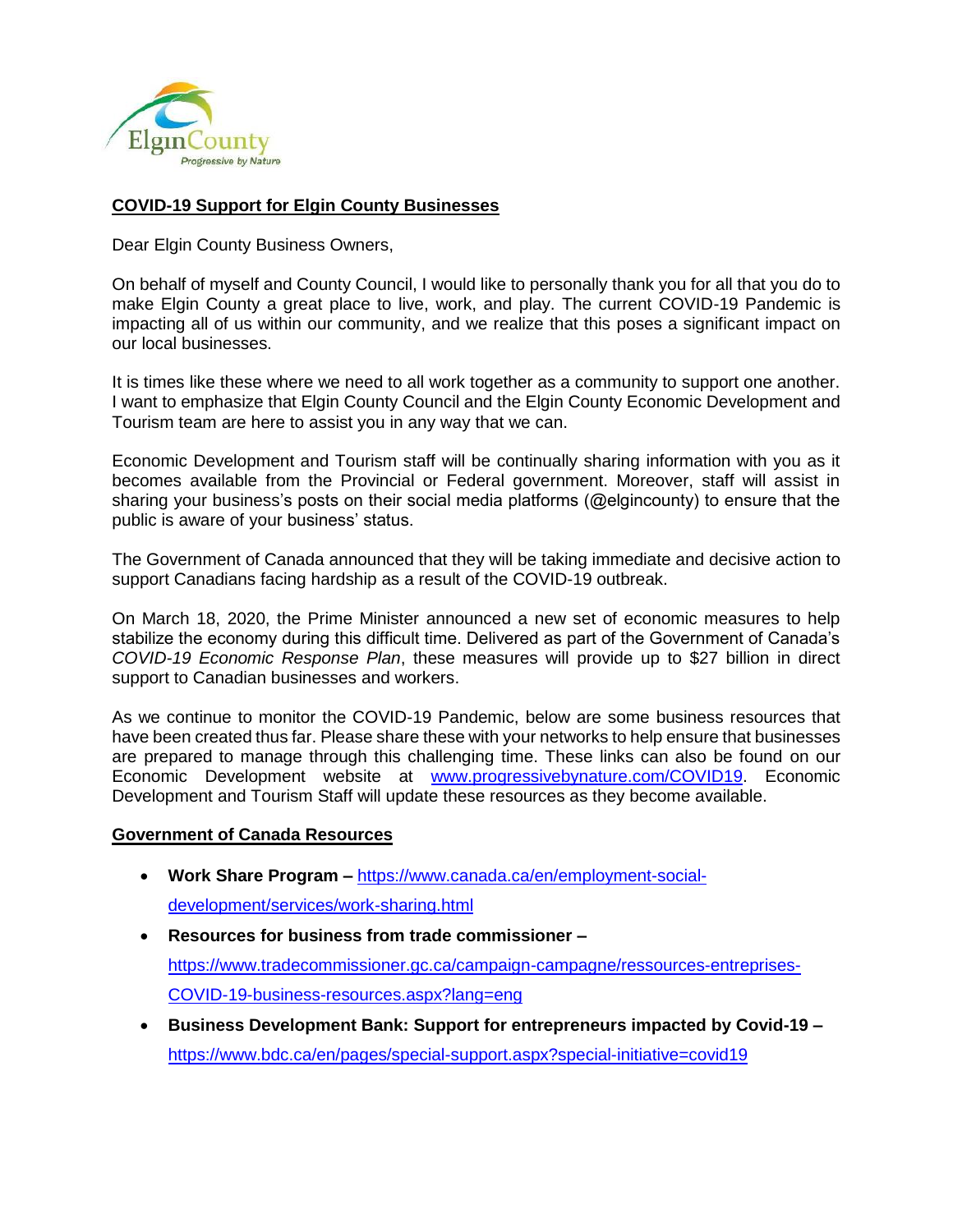ElginCounty
*Progressive by Nature*

**COVID-19 Support for Elgin County Businesses**

Dear Elgin County Business Owners,

On behalf of myself and County Council, I would like to personally thank you for all that you do to make Elgin County a great place to live, work, and play. The current COVID-19 Pandemic is impacting all of us within our community, and we realize that this poses a significant impact on our local businesses.

It is times like these where we need to all work together as a community to support one another. I want to emphasize that Elgin County Council and the Elgin County Economic Development and Tourism team are here to assist you in any way that we can.

Economic Development and Tourism staff will be continually sharing information with you as it becomes available from the Provincial or Federal government. Moreover, staff will assist in sharing your business's posts on their social media platforms (@elgincounty) to ensure that the public is aware of your business' status.

The Government of Canada announced that they will be taking immediate and decisive action to support Canadians facing hardship as a result of the COVID-19 outbreak.

On March 18, 2020, the Prime Minister announced a new set of economic measures to help stabilize the economy during this difficult time. Delivered as part of the Government of Canada's *COVID-19 Economic Response Plan*, these measures will provide up to $27 billion in direct support to Canadian businesses and workers.

As we continue to monitor the COVID-19 Pandemic, below are some business resources that have been created thus far. Please share these with your networks to help ensure that businesses are prepared to manage through this challenging time. These links can also be found on our Economic Development website at www.progressivebynature.com/COVID19. Economic Development and Tourism Staff will update these resources as they become available.

**Government of Canada Resources**

- **Work Share Program –** https://www.canada.ca/en/employment-social-development/services/work-sharing.html
- **Resources for business from trade commissioner –** https://www.tradecommissioner.gc.ca/campaign-campagne/ressources-entreprises-COVID-19-business-resources.aspx?lang=eng
- **Business Development Bank: Support for entrepreneurs impacted by Covid-19 –** https://www.bdc.ca/en/pages/special-support.aspx?special-initiative=covid19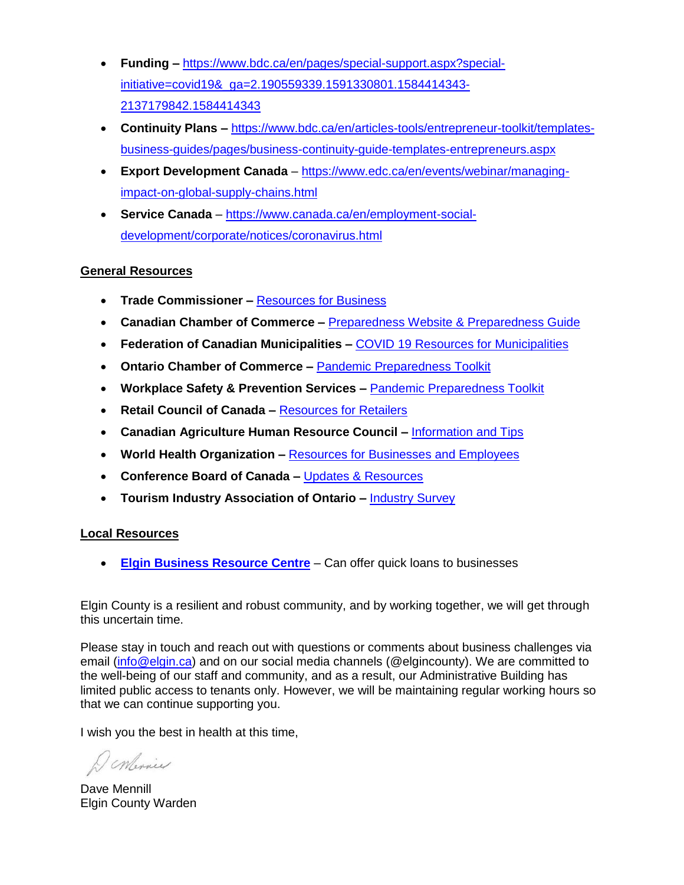- **Funding –** https://www.bdc.ca/en/pages/special-support.aspx?special-initiative=covid19&_ga=2.190559339.1591330801.1584414343-2137179842.1584414343
- **Continuity Plans –** https://www.bdc.ca/en/articles-tools/entrepreneur-toolkit/templates-business-guides/pages/business-continuity-guide-templates-entrepreneurs.aspx
- **Export Development Canada** – https://www.edc.ca/en/events/webinar/managing-impact-on-global-supply-chains.html
- **Service Canada** – https://www.canada.ca/en/employment-social-development/corporate/notices/coronavirus.html

**General Resources**

- **Trade Commissioner –** Resources for Business
- **Canadian Chamber of Commerce –** Preparedness Website & Preparedness Guide
- **Federation of Canadian Municipalities –** COVID 19 Resources for Municipalities
- **Ontario Chamber of Commerce –** Pandemic Preparedness Toolkit
- **Workplace Safety & Prevention Services –** Pandemic Preparedness Toolkit
- **Retail Council of Canada –** Resources for Retailers
- **Canadian Agriculture Human Resource Council –** Information and Tips
- **World Health Organization –** Resources for Businesses and Employees
- **Conference Board of Canada –** Updates & Resources
- **Tourism Industry Association of Ontario –** Industry Survey

**Local Resources**

- **Elgin Business Resource Centre** – Can offer quick loans to businesses

Elgin County is a resilient and robust community, and by working together, we will get through this uncertain time.

Please stay in touch and reach out with questions or comments about business challenges via email (info@elgin.ca) and on our social media channels (@elgincounty). We are committed to the well-being of our staff and community, and as a result, our Administrative Building has limited public access to tenants only. However, we will be maintaining regular working hours so that we can continue supporting you.

I wish you the best in health at this time,

Dave Mennill
Elgin County Warden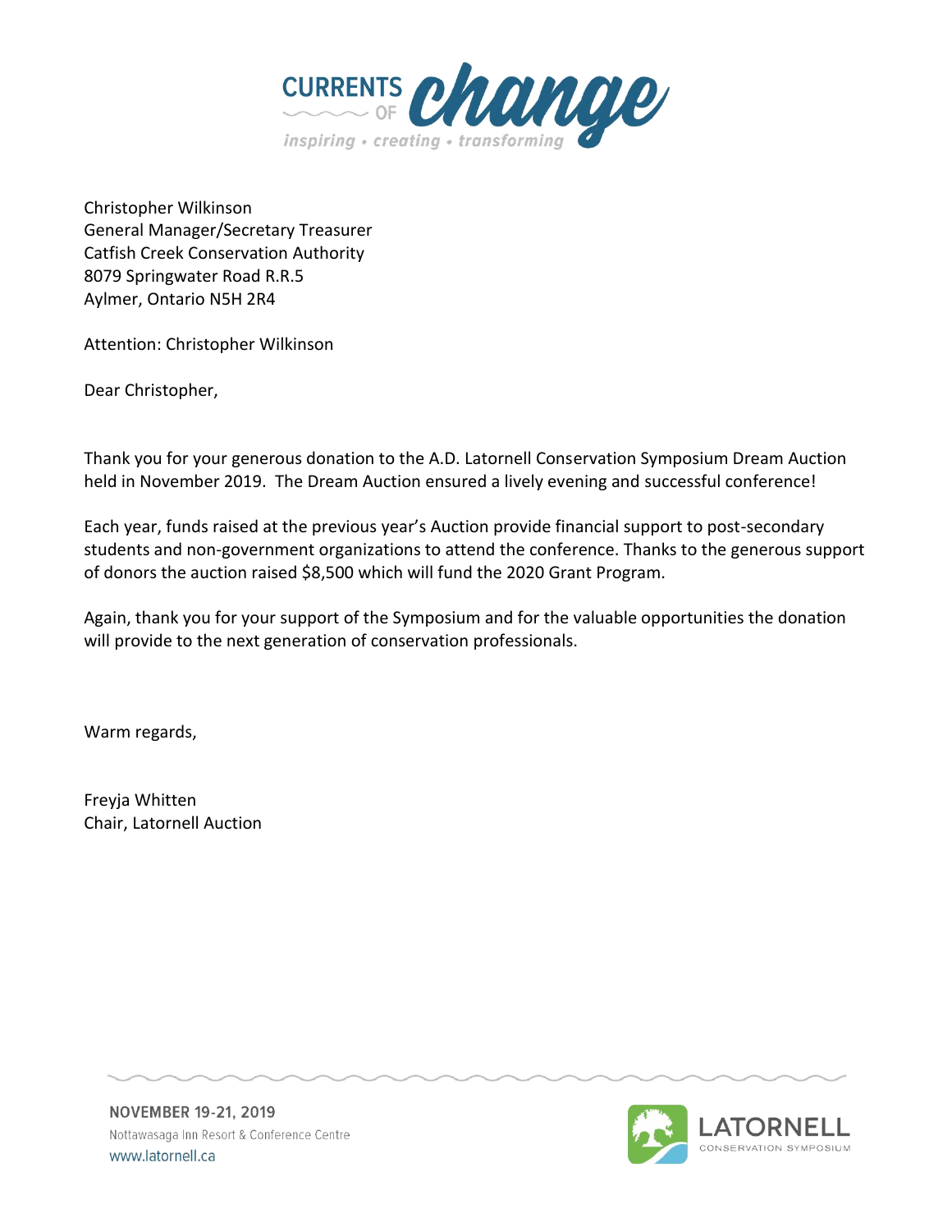CURRENTS OF change
*inspiring • creating • transforming*

Christopher Wilkinson
General Manager/Secretary Treasurer
Catfish Creek Conservation Authority
8079 Springwater Road R.R.5
Aylmer, Ontario N5H 2R4

Attention: Christopher Wilkinson

Dear Christopher,

Thank you for your generous donation to the A.D. Latornell Conservation Symposium Dream Auction held in November 2019. The Dream Auction ensured a lively evening and successful conference!

Each year, funds raised at the previous year's Auction provide financial support to post-secondary students and non-government organizations to attend the conference. Thanks to the generous support of donors the auction raised $8,500 which will fund the 2020 Grant Program.

Again, thank you for your support of the Symposium and for the valuable opportunities the donation will provide to the next generation of conservation professionals.

Warm regards,

Freyja Whitten
Chair, Latornell Auction

**NOVEMBER 19-21, 2019**
Nottawasaga Inn Resort & Conference Centre
www.latornell.ca

LATORNELL CONSERVATION SYMPOSIUM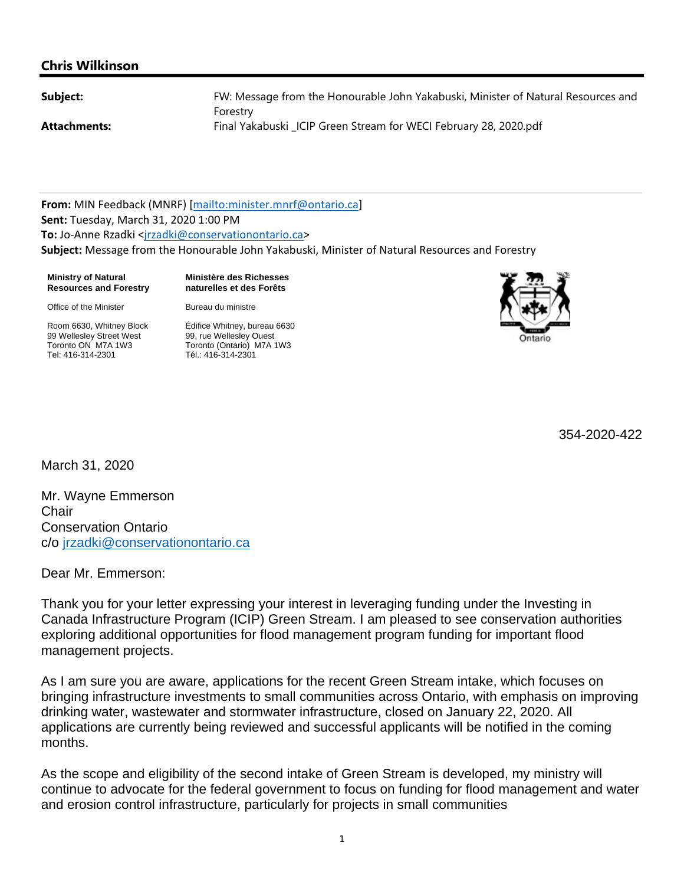## Chris Wilkinson

**Subject:** FW: Message from the Honourable John Yakabuski, Minister of Natural Resources and Forestry

**Attachments:** Final Yakabuski _ICIP Green Stream for WECI February 28, 2020.pdf

**From:** MIN Feedback (MNRF) [mailto:minister.mnrf@ontario.ca]
**Sent:** Tuesday, March 31, 2020 1:00 PM
**To:** Jo-Anne Rzadki <jrzadki@conservationontario.ca>
**Subject:** Message from the Honourable John Yakabuski, Minister of Natural Resources and Forestry

**Ministry of Natural Resources and Forestry**

Office of the Minister

Room 6630, Whitney Block
99 Wellesley Street West
Toronto ON M7A 1W3
Tel: 416-314-2301

**Ministère des Richesses naturelles et des Forêts**

Bureau du ministre

Édifice Whitney, bureau 6630
99, rue Wellesley Ouest
Toronto (Ontario) M7A 1W3
Tél.: 416-314-2301

Ontario

354-2020-422

March 31, 2020

Mr. Wayne Emmerson
Chair
Conservation Ontario
c/o jrzadki@conservationontario.ca

Dear Mr. Emmerson:

Thank you for your letter expressing your interest in leveraging funding under the Investing in Canada Infrastructure Program (ICIP) Green Stream. I am pleased to see conservation authorities exploring additional opportunities for flood management program funding for important flood management projects.

As I am sure you are aware, applications for the recent Green Stream intake, which focuses on bringing infrastructure investments to small communities across Ontario, with emphasis on improving drinking water, wastewater and stormwater infrastructure, closed on January 22, 2020. All applications are currently being reviewed and successful applicants will be notified in the coming months.

As the scope and eligibility of the second intake of Green Stream is developed, my ministry will continue to advocate for the federal government to focus on funding for flood management and water and erosion control infrastructure, particularly for projects in small communities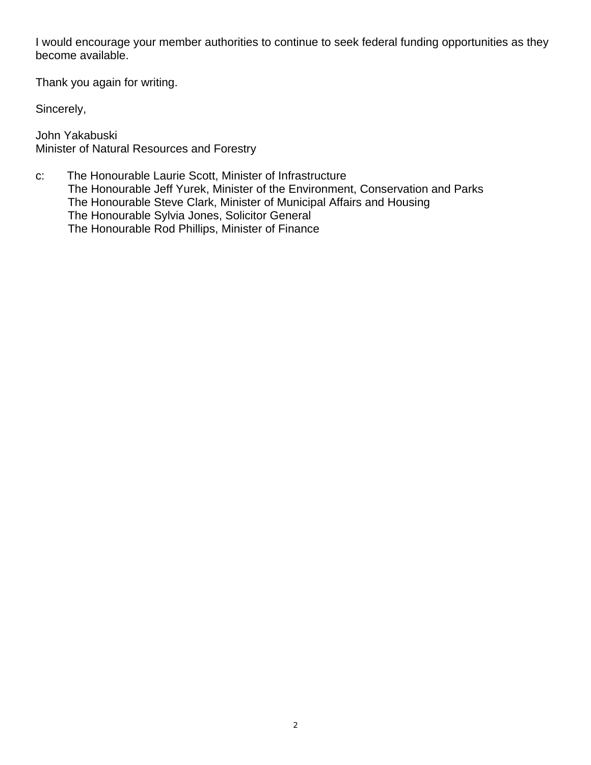I would encourage your member authorities to continue to seek federal funding opportunities as they become available.

Thank you again for writing.

Sincerely,

John Yakabuski
Minister of Natural Resources and Forestry

c: The Honourable Laurie Scott, Minister of Infrastructure
The Honourable Jeff Yurek, Minister of the Environment, Conservation and Parks
The Honourable Steve Clark, Minister of Municipal Affairs and Housing
The Honourable Sylvia Jones, Solicitor General
The Honourable Rod Phillips, Minister of Finance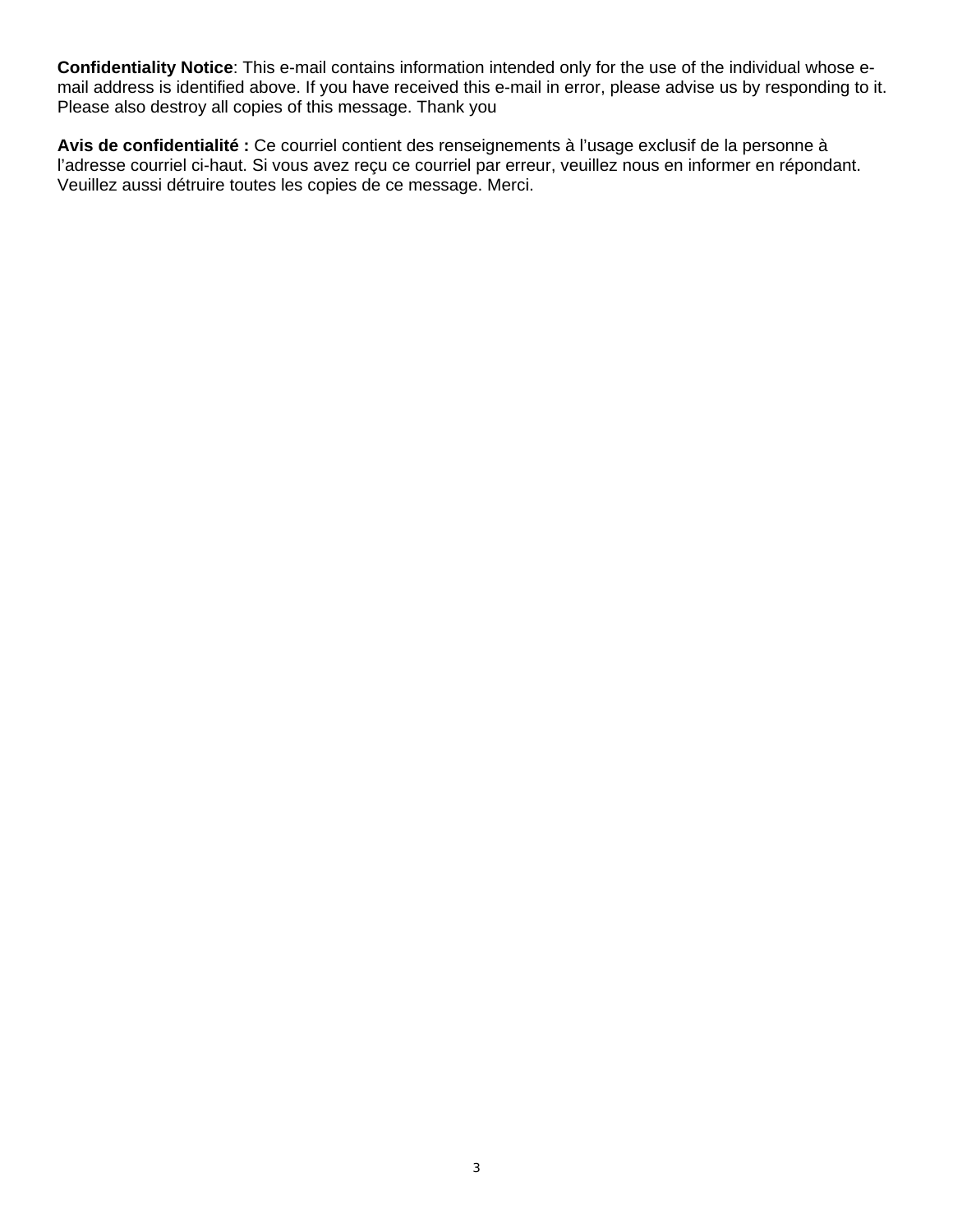**Confidentiality Notice**: This e-mail contains information intended only for the use of the individual whose e-mail address is identified above. If you have received this e-mail in error, please advise us by responding to it. Please also destroy all copies of this message. Thank you

**Avis de confidentialité :** Ce courriel contient des renseignements à l'usage exclusif de la personne à l'adresse courriel ci-haut. Si vous avez reçu ce courriel par erreur, veuillez nous en informer en répondant. Veuillez aussi détruire toutes les copies de ce message. Merci.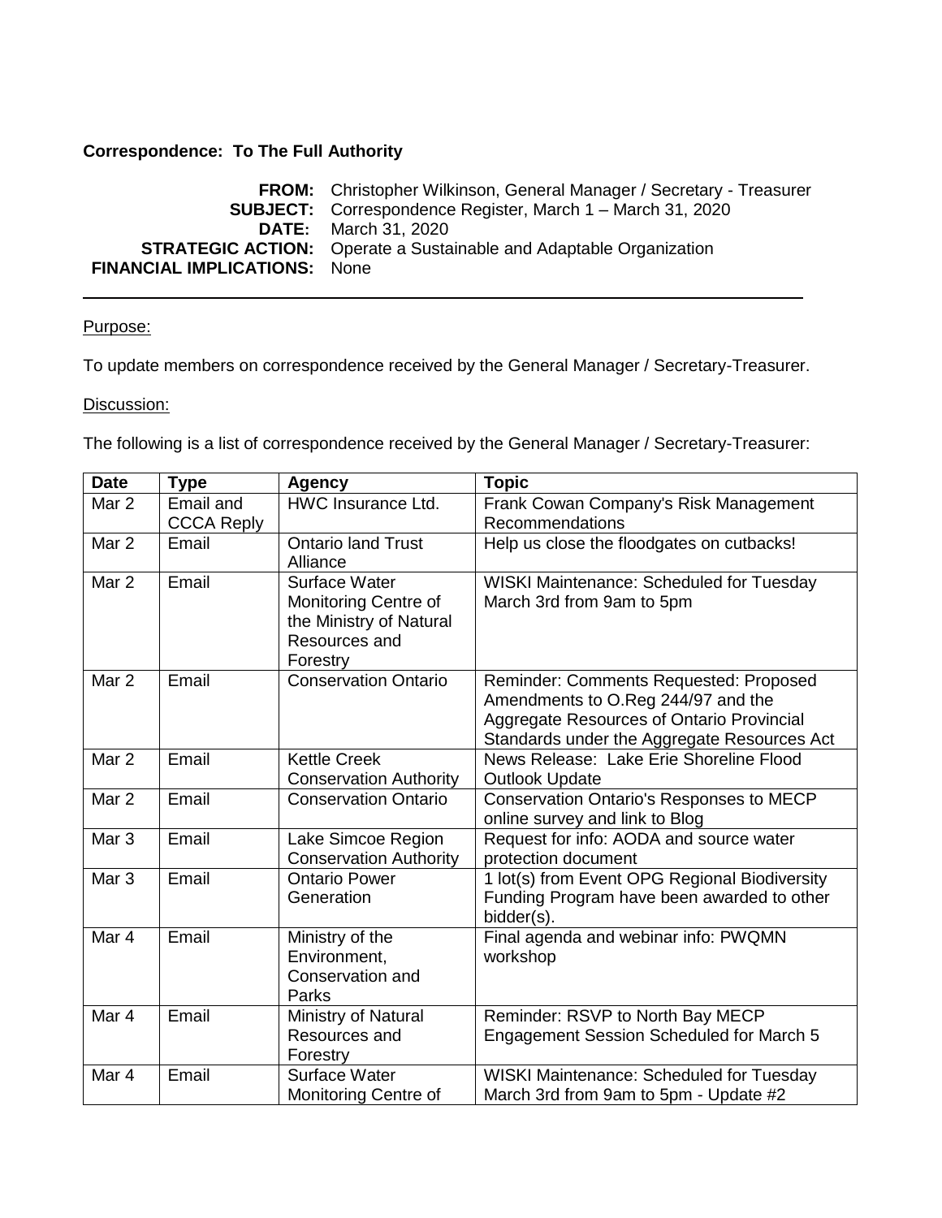**Correspondence: To The Full Authority**

**FROM:** Christopher Wilkinson, General Manager / Secretary - Treasurer
**SUBJECT:** Correspondence Register, March 1 – March 31, 2020
**DATE:** March 31, 2020
**STRATEGIC ACTION:** Operate a Sustainable and Adaptable Organization
**FINANCIAL IMPLICATIONS:** None

---

Purpose:

To update members on correspondence received by the General Manager / Secretary-Treasurer.

Discussion:

The following is a list of correspondence received by the General Manager / Secretary-Treasurer:

| Date | Type | Agency | Topic |
|---|---|---|---|
| Mar 2 | Email and CCCA Reply | HWC Insurance Ltd. | Frank Cowan Company's Risk Management Recommendations |
| Mar 2 | Email | Ontario land Trust Alliance | Help us close the floodgates on cutbacks! |
| Mar 2 | Email | Surface Water Monitoring Centre of the Ministry of Natural Resources and Forestry | WISKI Maintenance: Scheduled for Tuesday March 3rd from 9am to 5pm |
| Mar 2 | Email | Conservation Ontario | Reminder: Comments Requested: Proposed Amendments to O.Reg 244/97 and the Aggregate Resources of Ontario Provincial Standards under the Aggregate Resources Act |
| Mar 2 | Email | Kettle Creek Conservation Authority | News Release: Lake Erie Shoreline Flood Outlook Update |
| Mar 2 | Email | Conservation Ontario | Conservation Ontario's Responses to MECP online survey and link to Blog |
| Mar 3 | Email | Lake Simcoe Region Conservation Authority | Request for info: AODA and source water protection document |
| Mar 3 | Email | Ontario Power Generation | 1 lot(s) from Event OPG Regional Biodiversity Funding Program have been awarded to other bidder(s). |
| Mar 4 | Email | Ministry of the Environment, Conservation and Parks | Final agenda and webinar info: PWQMN workshop |
| Mar 4 | Email | Ministry of Natural Resources and Forestry | Reminder: RSVP to North Bay MECP Engagement Session Scheduled for March 5 |
| Mar 4 | Email | Surface Water Monitoring Centre of | WISKI Maintenance: Scheduled for Tuesday March 3rd from 9am to 5pm - Update #2 |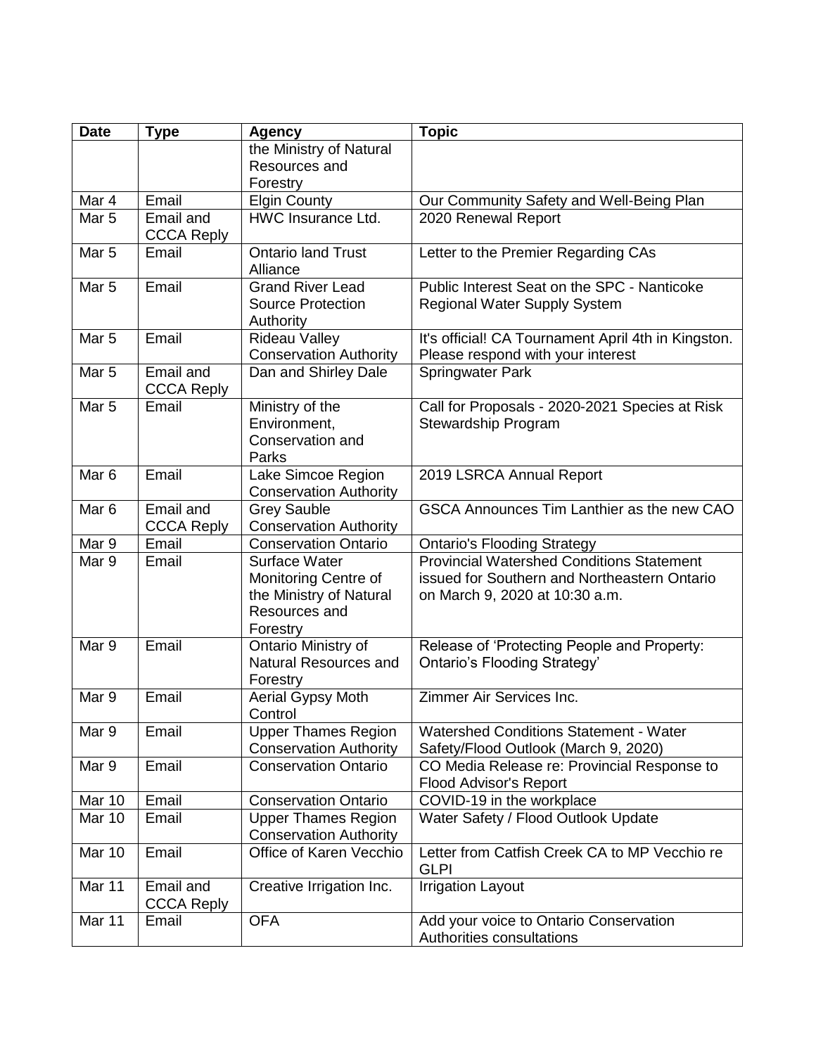| Date | Type | Agency | Topic |
| --- | --- | --- | --- |
| | | the Ministry of Natural Resources and Forestry | |
| Mar 4 | Email | Elgin County | Our Community Safety and Well-Being Plan |
| Mar 5 | Email and CCCA Reply | HWC Insurance Ltd. | 2020 Renewal Report |
| Mar 5 | Email | Ontario land Trust Alliance | Letter to the Premier Regarding CAs |
| Mar 5 | Email | Grand River Lead Source Protection Authority | Public Interest Seat on the SPC - Nanticoke Regional Water Supply System |
| Mar 5 | Email | Rideau Valley Conservation Authority | It's official! CA Tournament April 4th in Kingston. Please respond with your interest |
| Mar 5 | Email and CCCA Reply | Dan and Shirley Dale | Springwater Park |
| Mar 5 | Email | Ministry of the Environment, Conservation and Parks | Call for Proposals - 2020-2021 Species at Risk Stewardship Program |
| Mar 6 | Email | Lake Simcoe Region Conservation Authority | 2019 LSRCA Annual Report |
| Mar 6 | Email and CCCA Reply | Grey Sauble Conservation Authority | GSCA Announces Tim Lanthier as the new CAO |
| Mar 9 | Email | Conservation Ontario | Ontario's Flooding Strategy |
| Mar 9 | Email | Surface Water Monitoring Centre of the Ministry of Natural Resources and Forestry | Provincial Watershed Conditions Statement issued for Southern and Northeastern Ontario on March 9, 2020 at 10:30 a.m. |
| Mar 9 | Email | Ontario Ministry of Natural Resources and Forestry | Release of 'Protecting People and Property: Ontario's Flooding Strategy' |
| Mar 9 | Email | Aerial Gypsy Moth Control | Zimmer Air Services Inc. |
| Mar 9 | Email | Upper Thames Region Conservation Authority | Watershed Conditions Statement - Water Safety/Flood Outlook (March 9, 2020) |
| Mar 9 | Email | Conservation Ontario | CO Media Release re: Provincial Response to Flood Advisor's Report |
| Mar 10 | Email | Conservation Ontario | COVID-19 in the workplace |
| Mar 10 | Email | Upper Thames Region Conservation Authority | Water Safety / Flood Outlook Update |
| Mar 10 | Email | Office of Karen Vecchio | Letter from Catfish Creek CA to MP Vecchio re GLPI |
| Mar 11 | Email and CCCA Reply | Creative Irrigation Inc. | Irrigation Layout |
| Mar 11 | Email | OFA | Add your voice to Ontario Conservation Authorities consultations |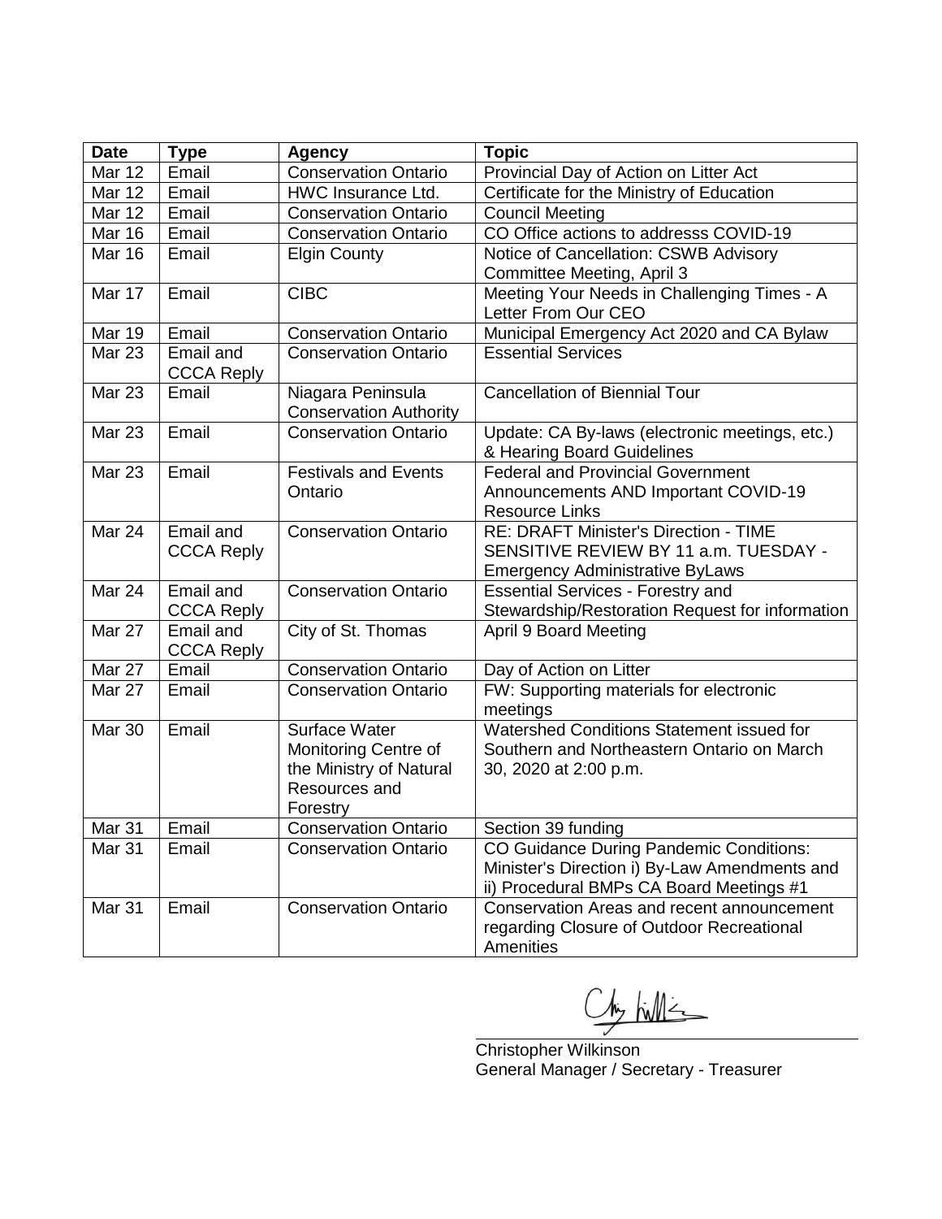| Date | Type | Agency | Topic |
|---|---|---|---|
| Mar 12 | Email | Conservation Ontario | Provincial Day of Action on Litter Act |
| Mar 12 | Email | HWC Insurance Ltd. | Certificate for the Ministry of Education |
| Mar 12 | Email | Conservation Ontario | Council Meeting |
| Mar 16 | Email | Conservation Ontario | CO Office actions to addresss COVID-19 |
| Mar 16 | Email | Elgin County | Notice of Cancellation: CSWB Advisory Committee Meeting, April 3 |
| Mar 17 | Email | CIBC | Meeting Your Needs in Challenging Times - A Letter From Our CEO |
| Mar 19 | Email | Conservation Ontario | Municipal Emergency Act 2020 and CA Bylaw |
| Mar 23 | Email and CCCA Reply | Conservation Ontario | Essential Services |
| Mar 23 | Email | Niagara Peninsula Conservation Authority | Cancellation of Biennial Tour |
| Mar 23 | Email | Conservation Ontario | Update: CA By-laws (electronic meetings, etc.) & Hearing Board Guidelines |
| Mar 23 | Email | Festivals and Events Ontario | Federal and Provincial Government Announcements AND Important COVID-19 Resource Links |
| Mar 24 | Email and CCCA Reply | Conservation Ontario | RE: DRAFT Minister's Direction - TIME SENSITIVE REVIEW BY 11 a.m. TUESDAY - Emergency Administrative ByLaws |
| Mar 24 | Email and CCCA Reply | Conservation Ontario | Essential Services - Forestry and Stewardship/Restoration Request for information |
| Mar 27 | Email and CCCA Reply | City of St. Thomas | April 9 Board Meeting |
| Mar 27 | Email | Conservation Ontario | Day of Action on Litter |
| Mar 27 | Email | Conservation Ontario | FW: Supporting materials for electronic meetings |
| Mar 30 | Email | Surface Water Monitoring Centre of the Ministry of Natural Resources and Forestry | Watershed Conditions Statement issued for Southern and Northeastern Ontario on March 30, 2020 at 2:00 p.m. |
| Mar 31 | Email | Conservation Ontario | Section 39 funding |
| Mar 31 | Email | Conservation Ontario | CO Guidance During Pandemic Conditions: Minister's Direction i) By-Law Amendments and ii) Procedural BMPs CA Board Meetings #1 |
| Mar 31 | Email | Conservation Ontario | Conservation Areas and recent announcement regarding Closure of Outdoor Recreational Amenities |

Christopher Wilkinson
General Manager / Secretary - Treasurer